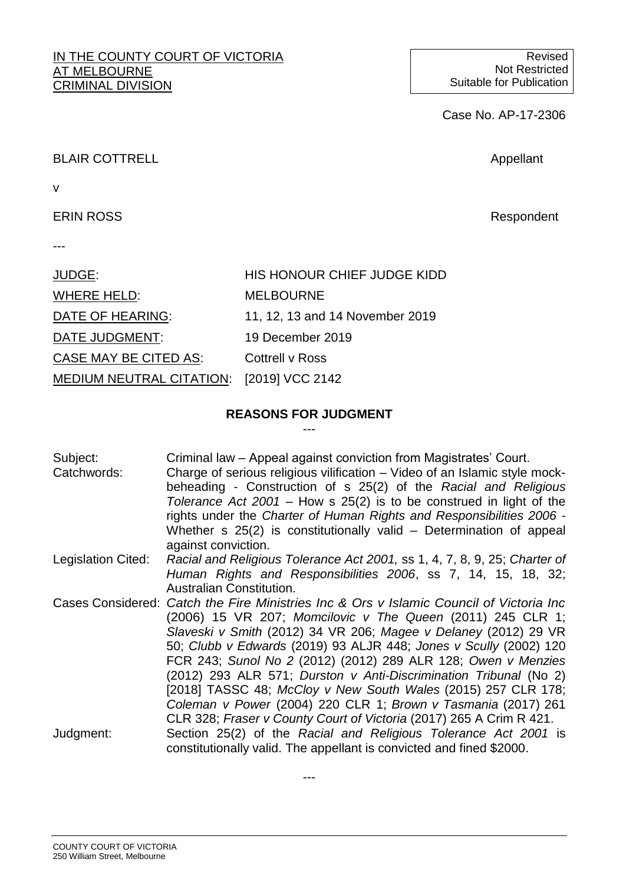IN THE COUNTY COURT OF VICTORIA
AT MELBOURNE
CRIMINAL DIVISION

Revised
Not Restricted
Suitable for Publication

Case No. AP-17-2306

BLAIR COTTRELL — Appellant

v

ERIN ROSS — Respondent

---

| | |
|---|---|
| JUDGE: | HIS HONOUR CHIEF JUDGE KIDD |
| WHERE HELD: | MELBOURNE |
| DATE OF HEARING: | 11, 12, 13 and 14 November 2019 |
| DATE JUDGMENT: | 19 December 2019 |
| CASE MAY BE CITED AS: | Cottrell v Ross |
| MEDIUM NEUTRAL CITATION: | [2019] VCC 2142 |

## REASONS FOR JUDGMENT

---

| | |
|---|---|
| Subject: | Criminal law – Appeal against conviction from Magistrates' Court. |
| Catchwords: | Charge of serious religious vilification – Video of an Islamic style mock-beheading - Construction of s 25(2) of the *Racial and Religious Tolerance Act 2001* – How s 25(2) is to be construed in light of the rights under the *Charter of Human Rights and Responsibilities 2006* - Whether s 25(2) is constitutionally valid – Determination of appeal against conviction. |
| Legislation Cited: | *Racial and Religious Tolerance Act 2001,* ss 1, 4, 7, 8, 9, 25; *Charter of Human Rights and Responsibilities 2006*, ss 7, 14, 15, 18, 32; Australian Constitution. |
| Cases Considered: | *Catch the Fire Ministries Inc & Ors v Islamic Council of Victoria Inc* (2006) 15 VR 207; *Momcilovic v The Queen* (2011) 245 CLR 1; *Slaveski v Smith* (2012) 34 VR 206; *Magee v Delaney* (2012) 29 VR 50; *Clubb v Edwards* (2019) 93 ALJR 448; *Jones v Scully* (2002) 120 FCR 243; *Sunol No 2* (2012) (2012) 289 ALR 128; *Owen v Menzies* (2012) 293 ALR 571; *Durston v Anti-Discrimination Tribunal* (No 2) [2018] TASSC 48; *McCloy v New South Wales* (2015) 257 CLR 178; *Coleman v Power* (2004) 220 CLR 1; *Brown v Tasmania* (2017) 261 CLR 328; *Fraser v County Court of Victoria* (2017) 265 A Crim R 421. |
| Judgment: | Section 25(2) of the *Racial and Religious Tolerance Act 2001* is constitutionally valid. The appellant is convicted and fined $2000. |

---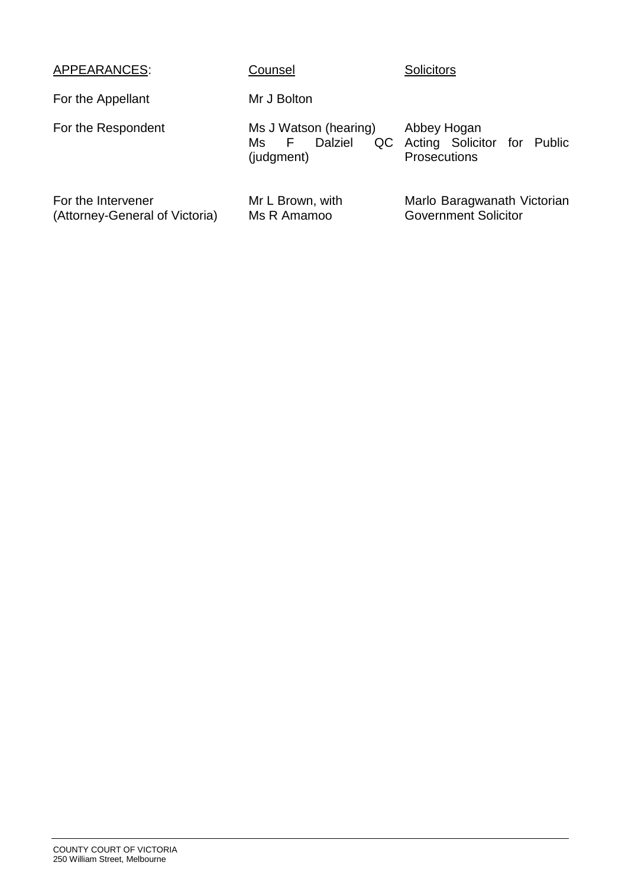| APPEARANCES: | Counsel | Solicitors |
|---|---|---|
| For the Appellant | Mr J Bolton | |
| For the Respondent | Ms J Watson (hearing)<br>Ms F Dalziel QC (judgment) | Abbey Hogan<br>Acting Solicitor for Public Prosecutions |
| For the Intervener<br>(Attorney-General of Victoria) | Mr L Brown, with<br>Ms R Amamoo | Marlo Baragwanath Victorian Government Solicitor |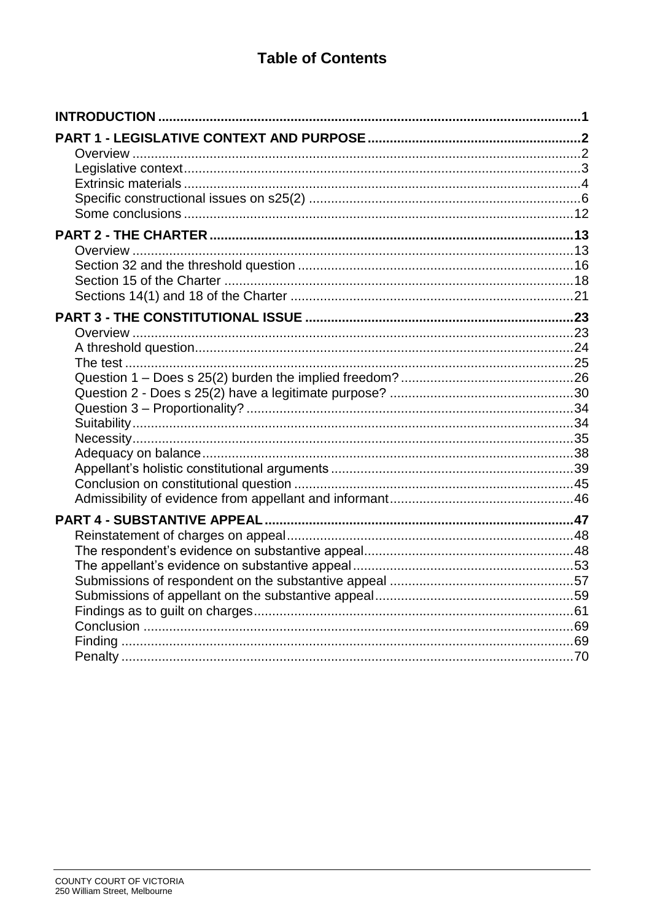# Table of Contents

**INTRODUCTION** .......... **1**

**PART 1 - LEGISLATIVE CONTEXT AND PURPOSE** .......... **2**
- Overview .......... 2
- Legislative context .......... 3
- Extrinsic materials .......... 4
- Specific constructional issues on s25(2) .......... 6
- Some conclusions .......... 12

**PART 2 - THE CHARTER** .......... **13**
- Overview .......... 13
- Section 32 and the threshold question .......... 16
- Section 15 of the Charter .......... 18
- Sections 14(1) and 18 of the Charter .......... 21

**PART 3 - THE CONSTITUTIONAL ISSUE** .......... **23**
- Overview .......... 23
- A threshold question .......... 24
- The test .......... 25
- Question 1 – Does s 25(2) burden the implied freedom? .......... 26
- Question 2 - Does s 25(2) have a legitimate purpose? .......... 30
- Question 3 – Proportionality? .......... 34
- Suitability .......... 34
- Necessity .......... 35
- Adequacy on balance .......... 38
- Appellant's holistic constitutional arguments .......... 39
- Conclusion on constitutional question .......... 45
- Admissibility of evidence from appellant and informant .......... 46

**PART 4 - SUBSTANTIVE APPEAL** .......... **47**
- Reinstatement of charges on appeal .......... 48
- The respondent's evidence on substantive appeal .......... 48
- The appellant's evidence on substantive appeal .......... 53
- Submissions of respondent on the substantive appeal .......... 57
- Submissions of appellant on the substantive appeal .......... 59
- Findings as to guilt on charges .......... 61
- Conclusion .......... 69
- Finding .......... 69
- Penalty .......... 70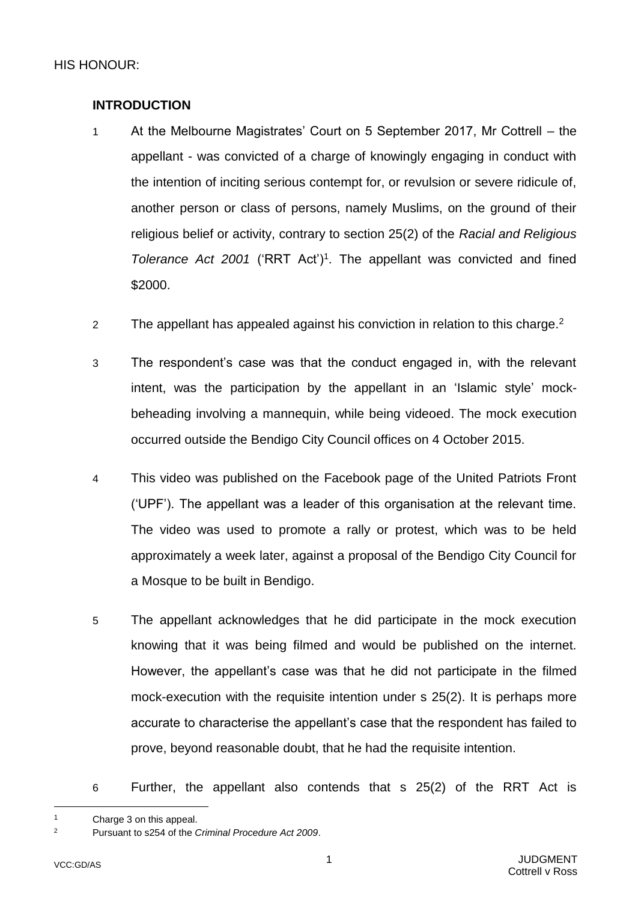HIS HONOUR:

## INTRODUCTION

1 At the Melbourne Magistrates' Court on 5 September 2017, Mr Cottrell – the appellant - was convicted of a charge of knowingly engaging in conduct with the intention of inciting serious contempt for, or revulsion or severe ridicule of, another person or class of persons, namely Muslims, on the ground of their religious belief or activity, contrary to section 25(2) of the *Racial and Religious Tolerance Act 2001* ('RRT Act')[1]. The appellant was convicted and fined $2000.

2 The appellant has appealed against his conviction in relation to this charge.[2]

3 The respondent's case was that the conduct engaged in, with the relevant intent, was the participation by the appellant in an 'Islamic style' mock-beheading involving a mannequin, while being videoed. The mock execution occurred outside the Bendigo City Council offices on 4 October 2015.

4 This video was published on the Facebook page of the United Patriots Front ('UPF'). The appellant was a leader of this organisation at the relevant time. The video was used to promote a rally or protest, which was to be held approximately a week later, against a proposal of the Bendigo City Council for a Mosque to be built in Bendigo.

5 The appellant acknowledges that he did participate in the mock execution knowing that it was being filmed and would be published on the internet. However, the appellant's case was that he did not participate in the filmed mock-execution with the requisite intention under s 25(2). It is perhaps more accurate to characterise the appellant's case that the respondent has failed to prove, beyond reasonable doubt, that he had the requisite intention.

6 Further, the appellant also contends that s 25(2) of the RRT Act is

---

[1] Charge 3 on this appeal.

[2] Pursuant to s254 of the *Criminal Procedure Act 2009*.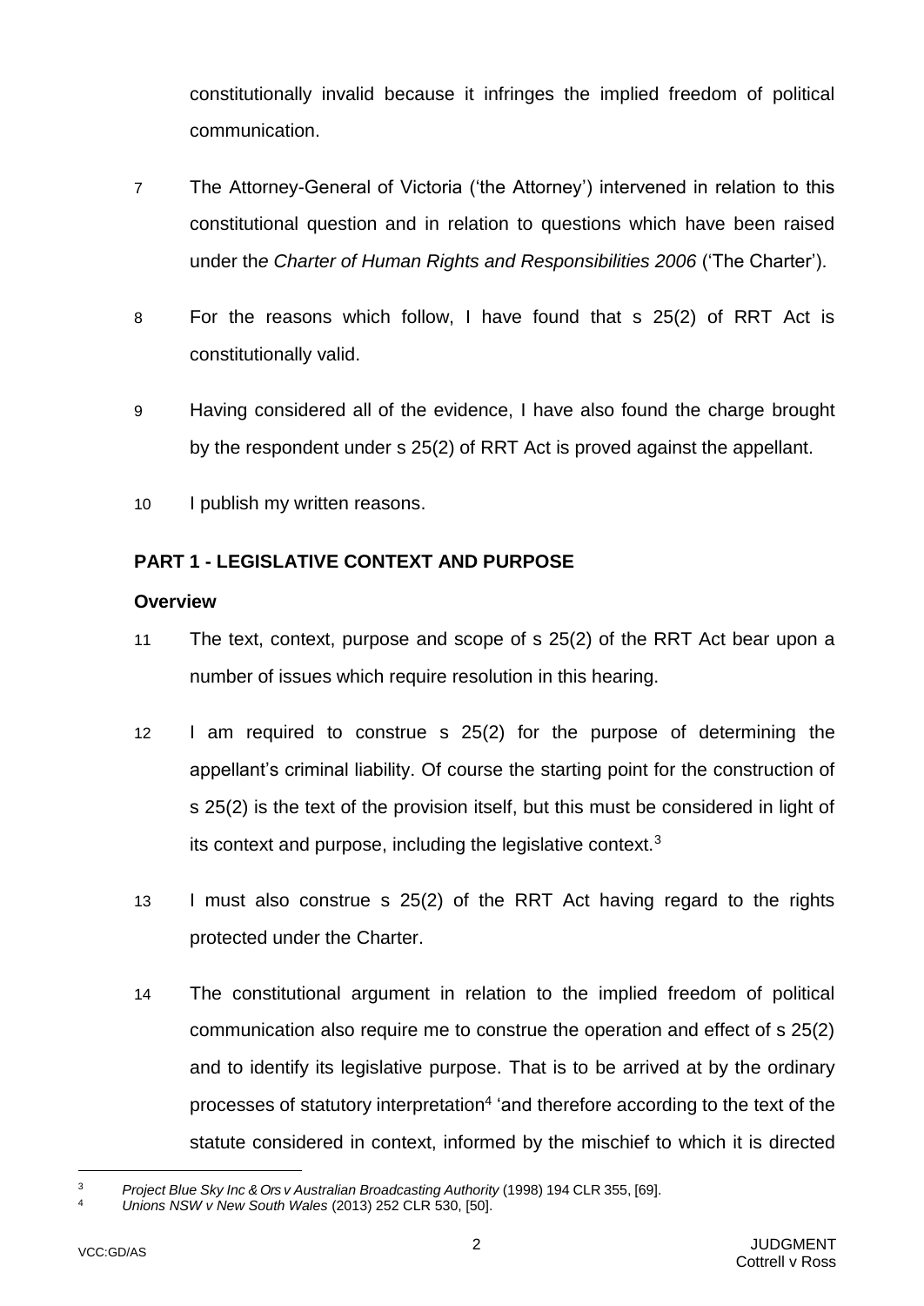constitutionally invalid because it infringes the implied freedom of political communication.

7 The Attorney-General of Victoria ('the Attorney') intervened in relation to this constitutional question and in relation to questions which have been raised under the *Charter of Human Rights and Responsibilities 2006* ('The Charter').

8 For the reasons which follow, I have found that s 25(2) of RRT Act is constitutionally valid.

9 Having considered all of the evidence, I have also found the charge brought by the respondent under s 25(2) of RRT Act is proved against the appellant.

10 I publish my written reasons.

## PART 1 - LEGISLATIVE CONTEXT AND PURPOSE

### Overview

11 The text, context, purpose and scope of s 25(2) of the RRT Act bear upon a number of issues which require resolution in this hearing.

12 I am required to construe s 25(2) for the purpose of determining the appellant's criminal liability. Of course the starting point for the construction of s 25(2) is the text of the provision itself, but this must be considered in light of its context and purpose, including the legislative context.[3]

13 I must also construe s 25(2) of the RRT Act having regard to the rights protected under the Charter.

14 The constitutional argument in relation to the implied freedom of political communication also require me to construe the operation and effect of s 25(2) and to identify its legislative purpose. That is to be arrived at by the ordinary processes of statutory interpretation[4] 'and therefore according to the text of the statute considered in context, informed by the mischief to which it is directed

---

[3] *Project Blue Sky Inc & Ors v Australian Broadcasting Authority* (1998) 194 CLR 355, [69].

[4] *Unions NSW v New South Wales* (2013) 252 CLR 530, [50].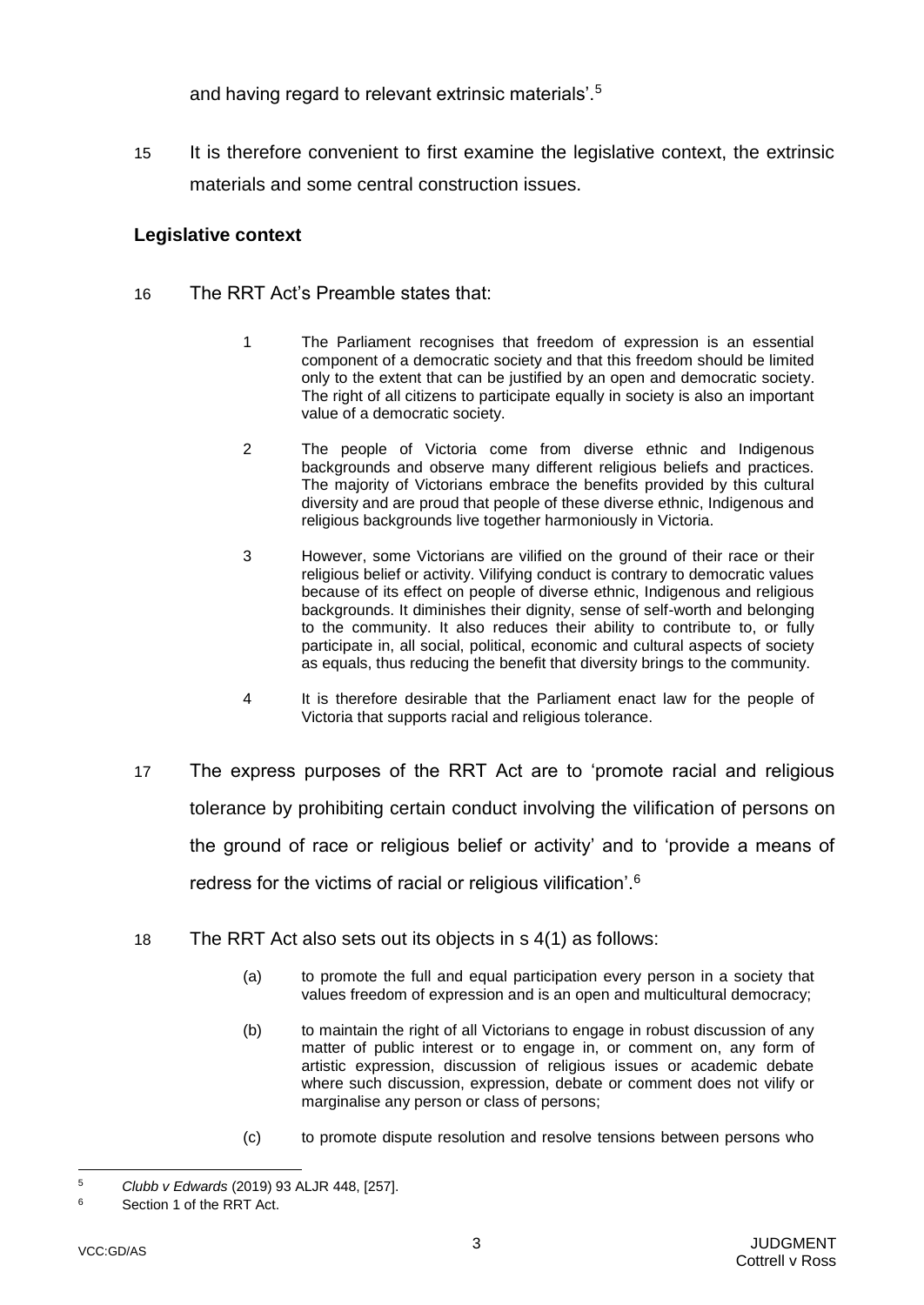and having regard to relevant extrinsic materials'.[5]

15 It is therefore convenient to first examine the legislative context, the extrinsic materials and some central construction issues.

### Legislative context

16 The RRT Act's Preamble states that:

> 1 The Parliament recognises that freedom of expression is an essential component of a democratic society and that this freedom should be limited only to the extent that can be justified by an open and democratic society. The right of all citizens to participate equally in society is also an important value of a democratic society.
>
> 2 The people of Victoria come from diverse ethnic and Indigenous backgrounds and observe many different religious beliefs and practices. The majority of Victorians embrace the benefits provided by this cultural diversity and are proud that people of these diverse ethnic, Indigenous and religious backgrounds live together harmoniously in Victoria.
>
> 3 However, some Victorians are vilified on the ground of their race or their religious belief or activity. Vilifying conduct is contrary to democratic values because of its effect on people of diverse ethnic, Indigenous and religious backgrounds. It diminishes their dignity, sense of self-worth and belonging to the community. It also reduces their ability to contribute to, or fully participate in, all social, political, economic and cultural aspects of society as equals, thus reducing the benefit that diversity brings to the community.
>
> 4 It is therefore desirable that the Parliament enact law for the people of Victoria that supports racial and religious tolerance.

17 The express purposes of the RRT Act are to 'promote racial and religious tolerance by prohibiting certain conduct involving the vilification of persons on the ground of race or religious belief or activity' and to 'provide a means of redress for the victims of racial or religious vilification'.[6]

18 The RRT Act also sets out its objects in s 4(1) as follows:

> (a) to promote the full and equal participation every person in a society that values freedom of expression and is an open and multicultural democracy;
>
> (b) to maintain the right of all Victorians to engage in robust discussion of any matter of public interest or to engage in, or comment on, any form of artistic expression, discussion of religious issues or academic debate where such discussion, expression, debate or comment does not vilify or marginalise any person or class of persons;
>
> (c) to promote dispute resolution and resolve tensions between persons who

---

[5] *Clubb v Edwards* (2019) 93 ALJR 448, [257].

[6] Section 1 of the RRT Act.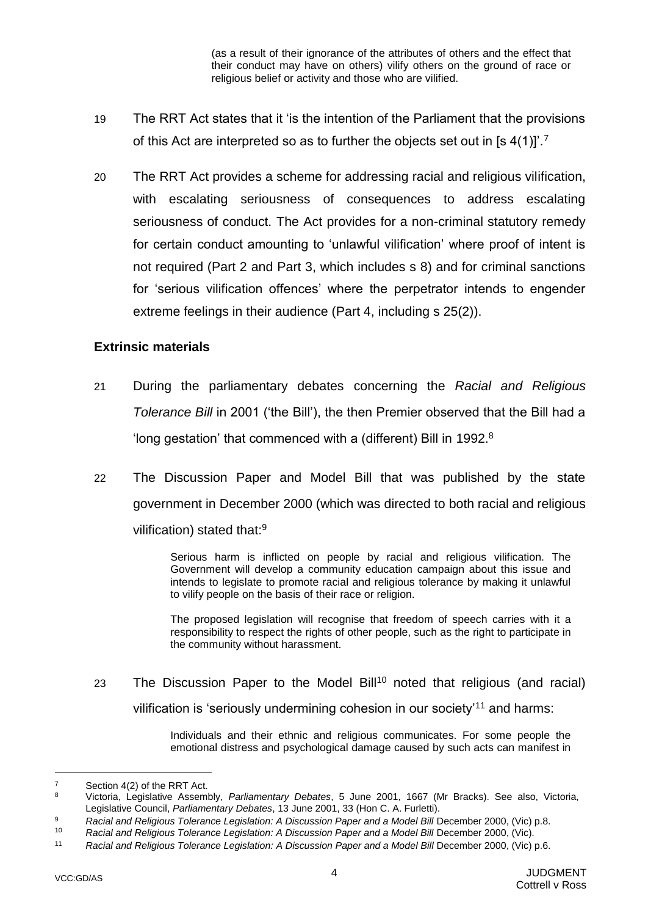> (as a result of their ignorance of the attributes of others and the effect that their conduct may have on others) vilify others on the ground of race or religious belief or activity and those who are vilified.

19 The RRT Act states that it 'is the intention of the Parliament that the provisions of this Act are interpreted so as to further the objects set out in [s 4(1)]'.[7]

20 The RRT Act provides a scheme for addressing racial and religious vilification, with escalating seriousness of consequences to address escalating seriousness of conduct. The Act provides for a non-criminal statutory remedy for certain conduct amounting to 'unlawful vilification' where proof of intent is not required (Part 2 and Part 3, which includes s 8) and for criminal sanctions for 'serious vilification offences' where the perpetrator intends to engender extreme feelings in their audience (Part 4, including s 25(2)).

### Extrinsic materials

21 During the parliamentary debates concerning the *Racial and Religious Tolerance Bill* in 2001 ('the Bill'), the then Premier observed that the Bill had a 'long gestation' that commenced with a (different) Bill in 1992.[8]

22 The Discussion Paper and Model Bill that was published by the state government in December 2000 (which was directed to both racial and religious vilification) stated that:[9]

> Serious harm is inflicted on people by racial and religious vilification. The Government will develop a community education campaign about this issue and intends to legislate to promote racial and religious tolerance by making it unlawful to vilify people on the basis of their race or religion.
>
> The proposed legislation will recognise that freedom of speech carries with it a responsibility to respect the rights of other people, such as the right to participate in the community without harassment.

23 The Discussion Paper to the Model Bill[10] noted that religious (and racial) vilification is 'seriously undermining cohesion in our society'[11] and harms:

> Individuals and their ethnic and religious communicates. For some people the emotional distress and psychological damage caused by such acts can manifest in

---

[7] Section 4(2) of the RRT Act.

[8] Victoria, Legislative Assembly, *Parliamentary Debates*, 5 June 2001, 1667 (Mr Bracks). See also, Victoria, Legislative Council, *Parliamentary Debates*, 13 June 2001, 33 (Hon C. A. Furletti).

[9] *Racial and Religious Tolerance Legislation: A Discussion Paper and a Model Bill* December 2000, (Vic) p.8.

[10] *Racial and Religious Tolerance Legislation: A Discussion Paper and a Model Bill* December 2000, (Vic).

[11] *Racial and Religious Tolerance Legislation: A Discussion Paper and a Model Bill* December 2000, (Vic) p.6.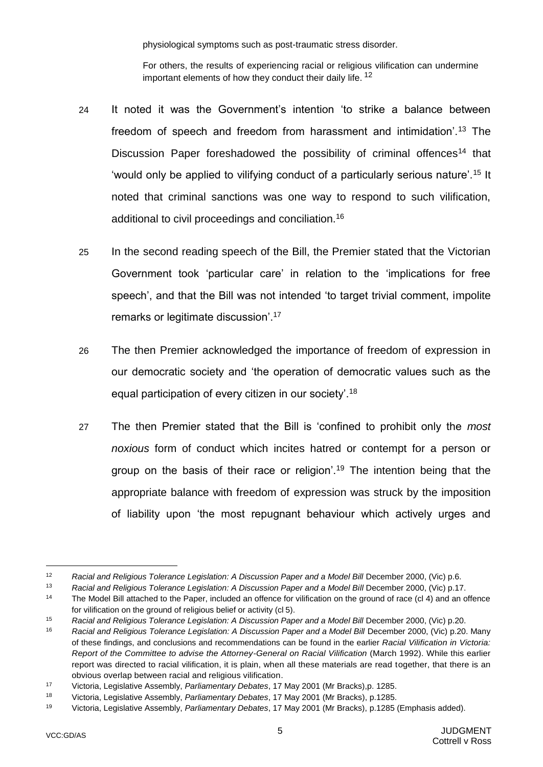> physiological symptoms such as post-traumatic stress disorder.
>
> For others, the results of experiencing racial or religious vilification can undermine important elements of how they conduct their daily life. [12]

24 It noted it was the Government's intention 'to strike a balance between freedom of speech and freedom from harassment and intimidation'.[13] The Discussion Paper foreshadowed the possibility of criminal offences[14] that 'would only be applied to vilifying conduct of a particularly serious nature'.[15] It noted that criminal sanctions was one way to respond to such vilification, additional to civil proceedings and conciliation.[16]

25 In the second reading speech of the Bill, the Premier stated that the Victorian Government took 'particular care' in relation to the 'implications for free speech', and that the Bill was not intended 'to target trivial comment, impolite remarks or legitimate discussion'.[17]

26 The then Premier acknowledged the importance of freedom of expression in our democratic society and 'the operation of democratic values such as the equal participation of every citizen in our society'.[18]

27 The then Premier stated that the Bill is 'confined to prohibit only the *most noxious* form of conduct which incites hatred or contempt for a person or group on the basis of their race or religion'.[19] The intention being that the appropriate balance with freedom of expression was struck by the imposition of liability upon 'the most repugnant behaviour which actively urges and

---

[12] *Racial and Religious Tolerance Legislation: A Discussion Paper and a Model Bill* December 2000, (Vic) p.6.

[13] *Racial and Religious Tolerance Legislation: A Discussion Paper and a Model Bill* December 2000, (Vic) p.17.

[14] The Model Bill attached to the Paper, included an offence for vilification on the ground of race (cl 4) and an offence for vilification on the ground of religious belief or activity (cl 5).

[15] *Racial and Religious Tolerance Legislation: A Discussion Paper and a Model Bill* December 2000, (Vic) p.20.

[16] *Racial and Religious Tolerance Legislation: A Discussion Paper and a Model Bill* December 2000, (Vic) p.20. Many of these findings, and conclusions and recommendations can be found in the earlier *Racial Vilification in Victoria: Report of the Committee to advise the Attorney-General on Racial Vilification* (March 1992). While this earlier report was directed to racial vilification, it is plain, when all these materials are read together, that there is an obvious overlap between racial and religious vilification.

[17] Victoria, Legislative Assembly, *Parliamentary Debates*, 17 May 2001 (Mr Bracks),p. 1285.

[18] Victoria, Legislative Assembly, *Parliamentary Debates*, 17 May 2001 (Mr Bracks), p.1285.

[19] Victoria, Legislative Assembly, *Parliamentary Debates*, 17 May 2001 (Mr Bracks), p.1285 (Emphasis added).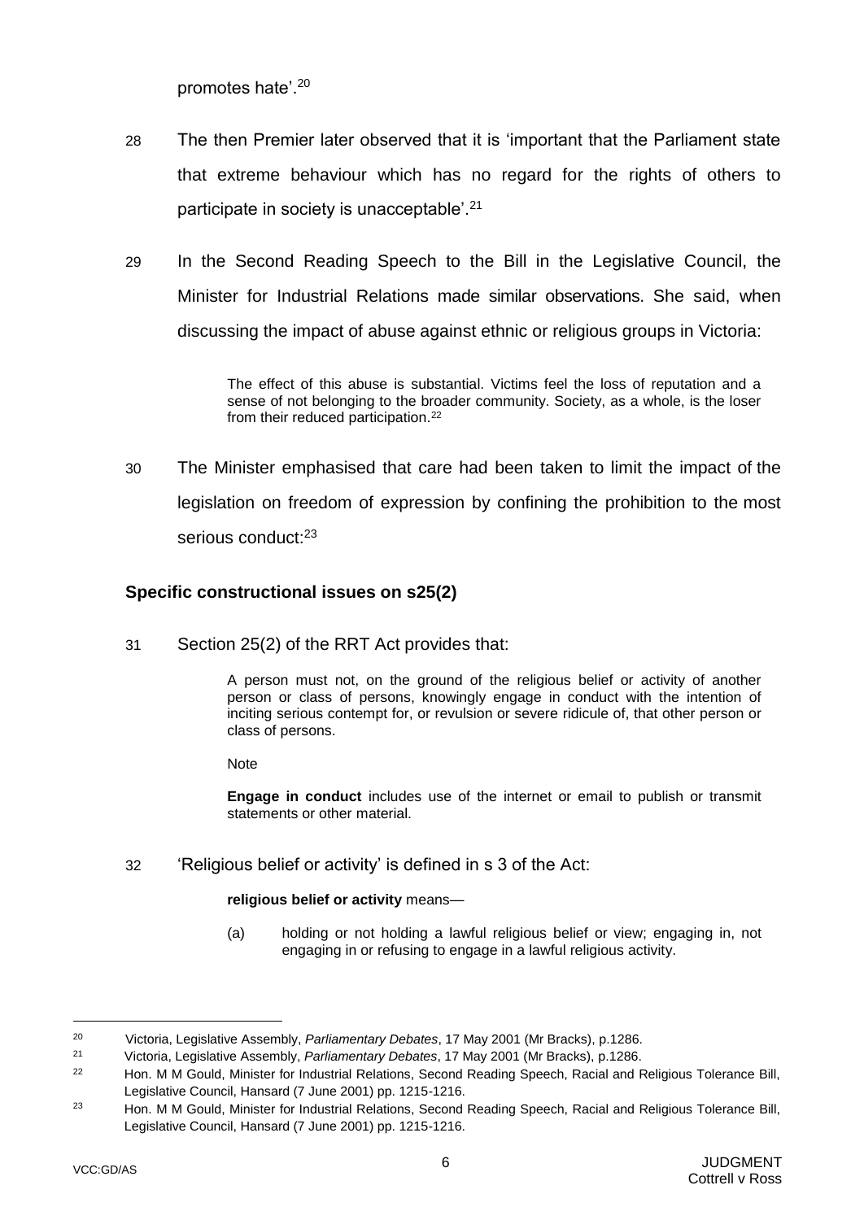promotes hate'.[20]

28 The then Premier later observed that it is 'important that the Parliament state that extreme behaviour which has no regard for the rights of others to participate in society is unacceptable'.[21]

29 In the Second Reading Speech to the Bill in the Legislative Council, the Minister for Industrial Relations made similar observations. She said, when discussing the impact of abuse against ethnic or religious groups in Victoria:

> The effect of this abuse is substantial. Victims feel the loss of reputation and a sense of not belonging to the broader community. Society, as a whole, is the loser from their reduced participation.[22]

30 The Minister emphasised that care had been taken to limit the impact of the legislation on freedom of expression by confining the prohibition to the most serious conduct:[23]

### Specific constructional issues on s25(2)

31 Section 25(2) of the RRT Act provides that:

> A person must not, on the ground of the religious belief or activity of another person or class of persons, knowingly engage in conduct with the intention of inciting serious contempt for, or revulsion or severe ridicule of, that other person or class of persons.
>
> Note
>
> **Engage in conduct** includes use of the internet or email to publish or transmit statements or other material.

32 'Religious belief or activity' is defined in s 3 of the Act:

> **religious belief or activity** means—
>
> (a) holding or not holding a lawful religious belief or view; engaging in, not engaging in or refusing to engage in a lawful religious activity.

---

[20] Victoria, Legislative Assembly, *Parliamentary Debates*, 17 May 2001 (Mr Bracks), p.1286.

[21] Victoria, Legislative Assembly, *Parliamentary Debates*, 17 May 2001 (Mr Bracks), p.1286.

[22] Hon. M M Gould, Minister for Industrial Relations, Second Reading Speech, Racial and Religious Tolerance Bill, Legislative Council, Hansard (7 June 2001) pp. 1215-1216.

[23] Hon. M M Gould, Minister for Industrial Relations, Second Reading Speech, Racial and Religious Tolerance Bill, Legislative Council, Hansard (7 June 2001) pp. 1215-1216.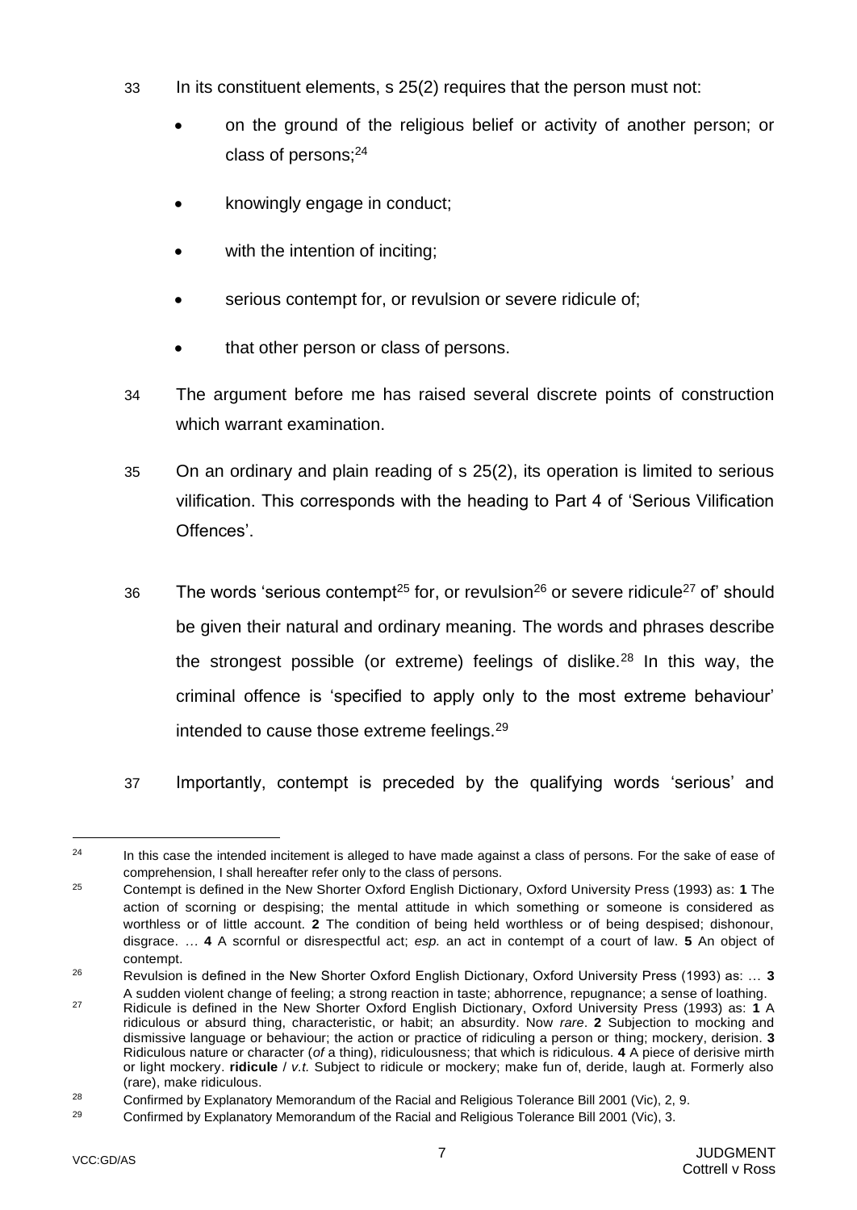33 In its constituent elements, s 25(2) requires that the person must not:

- on the ground of the religious belief or activity of another person; or class of persons;[24]
- knowingly engage in conduct;
- with the intention of inciting;
- serious contempt for, or revulsion or severe ridicule of;
- that other person or class of persons.

34 The argument before me has raised several discrete points of construction which warrant examination.

35 On an ordinary and plain reading of s 25(2), its operation is limited to serious vilification. This corresponds with the heading to Part 4 of 'Serious Vilification Offences'.

36 The words 'serious contempt[25] for, or revulsion[26] or severe ridicule[27] of' should be given their natural and ordinary meaning. The words and phrases describe the strongest possible (or extreme) feelings of dislike.[28] In this way, the criminal offence is 'specified to apply only to the most extreme behaviour' intended to cause those extreme feelings.[29]

37 Importantly, contempt is preceded by the qualifying words 'serious' and

---

[24] In this case the intended incitement is alleged to have made against a class of persons. For the sake of ease of comprehension, I shall hereafter refer only to the class of persons.

[25] Contempt is defined in the New Shorter Oxford English Dictionary, Oxford University Press (1993) as: **1** The action of scorning or despising; the mental attitude in which something or someone is considered as worthless or of little account. **2** The condition of being held worthless or of being despised; dishonour, disgrace. … **4** A scornful or disrespectful act; *esp.* an act in contempt of a court of law. **5** An object of contempt.

[26] Revulsion is defined in the New Shorter Oxford English Dictionary, Oxford University Press (1993) as: … **3** A sudden violent change of feeling; a strong reaction in taste; abhorrence, repugnance; a sense of loathing.

[27] Ridicule is defined in the New Shorter Oxford English Dictionary, Oxford University Press (1993) as: **1** A ridiculous or absurd thing, characteristic, or habit; an absurdity. Now *rare*. **2** Subjection to mocking and dismissive language or behaviour; the action or practice of ridiculing a person or thing; mockery, derision. **3** Ridiculous nature or character (*of* a thing), ridiculousness; that which is ridiculous. **4** A piece of derisive mirth or light mockery. **ridicule** / *v.t.* Subject to ridicule or mockery; make fun of, deride, laugh at. Formerly also (rare), make ridiculous.

[28] Confirmed by Explanatory Memorandum of the Racial and Religious Tolerance Bill 2001 (Vic), 2, 9.

[29] Confirmed by Explanatory Memorandum of the Racial and Religious Tolerance Bill 2001 (Vic), 3.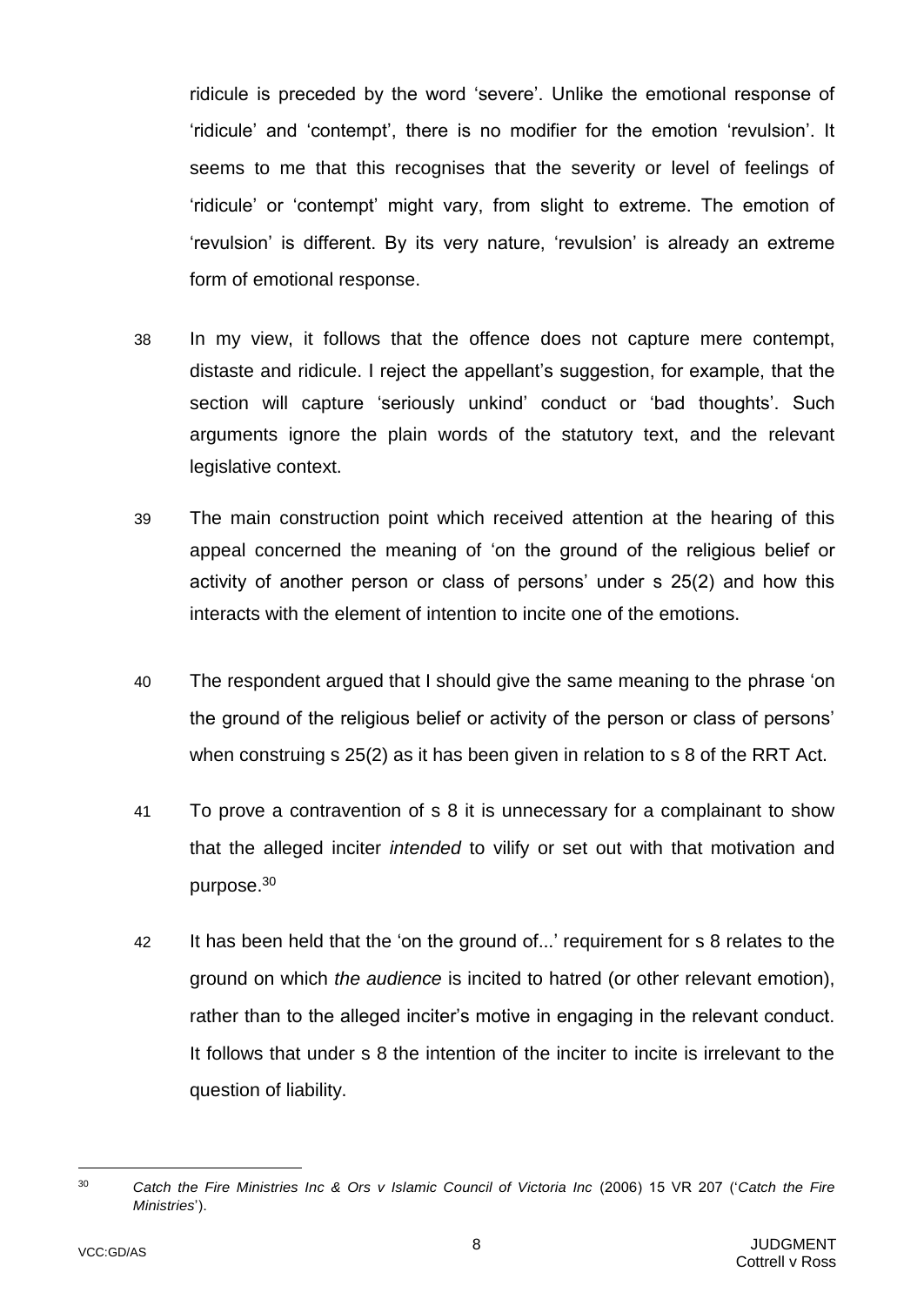ridicule is preceded by the word 'severe'. Unlike the emotional response of 'ridicule' and 'contempt', there is no modifier for the emotion 'revulsion'. It seems to me that this recognises that the severity or level of feelings of 'ridicule' or 'contempt' might vary, from slight to extreme. The emotion of 'revulsion' is different. By its very nature, 'revulsion' is already an extreme form of emotional response.

38 In my view, it follows that the offence does not capture mere contempt, distaste and ridicule. I reject the appellant's suggestion, for example, that the section will capture 'seriously unkind' conduct or 'bad thoughts'. Such arguments ignore the plain words of the statutory text, and the relevant legislative context.

39 The main construction point which received attention at the hearing of this appeal concerned the meaning of 'on the ground of the religious belief or activity of another person or class of persons' under s 25(2) and how this interacts with the element of intention to incite one of the emotions.

40 The respondent argued that I should give the same meaning to the phrase 'on the ground of the religious belief or activity of the person or class of persons' when construing s 25(2) as it has been given in relation to s 8 of the RRT Act.

41 To prove a contravention of s 8 it is unnecessary for a complainant to show that the alleged inciter *intended* to vilify or set out with that motivation and purpose.[30]

42 It has been held that the 'on the ground of...' requirement for s 8 relates to the ground on which *the audience* is incited to hatred (or other relevant emotion), rather than to the alleged inciter's motive in engaging in the relevant conduct. It follows that under s 8 the intention of the inciter to incite is irrelevant to the question of liability.

---

[30] *Catch the Fire Ministries Inc & Ors v Islamic Council of Victoria Inc* (2006) 15 VR 207 ('*Catch the Fire Ministries*').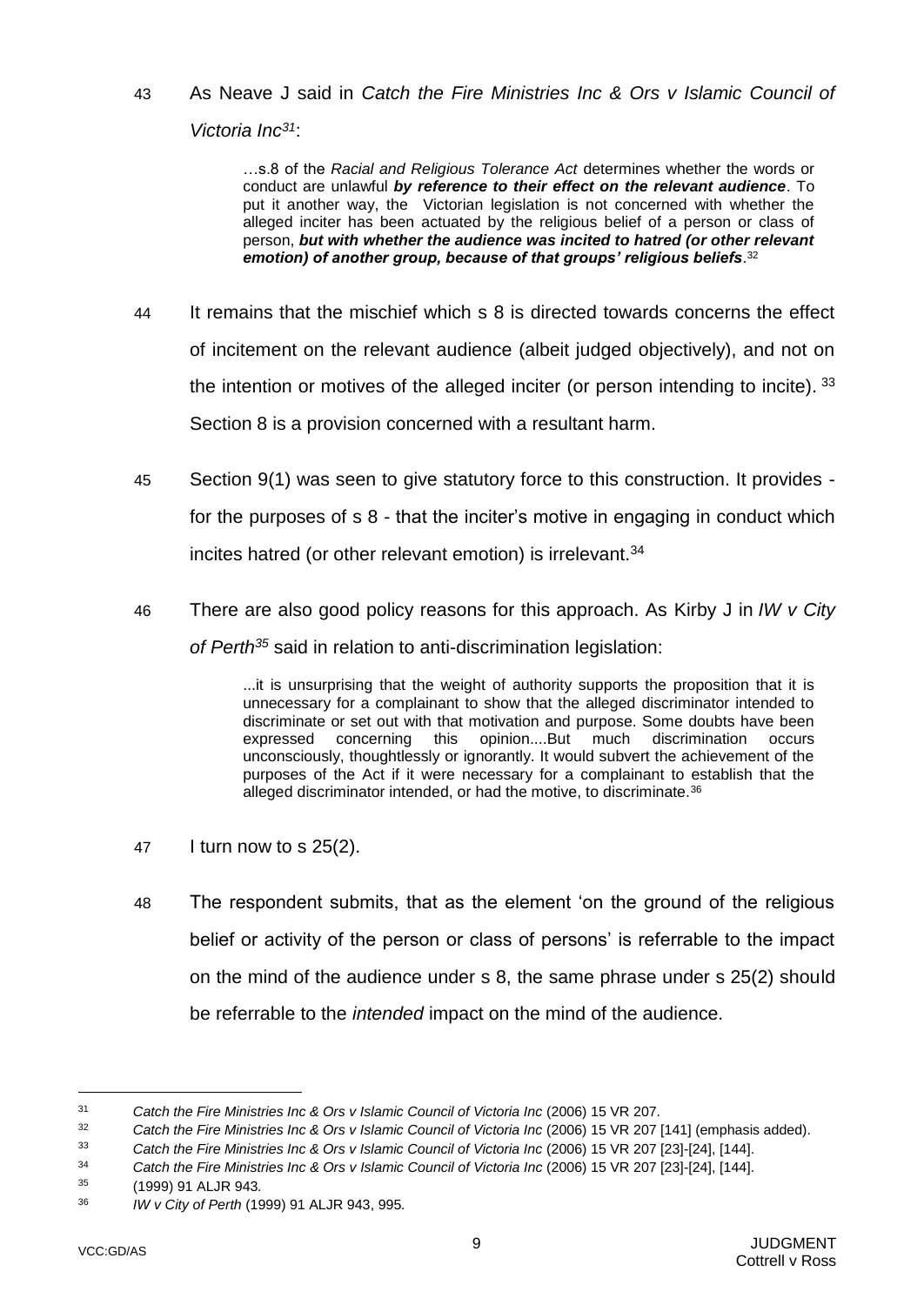43 As Neave J said in *Catch the Fire Ministries Inc & Ors v Islamic Council of Victoria Inc*[31]:

> …s.8 of the *Racial and Religious Tolerance Act* determines whether the words or conduct are unlawful ***by reference to their effect on the relevant audience***. To put it another way, the Victorian legislation is not concerned with whether the alleged inciter has been actuated by the religious belief of a person or class of person, ***but with whether the audience was incited to hatred (or other relevant emotion) of another group, because of that groups' religious beliefs***.[32]

44 It remains that the mischief which s 8 is directed towards concerns the effect of incitement on the relevant audience (albeit judged objectively), and not on the intention or motives of the alleged inciter (or person intending to incite).[33] Section 8 is a provision concerned with a resultant harm.

45 Section 9(1) was seen to give statutory force to this construction. It provides - for the purposes of s 8 - that the inciter's motive in engaging in conduct which incites hatred (or other relevant emotion) is irrelevant.[34]

46 There are also good policy reasons for this approach. As Kirby J in *IW v City of Perth*[35] said in relation to anti-discrimination legislation:

> ...it is unsurprising that the weight of authority supports the proposition that it is unnecessary for a complainant to show that the alleged discriminator intended to discriminate or set out with that motivation and purpose. Some doubts have been expressed concerning this opinion....But much discrimination occurs unconsciously, thoughtlessly or ignorantly. It would subvert the achievement of the purposes of the Act if it were necessary for a complainant to establish that the alleged discriminator intended, or had the motive, to discriminate.[36]

47 I turn now to s 25(2).

48 The respondent submits, that as the element 'on the ground of the religious belief or activity of the person or class of persons' is referrable to the impact on the mind of the audience under s 8, the same phrase under s 25(2) should be referrable to the *intended* impact on the mind of the audience.

---

[31] *Catch the Fire Ministries Inc & Ors v Islamic Council of Victoria Inc* (2006) 15 VR 207.

[32] *Catch the Fire Ministries Inc & Ors v Islamic Council of Victoria Inc* (2006) 15 VR 207 [141] (emphasis added).

[33] *Catch the Fire Ministries Inc & Ors v Islamic Council of Victoria Inc* (2006) 15 VR 207 [23]-[24], [144].

[34] *Catch the Fire Ministries Inc & Ors v Islamic Council of Victoria Inc* (2006) 15 VR 207 [23]-[24], [144].

[35] (1999) 91 ALJR 943.

[36] *IW v City of Perth* (1999) 91 ALJR 943, 995.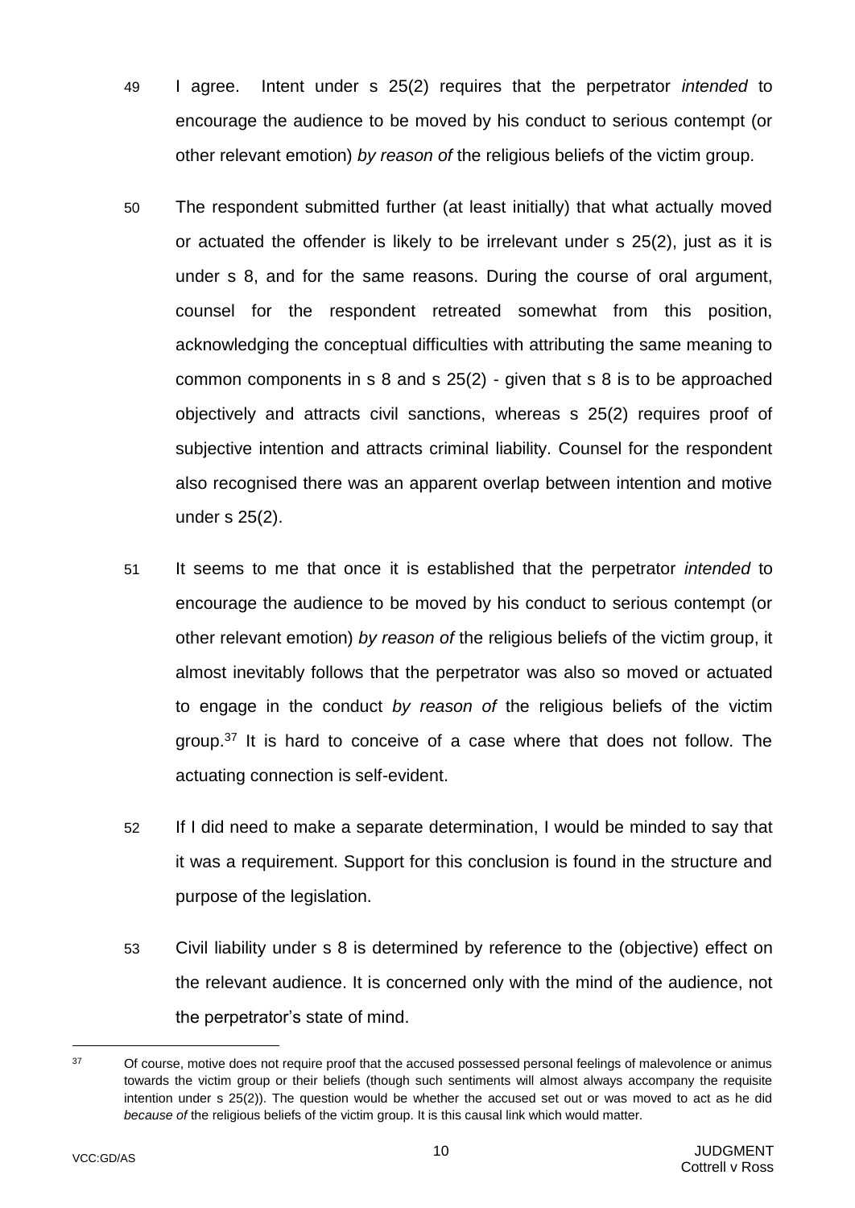49 I agree. Intent under s 25(2) requires that the perpetrator *intended* to encourage the audience to be moved by his conduct to serious contempt (or other relevant emotion) *by reason of* the religious beliefs of the victim group.

50 The respondent submitted further (at least initially) that what actually moved or actuated the offender is likely to be irrelevant under s 25(2), just as it is under s 8, and for the same reasons. During the course of oral argument, counsel for the respondent retreated somewhat from this position, acknowledging the conceptual difficulties with attributing the same meaning to common components in s 8 and s 25(2) - given that s 8 is to be approached objectively and attracts civil sanctions, whereas s 25(2) requires proof of subjective intention and attracts criminal liability. Counsel for the respondent also recognised there was an apparent overlap between intention and motive under s 25(2).

51 It seems to me that once it is established that the perpetrator *intended* to encourage the audience to be moved by his conduct to serious contempt (or other relevant emotion) *by reason of* the religious beliefs of the victim group, it almost inevitably follows that the perpetrator was also so moved or actuated to engage in the conduct *by reason of* the religious beliefs of the victim group.[37] It is hard to conceive of a case where that does not follow. The actuating connection is self-evident.

52 If I did need to make a separate determination, I would be minded to say that it was a requirement. Support for this conclusion is found in the structure and purpose of the legislation.

53 Civil liability under s 8 is determined by reference to the (objective) effect on the relevant audience. It is concerned only with the mind of the audience, not the perpetrator's state of mind.

---

[37] Of course, motive does not require proof that the accused possessed personal feelings of malevolence or animus towards the victim group or their beliefs (though such sentiments will almost always accompany the requisite intention under s 25(2)). The question would be whether the accused set out or was moved to act as he did *because of* the religious beliefs of the victim group. It is this causal link which would matter.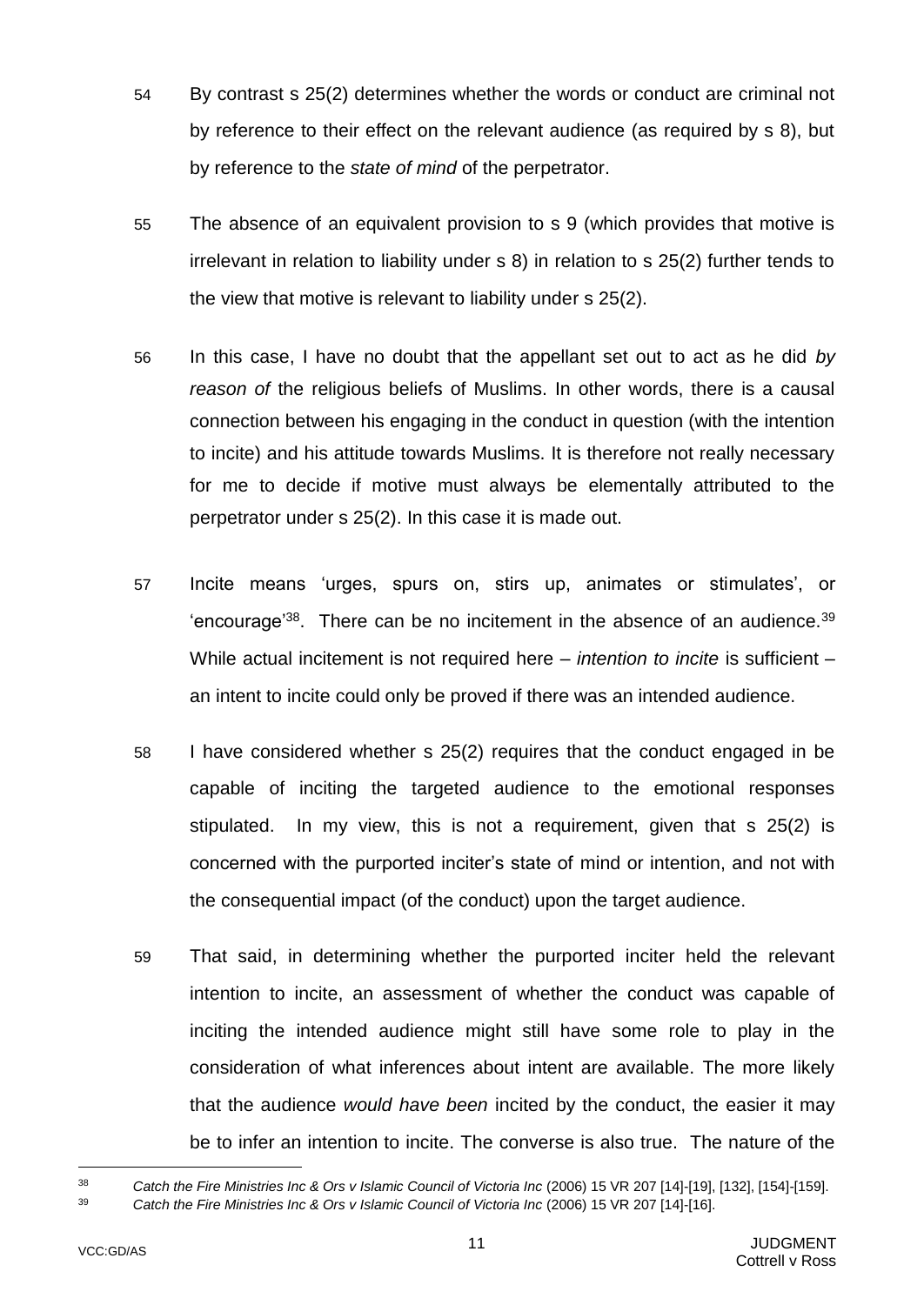54 By contrast s 25(2) determines whether the words or conduct are criminal not by reference to their effect on the relevant audience (as required by s 8), but by reference to the *state of mind* of the perpetrator.

55 The absence of an equivalent provision to s 9 (which provides that motive is irrelevant in relation to liability under s 8) in relation to s 25(2) further tends to the view that motive is relevant to liability under s 25(2).

56 In this case, I have no doubt that the appellant set out to act as he did *by reason of* the religious beliefs of Muslims. In other words, there is a causal connection between his engaging in the conduct in question (with the intention to incite) and his attitude towards Muslims. It is therefore not really necessary for me to decide if motive must always be elementally attributed to the perpetrator under s 25(2). In this case it is made out.

57 Incite means 'urges, spurs on, stirs up, animates or stimulates', or 'encourage'[38]. There can be no incitement in the absence of an audience.[39] While actual incitement is not required here – *intention to incite* is sufficient – an intent to incite could only be proved if there was an intended audience.

58 I have considered whether s 25(2) requires that the conduct engaged in be capable of inciting the targeted audience to the emotional responses stipulated. In my view, this is not a requirement, given that s 25(2) is concerned with the purported inciter's state of mind or intention, and not with the consequential impact (of the conduct) upon the target audience.

59 That said, in determining whether the purported inciter held the relevant intention to incite, an assessment of whether the conduct was capable of inciting the intended audience might still have some role to play in the consideration of what inferences about intent are available. The more likely that the audience *would have been* incited by the conduct, the easier it may be to infer an intention to incite. The converse is also true. The nature of the

---

[38] *Catch the Fire Ministries Inc & Ors v Islamic Council of Victoria Inc* (2006) 15 VR 207 [14]-[19], [132], [154]-[159].

[39] *Catch the Fire Ministries Inc & Ors v Islamic Council of Victoria Inc* (2006) 15 VR 207 [14]-[16].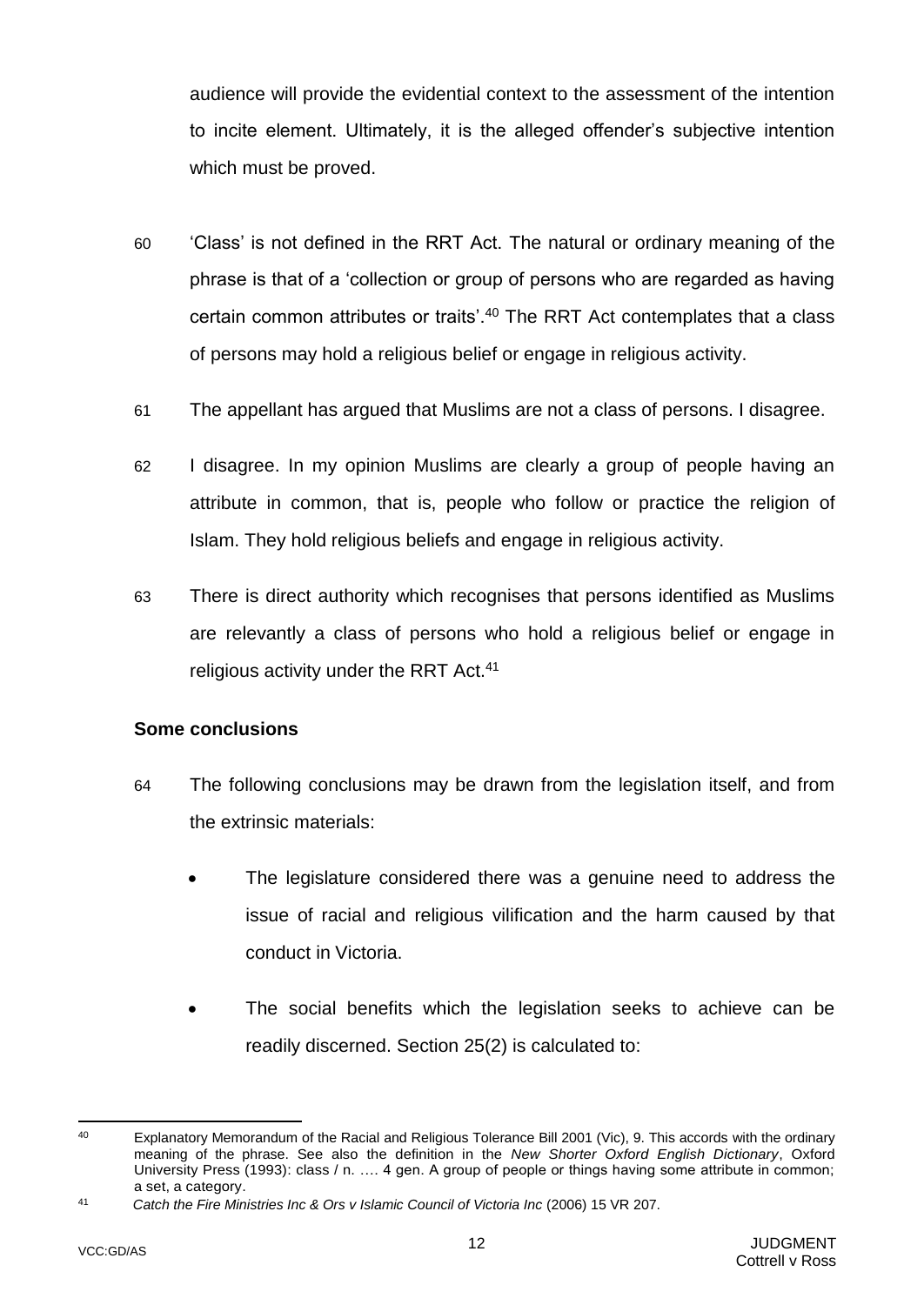audience will provide the evidential context to the assessment of the intention to incite element. Ultimately, it is the alleged offender's subjective intention which must be proved.

60 'Class' is not defined in the RRT Act. The natural or ordinary meaning of the phrase is that of a 'collection or group of persons who are regarded as having certain common attributes or traits'.[40] The RRT Act contemplates that a class of persons may hold a religious belief or engage in religious activity.

61 The appellant has argued that Muslims are not a class of persons. I disagree.

62 I disagree. In my opinion Muslims are clearly a group of people having an attribute in common, that is, people who follow or practice the religion of Islam. They hold religious beliefs and engage in religious activity.

63 There is direct authority which recognises that persons identified as Muslims are relevantly a class of persons who hold a religious belief or engage in religious activity under the RRT Act.[41]

**Some conclusions**

64 The following conclusions may be drawn from the legislation itself, and from the extrinsic materials:

- The legislature considered there was a genuine need to address the issue of racial and religious vilification and the harm caused by that conduct in Victoria.
- The social benefits which the legislation seeks to achieve can be readily discerned. Section 25(2) is calculated to:

---

[40] Explanatory Memorandum of the Racial and Religious Tolerance Bill 2001 (Vic), 9. This accords with the ordinary meaning of the phrase. See also the definition in the *New Shorter Oxford English Dictionary*, Oxford University Press (1993): class / n. …. 4 gen. A group of people or things having some attribute in common; a set, a category.

[41] *Catch the Fire Ministries Inc & Ors v Islamic Council of Victoria Inc* (2006) 15 VR 207.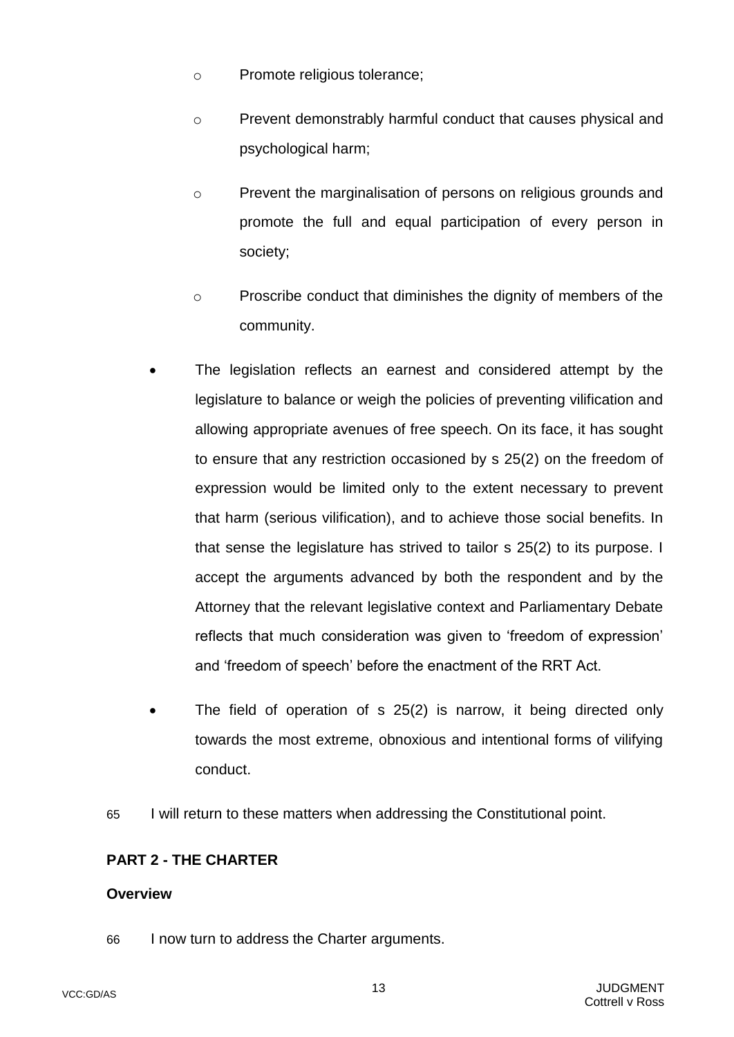- Promote religious tolerance;

    - Prevent demonstrably harmful conduct that causes physical and psychological harm;

    - Prevent the marginalisation of persons on religious grounds and promote the full and equal participation of every person in society;

    - Proscribe conduct that diminishes the dignity of members of the community.

- The legislation reflects an earnest and considered attempt by the legislature to balance or weigh the policies of preventing vilification and allowing appropriate avenues of free speech. On its face, it has sought to ensure that any restriction occasioned by s 25(2) on the freedom of expression would be limited only to the extent necessary to prevent that harm (serious vilification), and to achieve those social benefits. In that sense the legislature has strived to tailor s 25(2) to its purpose. I accept the arguments advanced by both the respondent and by the Attorney that the relevant legislative context and Parliamentary Debate reflects that much consideration was given to 'freedom of expression' and 'freedom of speech' before the enactment of the RRT Act.

- The field of operation of s 25(2) is narrow, it being directed only towards the most extreme, obnoxious and intentional forms of vilifying conduct.

65 I will return to these matters when addressing the Constitutional point.

## PART 2 - THE CHARTER

### Overview

66 I now turn to address the Charter arguments.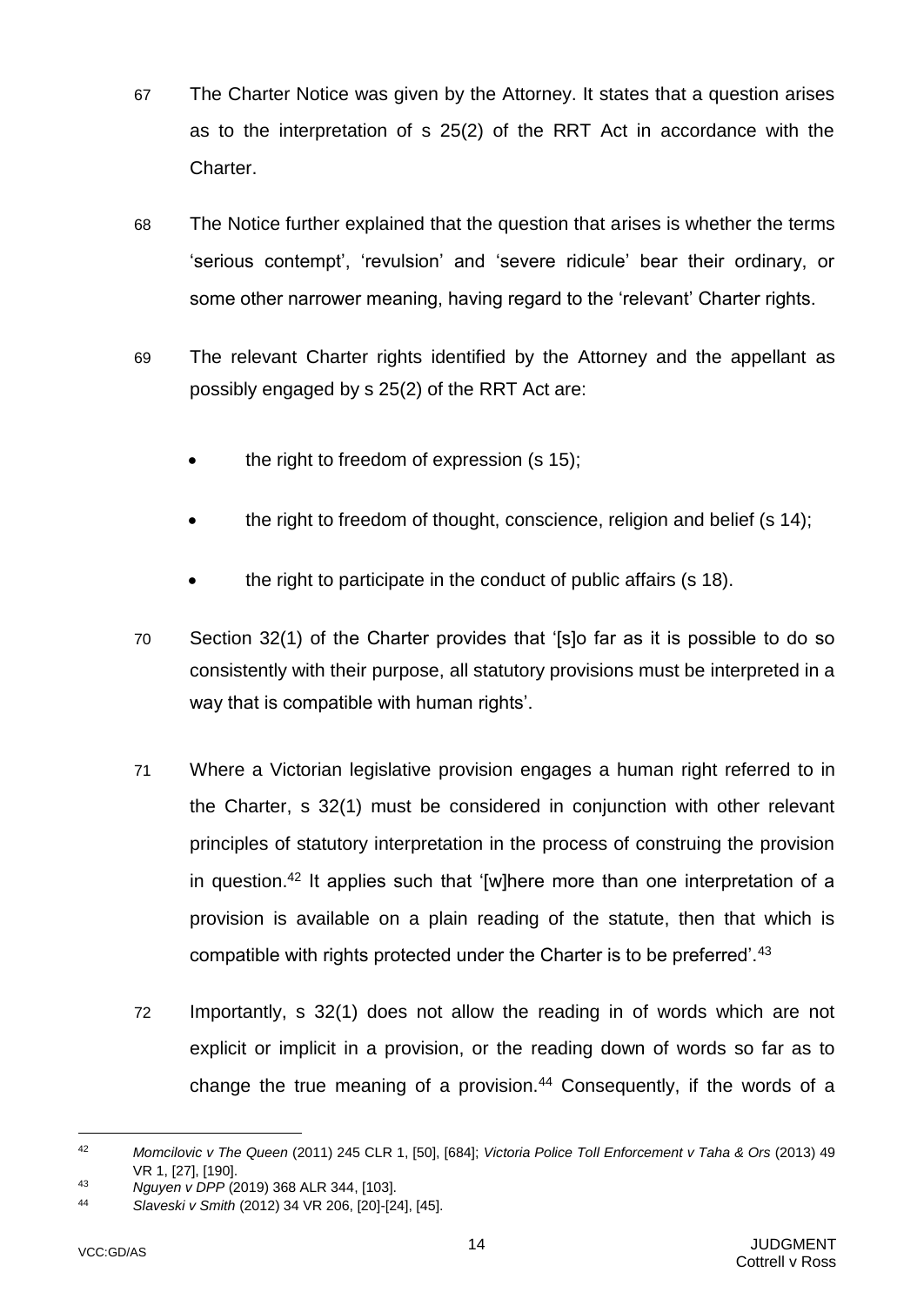67 The Charter Notice was given by the Attorney. It states that a question arises as to the interpretation of s 25(2) of the RRT Act in accordance with the Charter.

68 The Notice further explained that the question that arises is whether the terms 'serious contempt', 'revulsion' and 'severe ridicule' bear their ordinary, or some other narrower meaning, having regard to the 'relevant' Charter rights.

69 The relevant Charter rights identified by the Attorney and the appellant as possibly engaged by s 25(2) of the RRT Act are:

- the right to freedom of expression (s 15);
- the right to freedom of thought, conscience, religion and belief (s 14);
- the right to participate in the conduct of public affairs (s 18).

70 Section 32(1) of the Charter provides that '[s]o far as it is possible to do so consistently with their purpose, all statutory provisions must be interpreted in a way that is compatible with human rights'.

71 Where a Victorian legislative provision engages a human right referred to in the Charter, s 32(1) must be considered in conjunction with other relevant principles of statutory interpretation in the process of construing the provision in question.[42] It applies such that '[w]here more than one interpretation of a provision is available on a plain reading of the statute, then that which is compatible with rights protected under the Charter is to be preferred'.[43]

72 Importantly, s 32(1) does not allow the reading in of words which are not explicit or implicit in a provision, or the reading down of words so far as to change the true meaning of a provision.[44] Consequently, if the words of a

---

[42] *Momcilovic v The Queen* (2011) 245 CLR 1, [50], [684]; *Victoria Police Toll Enforcement v Taha & Ors* (2013) 49 VR 1, [27], [190].

[43] *Nguyen v DPP* (2019) 368 ALR 344, [103].

[44] *Slaveski v Smith* (2012) 34 VR 206, [20]-[24], [45].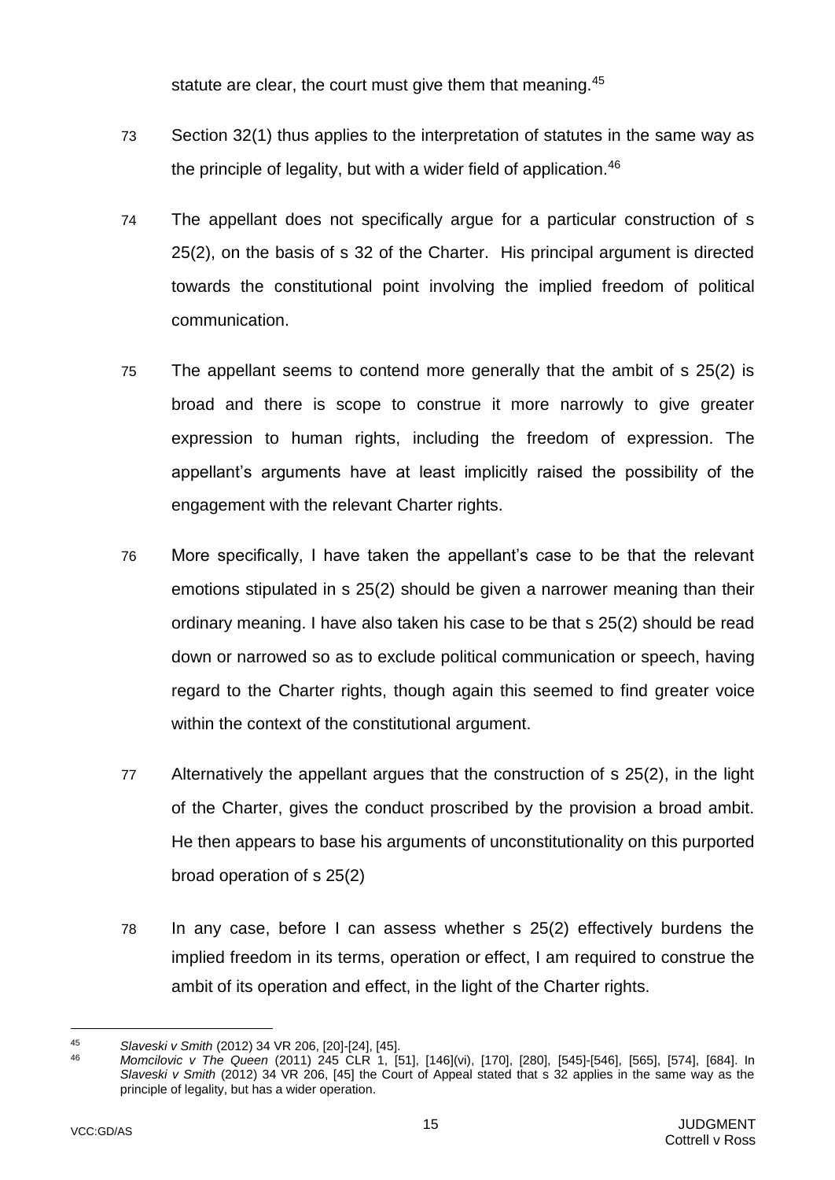statute are clear, the court must give them that meaning.[45]

73 Section 32(1) thus applies to the interpretation of statutes in the same way as the principle of legality, but with a wider field of application.[46]

74 The appellant does not specifically argue for a particular construction of s 25(2), on the basis of s 32 of the Charter. His principal argument is directed towards the constitutional point involving the implied freedom of political communication.

75 The appellant seems to contend more generally that the ambit of s 25(2) is broad and there is scope to construe it more narrowly to give greater expression to human rights, including the freedom of expression. The appellant's arguments have at least implicitly raised the possibility of the engagement with the relevant Charter rights.

76 More specifically, I have taken the appellant's case to be that the relevant emotions stipulated in s 25(2) should be given a narrower meaning than their ordinary meaning. I have also taken his case to be that s 25(2) should be read down or narrowed so as to exclude political communication or speech, having regard to the Charter rights, though again this seemed to find greater voice within the context of the constitutional argument.

77 Alternatively the appellant argues that the construction of s 25(2), in the light of the Charter, gives the conduct proscribed by the provision a broad ambit. He then appears to base his arguments of unconstitutionality on this purported broad operation of s 25(2)

78 In any case, before I can assess whether s 25(2) effectively burdens the implied freedom in its terms, operation or effect, I am required to construe the ambit of its operation and effect, in the light of the Charter rights.

---

[45] *Slaveski v Smith* (2012) 34 VR 206, [20]-[24], [45].

[46] *Momcilovic v The Queen* (2011) 245 CLR 1, [51], [146](vi), [170], [280], [545]-[546], [565], [574], [684]. In *Slaveski v Smith* (2012) 34 VR 206, [45] the Court of Appeal stated that s 32 applies in the same way as the principle of legality, but has a wider operation.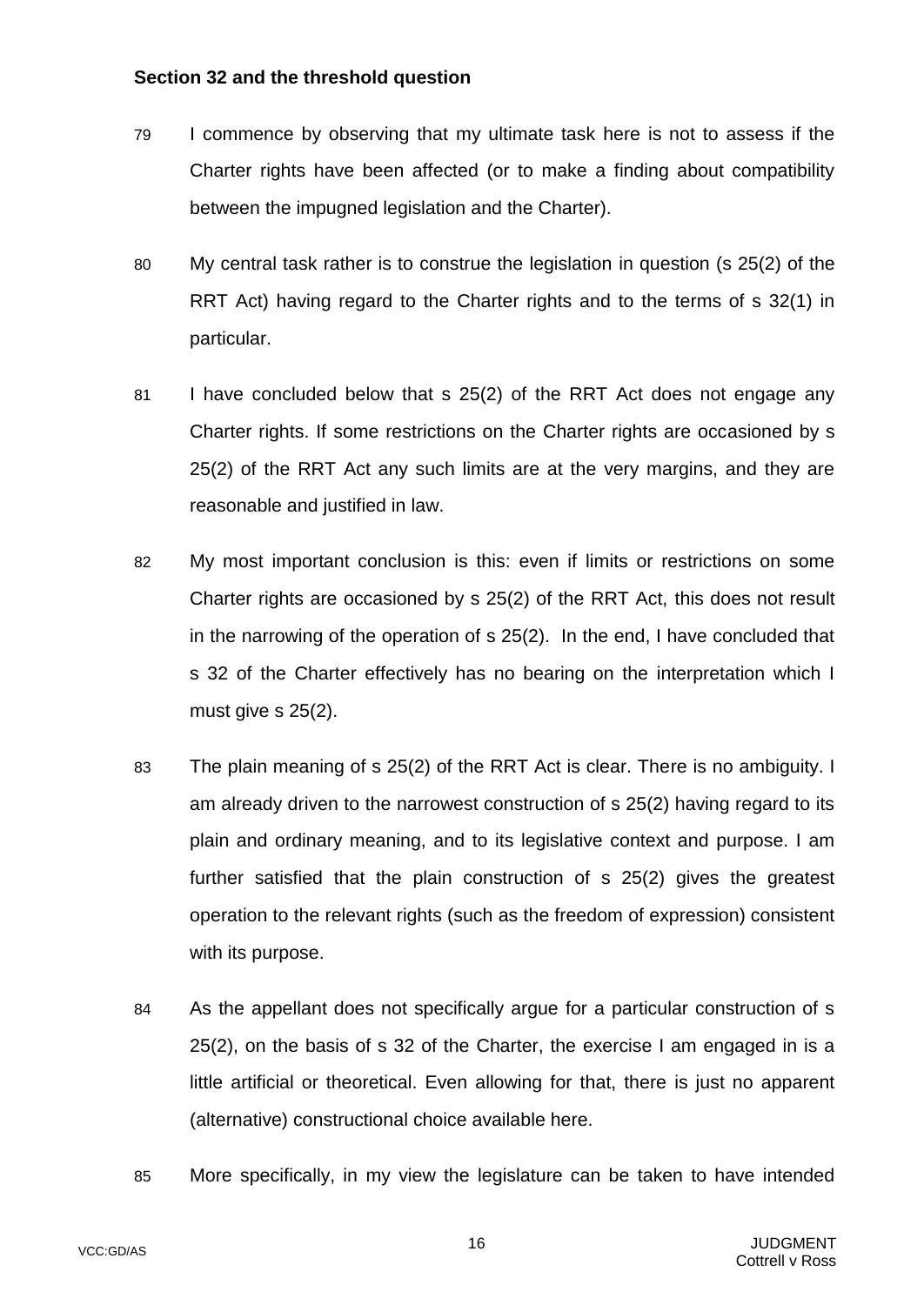**Section 32 and the threshold question**

79 I commence by observing that my ultimate task here is not to assess if the Charter rights have been affected (or to make a finding about compatibility between the impugned legislation and the Charter).

80 My central task rather is to construe the legislation in question (s 25(2) of the RRT Act) having regard to the Charter rights and to the terms of s 32(1) in particular.

81 I have concluded below that s 25(2) of the RRT Act does not engage any Charter rights. If some restrictions on the Charter rights are occasioned by s 25(2) of the RRT Act any such limits are at the very margins, and they are reasonable and justified in law.

82 My most important conclusion is this: even if limits or restrictions on some Charter rights are occasioned by s 25(2) of the RRT Act, this does not result in the narrowing of the operation of s 25(2). In the end, I have concluded that s 32 of the Charter effectively has no bearing on the interpretation which I must give s 25(2).

83 The plain meaning of s 25(2) of the RRT Act is clear. There is no ambiguity. I am already driven to the narrowest construction of s 25(2) having regard to its plain and ordinary meaning, and to its legislative context and purpose. I am further satisfied that the plain construction of s 25(2) gives the greatest operation to the relevant rights (such as the freedom of expression) consistent with its purpose.

84 As the appellant does not specifically argue for a particular construction of s 25(2), on the basis of s 32 of the Charter, the exercise I am engaged in is a little artificial or theoretical. Even allowing for that, there is just no apparent (alternative) constructional choice available here.

85 More specifically, in my view the legislature can be taken to have intended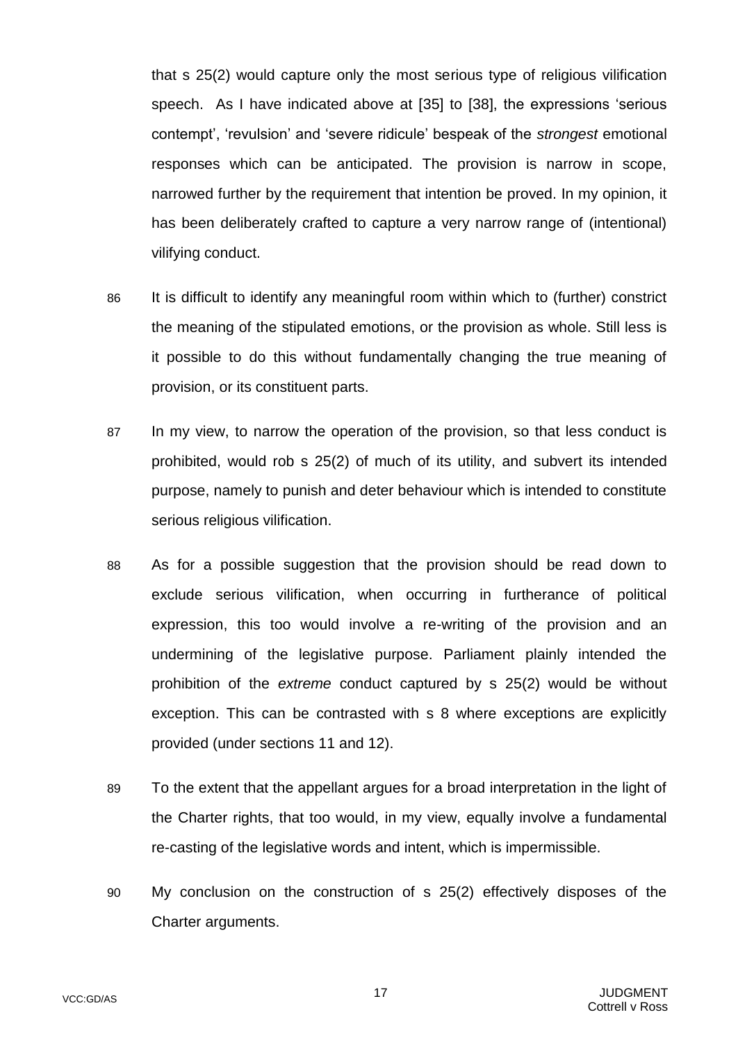that s 25(2) would capture only the most serious type of religious vilification speech. As I have indicated above at [35] to [38], the expressions 'serious contempt', 'revulsion' and 'severe ridicule' bespeak of the *strongest* emotional responses which can be anticipated. The provision is narrow in scope, narrowed further by the requirement that intention be proved. In my opinion, it has been deliberately crafted to capture a very narrow range of (intentional) vilifying conduct.

86 It is difficult to identify any meaningful room within which to (further) constrict the meaning of the stipulated emotions, or the provision as whole. Still less is it possible to do this without fundamentally changing the true meaning of provision, or its constituent parts.

87 In my view, to narrow the operation of the provision, so that less conduct is prohibited, would rob s 25(2) of much of its utility, and subvert its intended purpose, namely to punish and deter behaviour which is intended to constitute serious religious vilification.

88 As for a possible suggestion that the provision should be read down to exclude serious vilification, when occurring in furtherance of political expression, this too would involve a re-writing of the provision and an undermining of the legislative purpose. Parliament plainly intended the prohibition of the *extreme* conduct captured by s 25(2) would be without exception. This can be contrasted with s 8 where exceptions are explicitly provided (under sections 11 and 12).

89 To the extent that the appellant argues for a broad interpretation in the light of the Charter rights, that too would, in my view, equally involve a fundamental re-casting of the legislative words and intent, which is impermissible.

90 My conclusion on the construction of s 25(2) effectively disposes of the Charter arguments.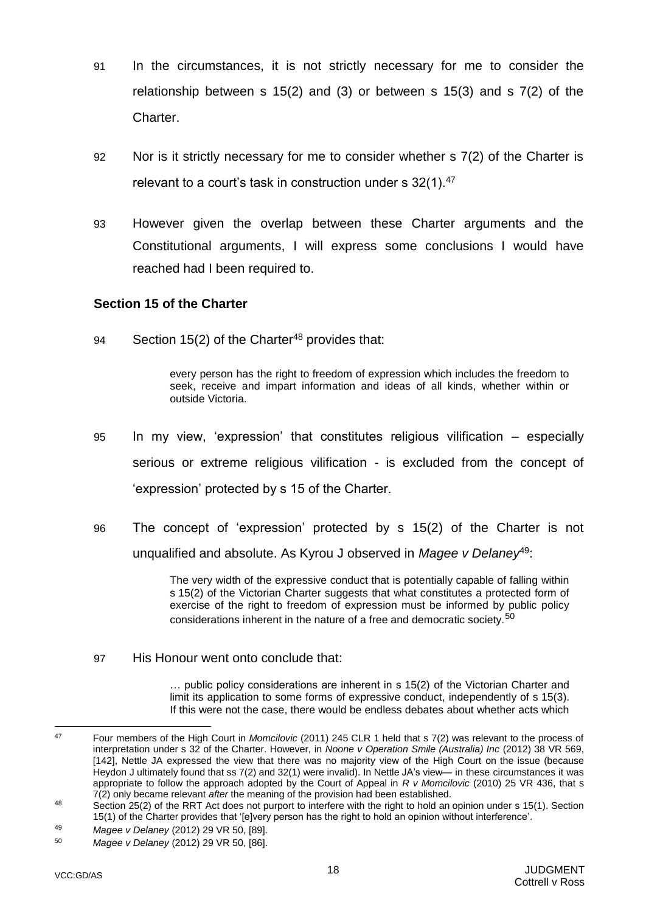91 In the circumstances, it is not strictly necessary for me to consider the relationship between s 15(2) and (3) or between s 15(3) and s 7(2) of the Charter.

92 Nor is it strictly necessary for me to consider whether s 7(2) of the Charter is relevant to a court's task in construction under s 32(1).[47]

93 However given the overlap between these Charter arguments and the Constitutional arguments, I will express some conclusions I would have reached had I been required to.

### Section 15 of the Charter

94 Section 15(2) of the Charter[48] provides that:

> every person has the right to freedom of expression which includes the freedom to seek, receive and impart information and ideas of all kinds, whether within or outside Victoria.

95 In my view, 'expression' that constitutes religious vilification – especially serious or extreme religious vilification - is excluded from the concept of 'expression' protected by s 15 of the Charter.

96 The concept of 'expression' protected by s 15(2) of the Charter is not unqualified and absolute. As Kyrou J observed in *Magee v Delaney*[49]:

> The very width of the expressive conduct that is potentially capable of falling within s 15(2) of the Victorian Charter suggests that what constitutes a protected form of exercise of the right to freedom of expression must be informed by public policy considerations inherent in the nature of a free and democratic society.[50]

97 His Honour went onto conclude that:

> … public policy considerations are inherent in s 15(2) of the Victorian Charter and limit its application to some forms of expressive conduct, independently of s 15(3). If this were not the case, there would be endless debates about whether acts which

---

[47] Four members of the High Court in *Momcilovic* (2011) 245 CLR 1 held that s 7(2) was relevant to the process of interpretation under s 32 of the Charter. However, in *Noone v Operation Smile (Australia) Inc* (2012) 38 VR 569, [142], Nettle JA expressed the view that there was no majority view of the High Court on the issue (because Heydon J ultimately found that ss 7(2) and 32(1) were invalid). In Nettle JA's view— in these circumstances it was appropriate to follow the approach adopted by the Court of Appeal in *R v Momcilovic* (2010) 25 VR 436, that s 7(2) only became relevant *after* the meaning of the provision had been established.

[48] Section 25(2) of the RRT Act does not purport to interfere with the right to hold an opinion under s 15(1). Section 15(1) of the Charter provides that '[e]very person has the right to hold an opinion without interference'.

[49] *Magee v Delaney* (2012) 29 VR 50, [89].

[50] *Magee v Delaney* (2012) 29 VR 50, [86].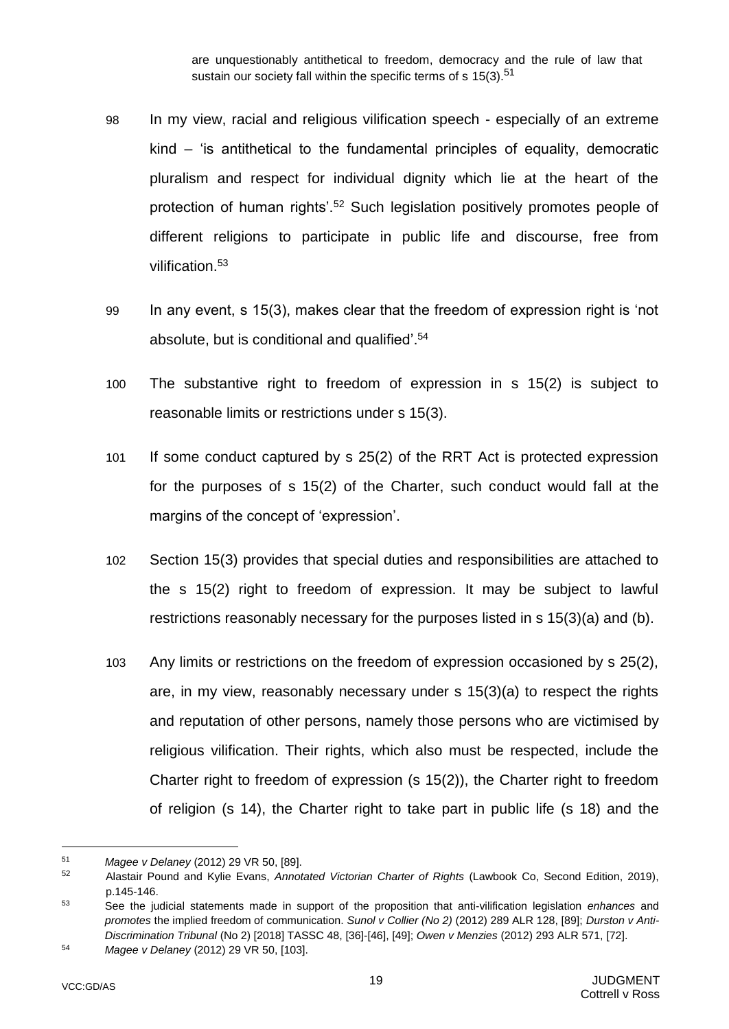> are unquestionably antithetical to freedom, democracy and the rule of law that sustain our society fall within the specific terms of s 15(3).[51]

98 In my view, racial and religious vilification speech - especially of an extreme kind – 'is antithetical to the fundamental principles of equality, democratic pluralism and respect for individual dignity which lie at the heart of the protection of human rights'.[52] Such legislation positively promotes people of different religions to participate in public life and discourse, free from vilification.[53]

99 In any event, s 15(3), makes clear that the freedom of expression right is 'not absolute, but is conditional and qualified'.[54]

100 The substantive right to freedom of expression in s 15(2) is subject to reasonable limits or restrictions under s 15(3).

101 If some conduct captured by s 25(2) of the RRT Act is protected expression for the purposes of s 15(2) of the Charter, such conduct would fall at the margins of the concept of 'expression'.

102 Section 15(3) provides that special duties and responsibilities are attached to the s 15(2) right to freedom of expression. It may be subject to lawful restrictions reasonably necessary for the purposes listed in s 15(3)(a) and (b).

103 Any limits or restrictions on the freedom of expression occasioned by s 25(2), are, in my view, reasonably necessary under s 15(3)(a) to respect the rights and reputation of other persons, namely those persons who are victimised by religious vilification. Their rights, which also must be respected, include the Charter right to freedom of expression (s 15(2)), the Charter right to freedom of religion (s 14), the Charter right to take part in public life (s 18) and the

---

[51] *Magee v Delaney* (2012) 29 VR 50, [89].

[52] Alastair Pound and Kylie Evans, *Annotated Victorian Charter of Rights* (Lawbook Co, Second Edition, 2019), p.145-146.

[53] See the judicial statements made in support of the proposition that anti-vilification legislation *enhances* and *promotes* the implied freedom of communication. *Sunol v Collier (No 2)* (2012) 289 ALR 128, [89]; *Durston v Anti-Discrimination Tribunal* (No 2) [2018] TASSC 48, [36]-[46], [49]; *Owen v Menzies* (2012) 293 ALR 571, [72].

[54] *Magee v Delaney* (2012) 29 VR 50, [103].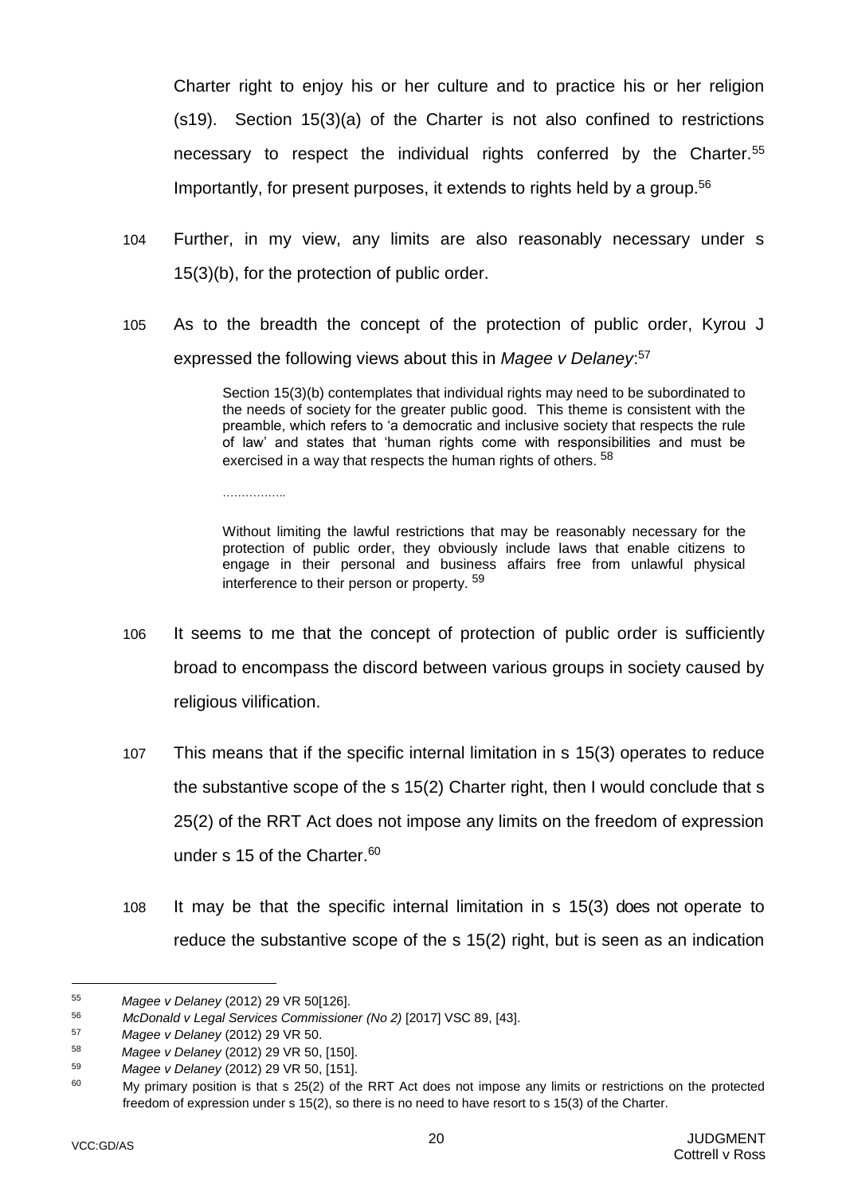Charter right to enjoy his or her culture and to practice his or her religion (s19). Section 15(3)(a) of the Charter is not also confined to restrictions necessary to respect the individual rights conferred by the Charter.[55] Importantly, for present purposes, it extends to rights held by a group.[56]

104 Further, in my view, any limits are also reasonably necessary under s 15(3)(b), for the protection of public order.

105 As to the breadth the concept of the protection of public order, Kyrou J expressed the following views about this in *Magee v Delaney*:[57]

> Section 15(3)(b) contemplates that individual rights may need to be subordinated to the needs of society for the greater public good. This theme is consistent with the preamble, which refers to 'a democratic and inclusive society that respects the rule of law' and states that 'human rights come with responsibilities and must be exercised in a way that respects the human rights of others. [58]
>
> ……………..
>
> Without limiting the lawful restrictions that may be reasonably necessary for the protection of public order, they obviously include laws that enable citizens to engage in their personal and business affairs free from unlawful physical interference to their person or property. [59]

106 It seems to me that the concept of protection of public order is sufficiently broad to encompass the discord between various groups in society caused by religious vilification.

107 This means that if the specific internal limitation in s 15(3) operates to reduce the substantive scope of the s 15(2) Charter right, then I would conclude that s 25(2) of the RRT Act does not impose any limits on the freedom of expression under s 15 of the Charter.[60]

108 It may be that the specific internal limitation in s 15(3) does not operate to reduce the substantive scope of the s 15(2) right, but is seen as an indication

---

[55] *Magee v Delaney* (2012) 29 VR 50[126].

[56] *McDonald v Legal Services Commissioner (No 2)* [2017] VSC 89, [43].

[57] *Magee v Delaney* (2012) 29 VR 50.

[58] *Magee v Delaney* (2012) 29 VR 50, [150].

[59] *Magee v Delaney* (2012) 29 VR 50, [151].

[60] My primary position is that s 25(2) of the RRT Act does not impose any limits or restrictions on the protected freedom of expression under s 15(2), so there is no need to have resort to s 15(3) of the Charter.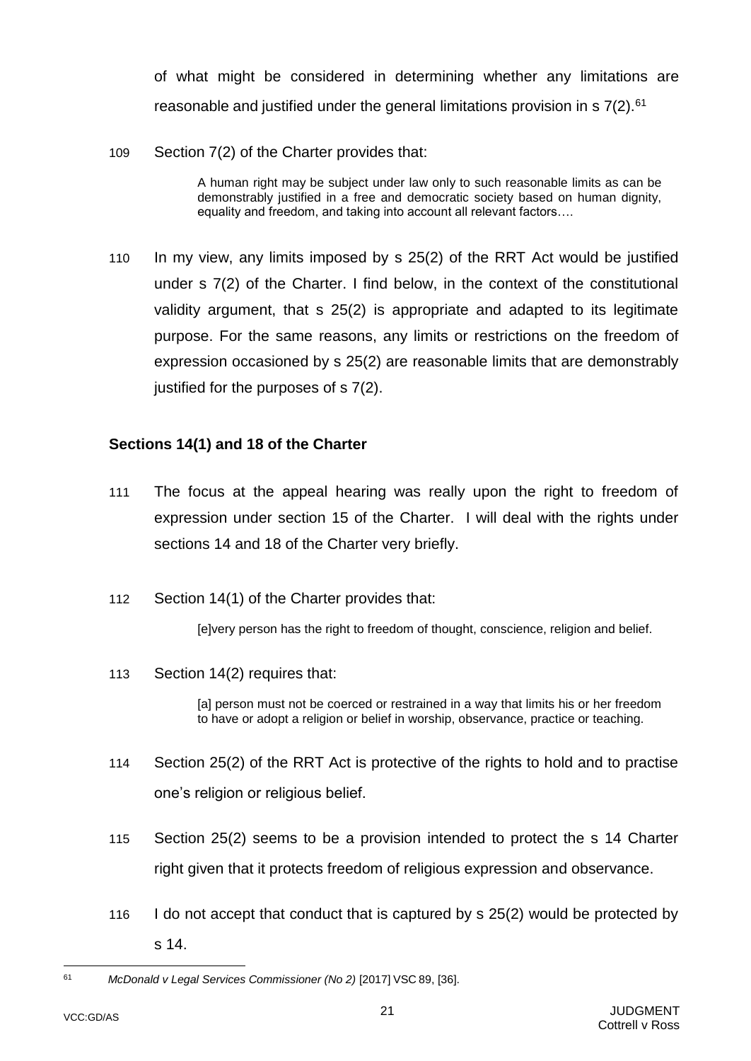of what might be considered in determining whether any limitations are reasonable and justified under the general limitations provision in s 7(2).[61]

109 Section 7(2) of the Charter provides that:

> A human right may be subject under law only to such reasonable limits as can be demonstrably justified in a free and democratic society based on human dignity, equality and freedom, and taking into account all relevant factors….

110 In my view, any limits imposed by s 25(2) of the RRT Act would be justified under s 7(2) of the Charter. I find below, in the context of the constitutional validity argument, that s 25(2) is appropriate and adapted to its legitimate purpose. For the same reasons, any limits or restrictions on the freedom of expression occasioned by s 25(2) are reasonable limits that are demonstrably justified for the purposes of s 7(2).

**Sections 14(1) and 18 of the Charter**

111 The focus at the appeal hearing was really upon the right to freedom of expression under section 15 of the Charter. I will deal with the rights under sections 14 and 18 of the Charter very briefly.

112 Section 14(1) of the Charter provides that:

> [e]very person has the right to freedom of thought, conscience, religion and belief.

113 Section 14(2) requires that:

> [a] person must not be coerced or restrained in a way that limits his or her freedom to have or adopt a religion or belief in worship, observance, practice or teaching.

114 Section 25(2) of the RRT Act is protective of the rights to hold and to practise one's religion or religious belief.

115 Section 25(2) seems to be a provision intended to protect the s 14 Charter right given that it protects freedom of religious expression and observance.

116 I do not accept that conduct that is captured by s 25(2) would be protected by s 14.

---

[61] *McDonald v Legal Services Commissioner (No 2)* [2017] VSC 89, [36].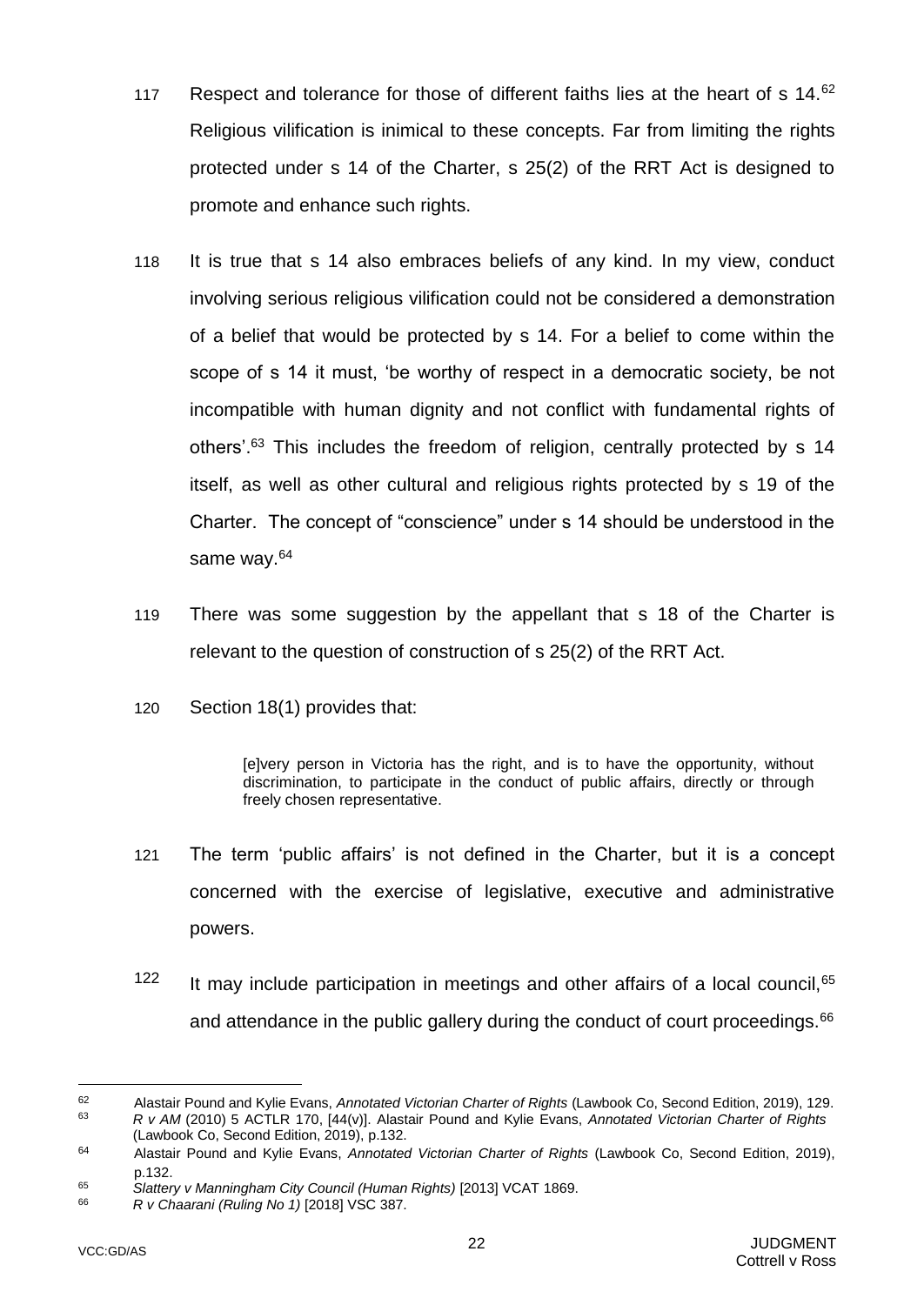117 Respect and tolerance for those of different faiths lies at the heart of s 14.[62] Religious vilification is inimical to these concepts. Far from limiting the rights protected under s 14 of the Charter, s 25(2) of the RRT Act is designed to promote and enhance such rights.

118 It is true that s 14 also embraces beliefs of any kind. In my view, conduct involving serious religious vilification could not be considered a demonstration of a belief that would be protected by s 14. For a belief to come within the scope of s 14 it must, 'be worthy of respect in a democratic society, be not incompatible with human dignity and not conflict with fundamental rights of others'.[63] This includes the freedom of religion, centrally protected by s 14 itself, as well as other cultural and religious rights protected by s 19 of the Charter. The concept of "conscience" under s 14 should be understood in the same way.[64]

119 There was some suggestion by the appellant that s 18 of the Charter is relevant to the question of construction of s 25(2) of the RRT Act.

120 Section 18(1) provides that:

> [e]very person in Victoria has the right, and is to have the opportunity, without discrimination, to participate in the conduct of public affairs, directly or through freely chosen representative.

121 The term 'public affairs' is not defined in the Charter, but it is a concept concerned with the exercise of legislative, executive and administrative powers.

122 It may include participation in meetings and other affairs of a local council,[65] and attendance in the public gallery during the conduct of court proceedings.[66]

---

62 Alastair Pound and Kylie Evans, *Annotated Victorian Charter of Rights* (Lawbook Co, Second Edition, 2019), 129.

63 *R v AM* (2010) 5 ACTLR 170, [44(v)]. Alastair Pound and Kylie Evans, *Annotated Victorian Charter of Rights* (Lawbook Co, Second Edition, 2019), p.132.

64 Alastair Pound and Kylie Evans, *Annotated Victorian Charter of Rights* (Lawbook Co, Second Edition, 2019), p.132.

65 *Slattery v Manningham City Council (Human Rights)* [2013] VCAT 1869.

66 *R v Chaarani (Ruling No 1)* [2018] VSC 387.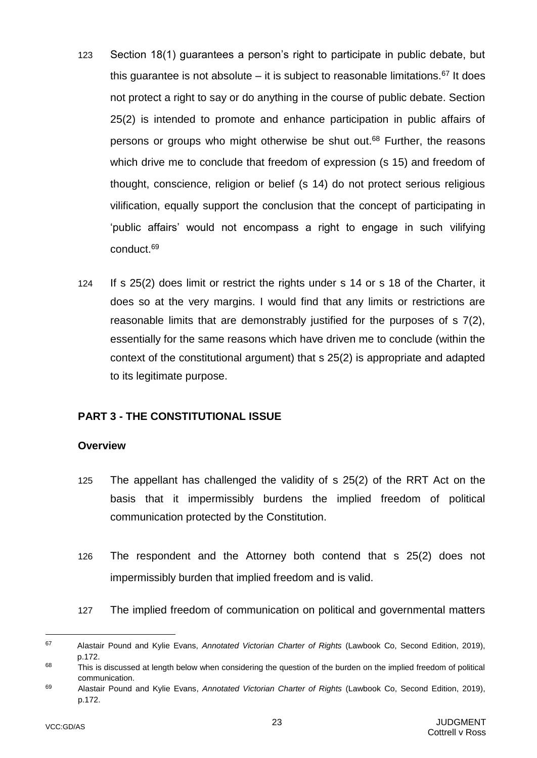123 Section 18(1) guarantees a person's right to participate in public debate, but this guarantee is not absolute – it is subject to reasonable limitations.[67] It does not protect a right to say or do anything in the course of public debate. Section 25(2) is intended to promote and enhance participation in public affairs of persons or groups who might otherwise be shut out.[68] Further, the reasons which drive me to conclude that freedom of expression (s 15) and freedom of thought, conscience, religion or belief (s 14) do not protect serious religious vilification, equally support the conclusion that the concept of participating in 'public affairs' would not encompass a right to engage in such vilifying conduct.[69]

124 If s 25(2) does limit or restrict the rights under s 14 or s 18 of the Charter, it does so at the very margins. I would find that any limits or restrictions are reasonable limits that are demonstrably justified for the purposes of s 7(2), essentially for the same reasons which have driven me to conclude (within the context of the constitutional argument) that s 25(2) is appropriate and adapted to its legitimate purpose.

## PART 3 - THE CONSTITUTIONAL ISSUE

### Overview

125 The appellant has challenged the validity of s 25(2) of the RRT Act on the basis that it impermissibly burdens the implied freedom of political communication protected by the Constitution.

126 The respondent and the Attorney both contend that s 25(2) does not impermissibly burden that implied freedom and is valid.

127 The implied freedom of communication on political and governmental matters

---

[67] Alastair Pound and Kylie Evans, *Annotated Victorian Charter of Rights* (Lawbook Co, Second Edition, 2019), p.172.

[68] This is discussed at length below when considering the question of the burden on the implied freedom of political communication.

[69] Alastair Pound and Kylie Evans, *Annotated Victorian Charter of Rights* (Lawbook Co, Second Edition, 2019), p.172.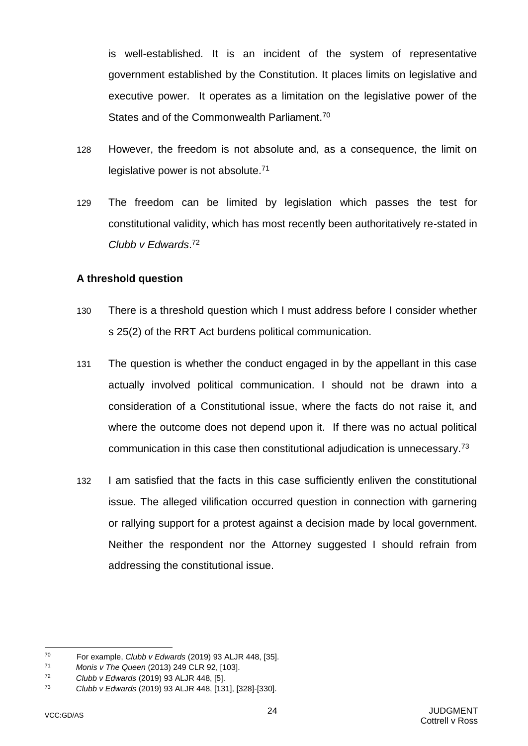is well-established. It is an incident of the system of representative government established by the Constitution. It places limits on legislative and executive power. It operates as a limitation on the legislative power of the States and of the Commonwealth Parliament.[70]

128 However, the freedom is not absolute and, as a consequence, the limit on legislative power is not absolute.[71]

129 The freedom can be limited by legislation which passes the test for constitutional validity, which has most recently been authoritatively re-stated in *Clubb v Edwards*.[72]

### A threshold question

130 There is a threshold question which I must address before I consider whether s 25(2) of the RRT Act burdens political communication.

131 The question is whether the conduct engaged in by the appellant in this case actually involved political communication. I should not be drawn into a consideration of a Constitutional issue, where the facts do not raise it, and where the outcome does not depend upon it. If there was no actual political communication in this case then constitutional adjudication is unnecessary.[73]

132 I am satisfied that the facts in this case sufficiently enliven the constitutional issue. The alleged vilification occurred question in connection with garnering or rallying support for a protest against a decision made by local government. Neither the respondent nor the Attorney suggested I should refrain from addressing the constitutional issue.

---

[70] For example, *Clubb v Edwards* (2019) 93 ALJR 448, [35].

[71] *Monis v The Queen* (2013) 249 CLR 92, [103].

[72] *Clubb v Edwards* (2019) 93 ALJR 448, [5].

[73] *Clubb v Edwards* (2019) 93 ALJR 448, [131], [328]-[330].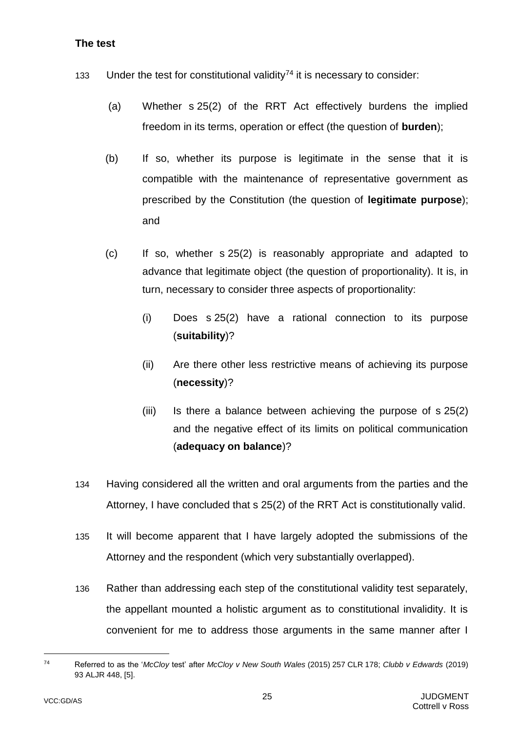**The test**

133 Under the test for constitutional validity[74] it is necessary to consider:

(a) Whether s 25(2) of the RRT Act effectively burdens the implied freedom in its terms, operation or effect (the question of **burden**);

(b) If so, whether its purpose is legitimate in the sense that it is compatible with the maintenance of representative government as prescribed by the Constitution (the question of **legitimate purpose**); and

(c) If so, whether s 25(2) is reasonably appropriate and adapted to advance that legitimate object (the question of proportionality). It is, in turn, necessary to consider three aspects of proportionality:

(i) Does s 25(2) have a rational connection to its purpose (**suitability**)?

(ii) Are there other less restrictive means of achieving its purpose (**necessity**)?

(iii) Is there a balance between achieving the purpose of s 25(2) and the negative effect of its limits on political communication (**adequacy on balance**)?

134 Having considered all the written and oral arguments from the parties and the Attorney, I have concluded that s 25(2) of the RRT Act is constitutionally valid.

135 It will become apparent that I have largely adopted the submissions of the Attorney and the respondent (which very substantially overlapped).

136 Rather than addressing each step of the constitutional validity test separately, the appellant mounted a holistic argument as to constitutional invalidity. It is convenient for me to address those arguments in the same manner after I

---

[74] Referred to as the '*McCloy* test' after *McCloy v New South Wales* (2015) 257 CLR 178; *Clubb v Edwards* (2019) 93 ALJR 448, [5].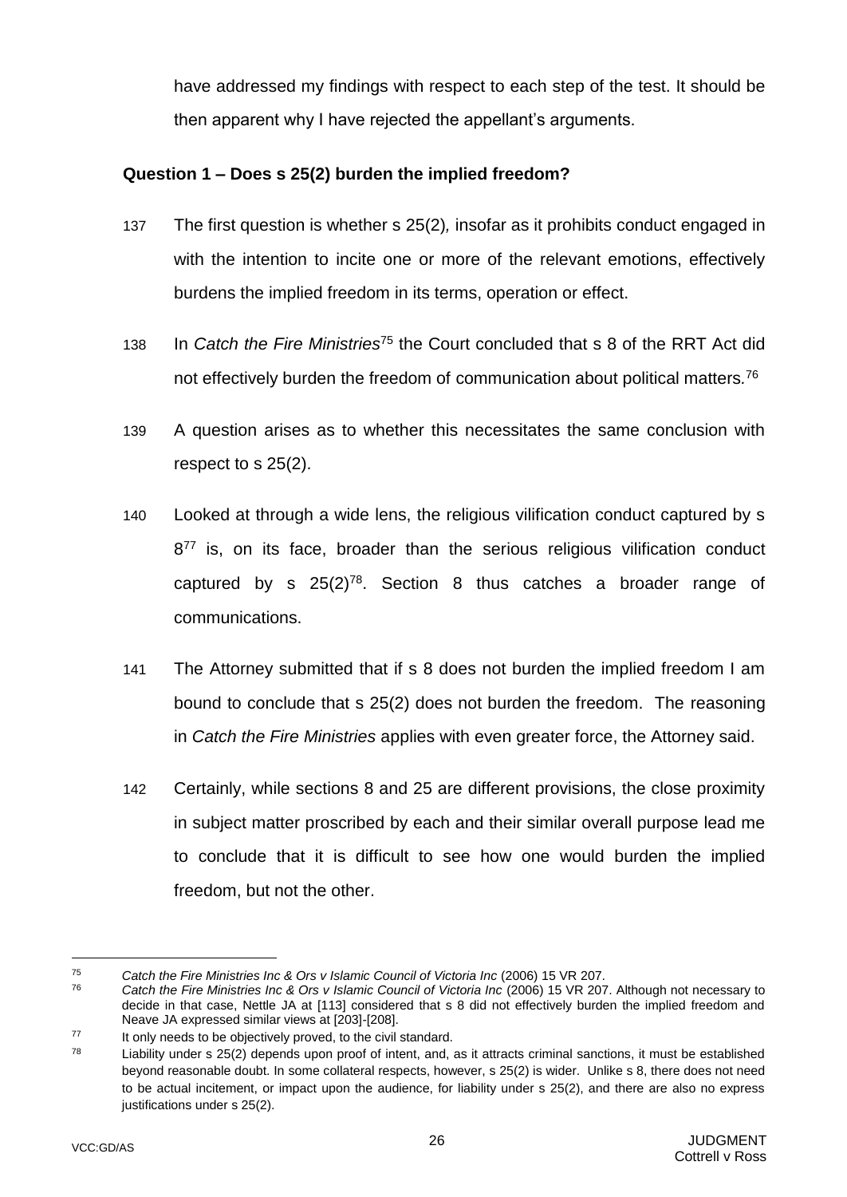have addressed my findings with respect to each step of the test. It should be then apparent why I have rejected the appellant's arguments.

**Question 1 – Does s 25(2) burden the implied freedom?**

137 The first question is whether s 25(2), insofar as it prohibits conduct engaged in with the intention to incite one or more of the relevant emotions, effectively burdens the implied freedom in its terms, operation or effect.

138 In *Catch the Fire Ministries*[75] the Court concluded that s 8 of the RRT Act did not effectively burden the freedom of communication about political matters.[76]

139 A question arises as to whether this necessitates the same conclusion with respect to s 25(2).

140 Looked at through a wide lens, the religious vilification conduct captured by s 8[77] is, on its face, broader than the serious religious vilification conduct captured by s 25(2)[78]. Section 8 thus catches a broader range of communications.

141 The Attorney submitted that if s 8 does not burden the implied freedom I am bound to conclude that s 25(2) does not burden the freedom. The reasoning in *Catch the Fire Ministries* applies with even greater force, the Attorney said.

142 Certainly, while sections 8 and 25 are different provisions, the close proximity in subject matter proscribed by each and their similar overall purpose lead me to conclude that it is difficult to see how one would burden the implied freedom, but not the other.

---

[75] *Catch the Fire Ministries Inc & Ors v Islamic Council of Victoria Inc* (2006) 15 VR 207.

[76] *Catch the Fire Ministries Inc & Ors v Islamic Council of Victoria Inc* (2006) 15 VR 207. Although not necessary to decide in that case, Nettle JA at [113] considered that s 8 did not effectively burden the implied freedom and Neave JA expressed similar views at [203]-[208].

[77] It only needs to be objectively proved, to the civil standard.

[78] Liability under s 25(2) depends upon proof of intent, and, as it attracts criminal sanctions, it must be established beyond reasonable doubt. In some collateral respects, however, s 25(2) is wider. Unlike s 8, there does not need to be actual incitement, or impact upon the audience, for liability under s 25(2), and there are also no express justifications under s 25(2).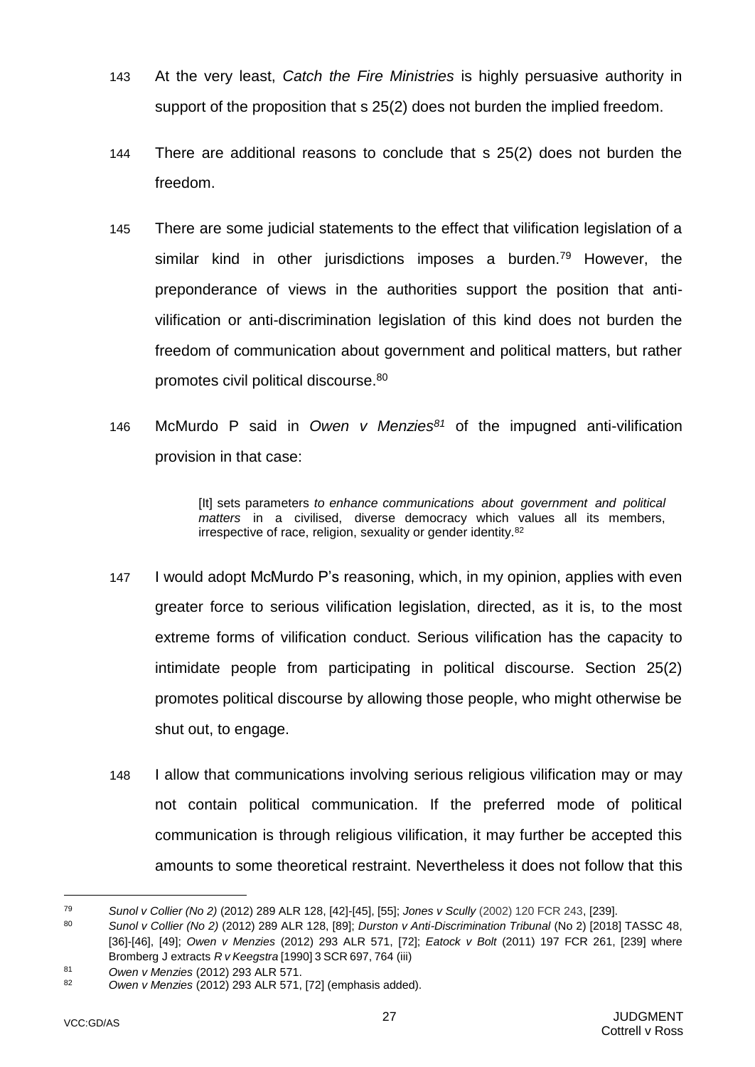143 At the very least, *Catch the Fire Ministries* is highly persuasive authority in support of the proposition that s 25(2) does not burden the implied freedom.

144 There are additional reasons to conclude that s 25(2) does not burden the freedom.

145 There are some judicial statements to the effect that vilification legislation of a similar kind in other jurisdictions imposes a burden.[79] However, the preponderance of views in the authorities support the position that anti-vilification or anti-discrimination legislation of this kind does not burden the freedom of communication about government and political matters, but rather promotes civil political discourse.[80]

146 McMurdo P said in *Owen v Menzies*[81] of the impugned anti-vilification provision in that case:

> [It] sets parameters *to enhance communications about government and political matters* in a civilised, diverse democracy which values all its members, irrespective of race, religion, sexuality or gender identity.[82]

147 I would adopt McMurdo P's reasoning, which, in my opinion, applies with even greater force to serious vilification legislation, directed, as it is, to the most extreme forms of vilification conduct. Serious vilification has the capacity to intimidate people from participating in political discourse. Section 25(2) promotes political discourse by allowing those people, who might otherwise be shut out, to engage.

148 I allow that communications involving serious religious vilification may or may not contain political communication. If the preferred mode of political communication is through religious vilification, it may further be accepted this amounts to some theoretical restraint. Nevertheless it does not follow that this

---

[79] *Sunol v Collier (No 2)* (2012) 289 ALR 128, [42]-[45], [55]; *Jones v Scully* (2002) 120 FCR 243, [239].

[80] *Sunol v Collier (No 2)* (2012) 289 ALR 128, [89]; *Durston v Anti-Discrimination Tribunal* (No 2) [2018] TASSC 48, [36]-[46], [49]; *Owen v Menzies* (2012) 293 ALR 571, [72]; *Eatock v Bolt* (2011) 197 FCR 261, [239] where Bromberg J extracts *R v Keegstra* [1990] 3 SCR 697, 764 (iii)

[81] *Owen v Menzies* (2012) 293 ALR 571.

[82] *Owen v Menzies* (2012) 293 ALR 571, [72] (emphasis added).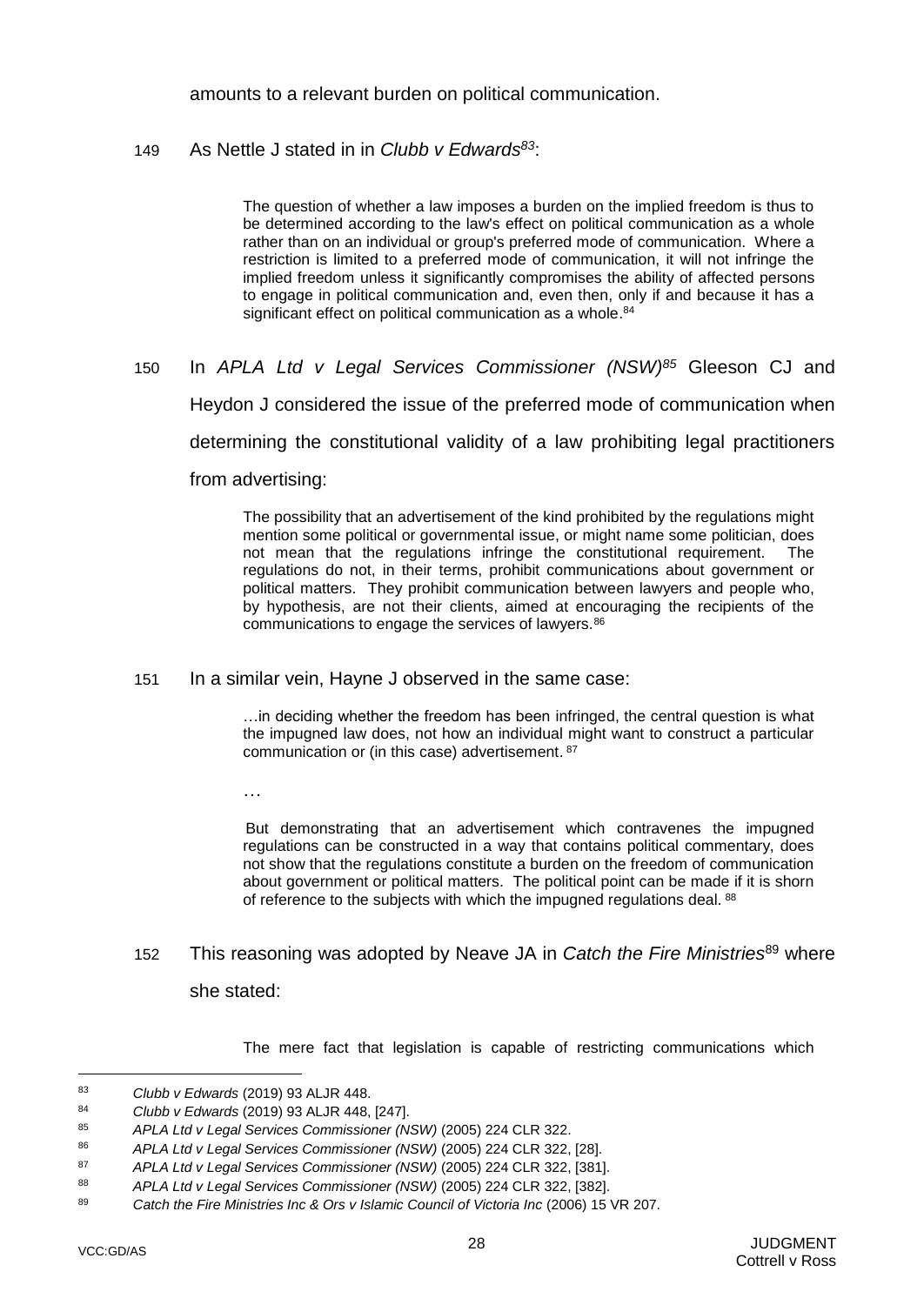amounts to a relevant burden on political communication.

149 As Nettle J stated in in *Clubb v Edwards*[83]:

> The question of whether a law imposes a burden on the implied freedom is thus to be determined according to the law's effect on political communication as a whole rather than on an individual or group's preferred mode of communication. Where a restriction is limited to a preferred mode of communication, it will not infringe the implied freedom unless it significantly compromises the ability of affected persons to engage in political communication and, even then, only if and because it has a significant effect on political communication as a whole.[84]

150 In *APLA Ltd v Legal Services Commissioner (NSW)*[85] Gleeson CJ and Heydon J considered the issue of the preferred mode of communication when determining the constitutional validity of a law prohibiting legal practitioners from advertising:

> The possibility that an advertisement of the kind prohibited by the regulations might mention some political or governmental issue, or might name some politician, does not mean that the regulations infringe the constitutional requirement. The regulations do not, in their terms, prohibit communications about government or political matters. They prohibit communication between lawyers and people who, by hypothesis, are not their clients, aimed at encouraging the recipients of the communications to engage the services of lawyers.[86]

151 In a similar vein, Hayne J observed in the same case:

> …in deciding whether the freedom has been infringed, the central question is what the impugned law does, not how an individual might want to construct a particular communication or (in this case) advertisement.[87]
>
> …
>
> But demonstrating that an advertisement which contravenes the impugned regulations can be constructed in a way that contains political commentary, does not show that the regulations constitute a burden on the freedom of communication about government or political matters. The political point can be made if it is shorn of reference to the subjects with which the impugned regulations deal.[88]

152 This reasoning was adopted by Neave JA in *Catch the Fire Ministries*[89] where she stated:

> The mere fact that legislation is capable of restricting communications which

---

[83] *Clubb v Edwards* (2019) 93 ALJR 448.

[84] *Clubb v Edwards* (2019) 93 ALJR 448, [247].

[85] *APLA Ltd v Legal Services Commissioner (NSW)* (2005) 224 CLR 322.

[86] *APLA Ltd v Legal Services Commissioner (NSW)* (2005) 224 CLR 322, [28].

[87] *APLA Ltd v Legal Services Commissioner (NSW)* (2005) 224 CLR 322, [381].

[88] *APLA Ltd v Legal Services Commissioner (NSW)* (2005) 224 CLR 322, [382].

[89] *Catch the Fire Ministries Inc & Ors v Islamic Council of Victoria Inc* (2006) 15 VR 207.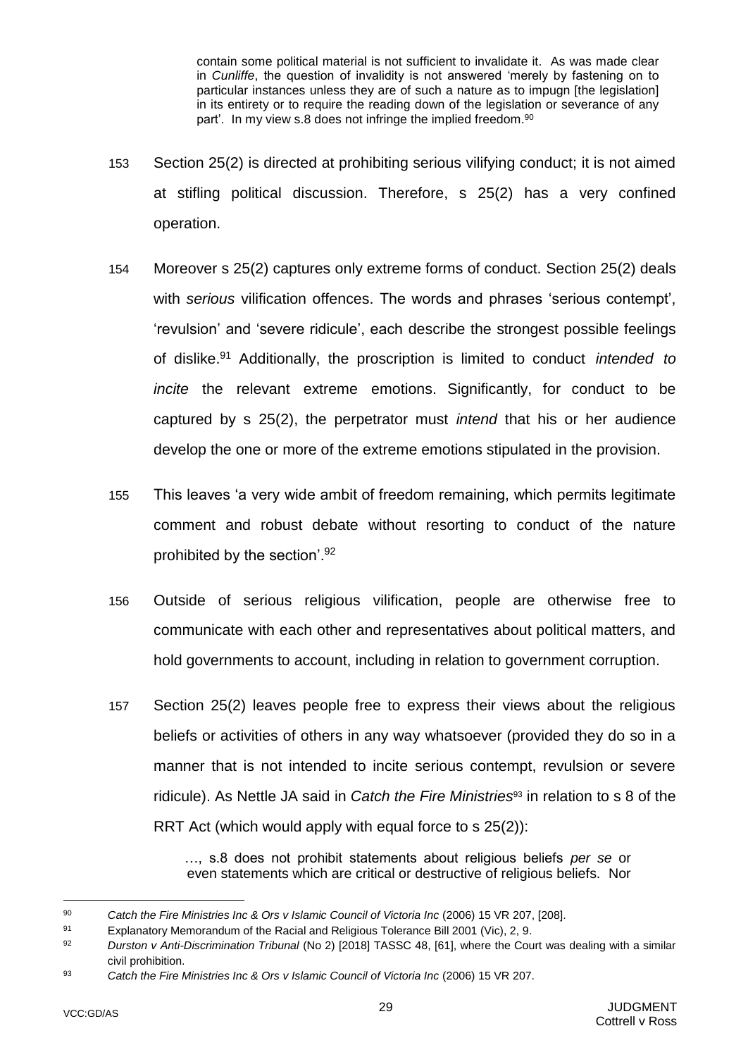> contain some political material is not sufficient to invalidate it. As was made clear in *Cunliffe*, the question of invalidity is not answered 'merely by fastening on to particular instances unless they are of such a nature as to impugn [the legislation] in its entirety or to require the reading down of the legislation or severance of any part'. In my view s.8 does not infringe the implied freedom.[90]

153 Section 25(2) is directed at prohibiting serious vilifying conduct; it is not aimed at stifling political discussion. Therefore, s 25(2) has a very confined operation.

154 Moreover s 25(2) captures only extreme forms of conduct. Section 25(2) deals with *serious* vilification offences. The words and phrases 'serious contempt', 'revulsion' and 'severe ridicule', each describe the strongest possible feelings of dislike.[91] Additionally, the proscription is limited to conduct *intended to incite* the relevant extreme emotions. Significantly, for conduct to be captured by s 25(2), the perpetrator must *intend* that his or her audience develop the one or more of the extreme emotions stipulated in the provision.

155 This leaves 'a very wide ambit of freedom remaining, which permits legitimate comment and robust debate without resorting to conduct of the nature prohibited by the section'.[92]

156 Outside of serious religious vilification, people are otherwise free to communicate with each other and representatives about political matters, and hold governments to account, including in relation to government corruption.

157 Section 25(2) leaves people free to express their views about the religious beliefs or activities of others in any way whatsoever (provided they do so in a manner that is not intended to incite serious contempt, revulsion or severe ridicule). As Nettle JA said in *Catch the Fire Ministries*[93] in relation to s 8 of the RRT Act (which would apply with equal force to s 25(2)):

> …, s.8 does not prohibit statements about religious beliefs *per se* or even statements which are critical or destructive of religious beliefs. Nor

---

[90] *Catch the Fire Ministries Inc & Ors v Islamic Council of Victoria Inc* (2006) 15 VR 207, [208].

[91] Explanatory Memorandum of the Racial and Religious Tolerance Bill 2001 (Vic), 2, 9.

[92] *Durston v Anti-Discrimination Tribunal* (No 2) [2018] TASSC 48, [61], where the Court was dealing with a similar civil prohibition.

[93] *Catch the Fire Ministries Inc & Ors v Islamic Council of Victoria Inc* (2006) 15 VR 207.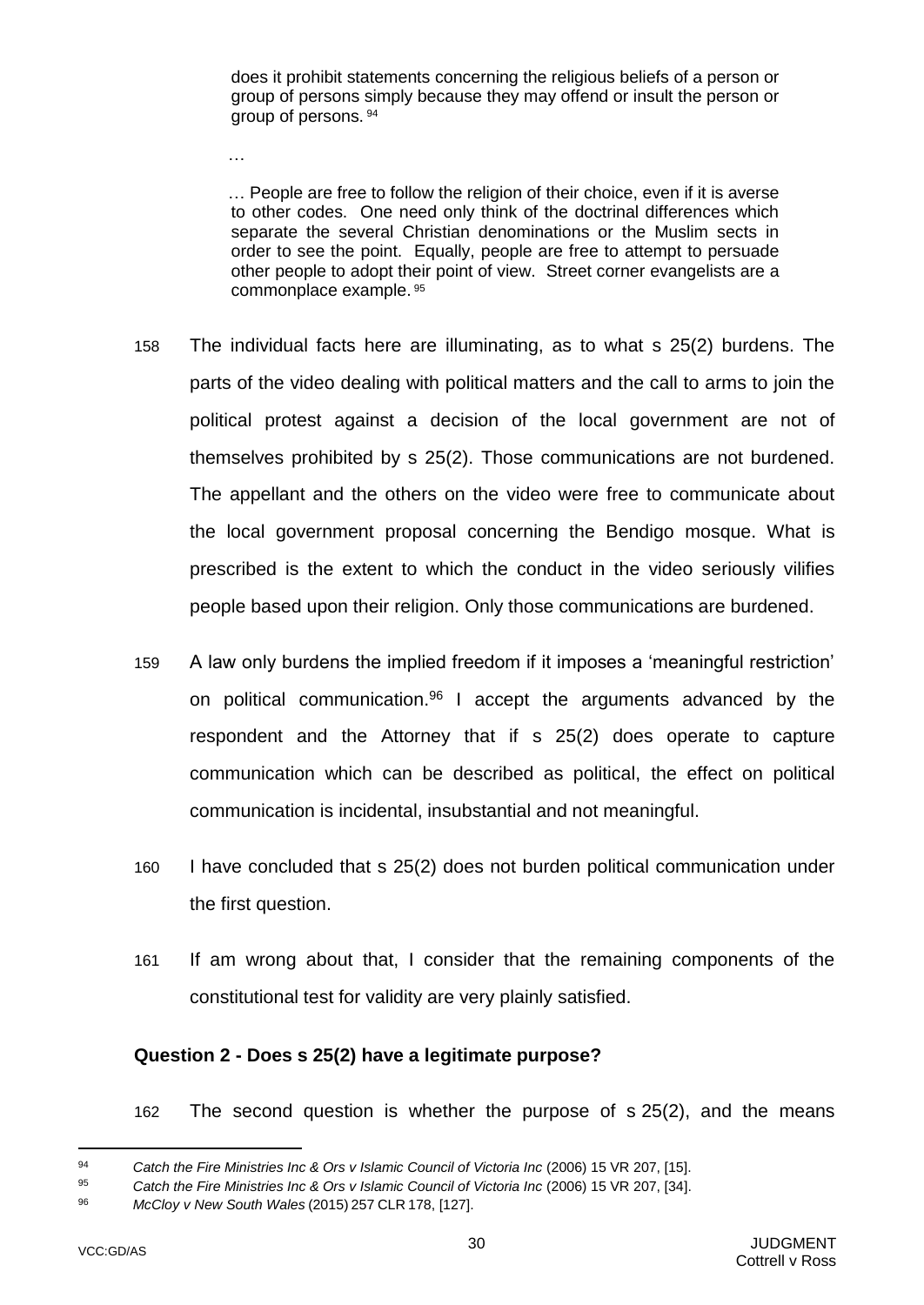> does it prohibit statements concerning the religious beliefs of a person or group of persons simply because they may offend or insult the person or group of persons.[94]
>
> …
>
> … People are free to follow the religion of their choice, even if it is averse to other codes. One need only think of the doctrinal differences which separate the several Christian denominations or the Muslim sects in order to see the point. Equally, people are free to attempt to persuade other people to adopt their point of view. Street corner evangelists are a commonplace example.[95]

158 The individual facts here are illuminating, as to what s 25(2) burdens. The parts of the video dealing with political matters and the call to arms to join the political protest against a decision of the local government are not of themselves prohibited by s 25(2). Those communications are not burdened. The appellant and the others on the video were free to communicate about the local government proposal concerning the Bendigo mosque. What is prescribed is the extent to which the conduct in the video seriously vilifies people based upon their religion. Only those communications are burdened.

159 A law only burdens the implied freedom if it imposes a 'meaningful restriction' on political communication.[96] I accept the arguments advanced by the respondent and the Attorney that if s 25(2) does operate to capture communication which can be described as political, the effect on political communication is incidental, insubstantial and not meaningful.

160 I have concluded that s 25(2) does not burden political communication under the first question.

161 If am wrong about that, I consider that the remaining components of the constitutional test for validity are very plainly satisfied.

### Question 2 - Does s 25(2) have a legitimate purpose?

162 The second question is whether the purpose of s 25(2), and the means

---

[94] *Catch the Fire Ministries Inc & Ors v Islamic Council of Victoria Inc* (2006) 15 VR 207, [15].

[95] *Catch the Fire Ministries Inc & Ors v Islamic Council of Victoria Inc* (2006) 15 VR 207, [34].

[96] *McCloy v New South Wales* (2015) 257 CLR 178, [127].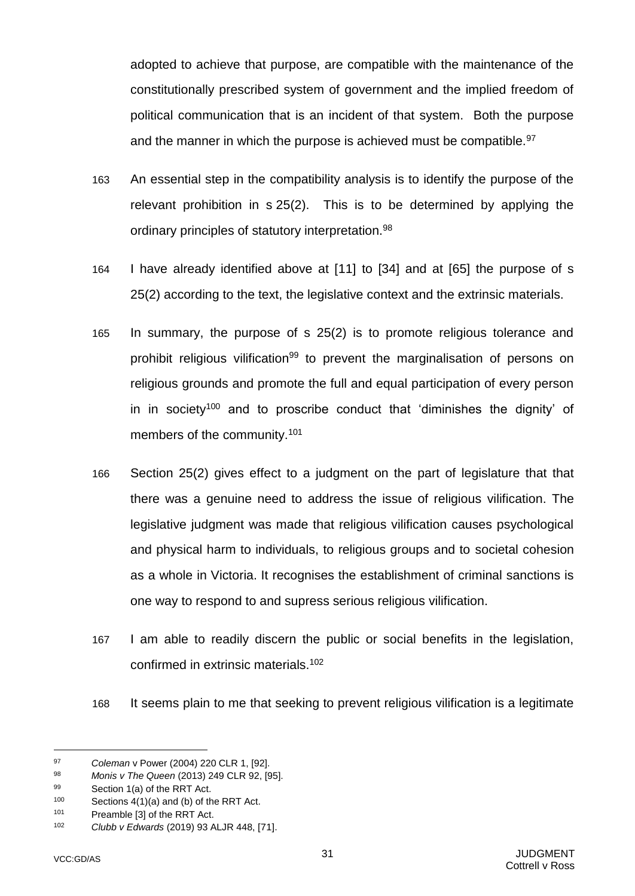adopted to achieve that purpose, are compatible with the maintenance of the constitutionally prescribed system of government and the implied freedom of political communication that is an incident of that system. Both the purpose and the manner in which the purpose is achieved must be compatible.[97]

163 An essential step in the compatibility analysis is to identify the purpose of the relevant prohibition in s 25(2). This is to be determined by applying the ordinary principles of statutory interpretation.[98]

164 I have already identified above at [11] to [34] and at [65] the purpose of s 25(2) according to the text, the legislative context and the extrinsic materials.

165 In summary, the purpose of s 25(2) is to promote religious tolerance and prohibit religious vilification[99] to prevent the marginalisation of persons on religious grounds and promote the full and equal participation of every person in in society[100] and to proscribe conduct that 'diminishes the dignity' of members of the community.[101]

166 Section 25(2) gives effect to a judgment on the part of legislature that that there was a genuine need to address the issue of religious vilification. The legislative judgment was made that religious vilification causes psychological and physical harm to individuals, to religious groups and to societal cohesion as a whole in Victoria. It recognises the establishment of criminal sanctions is one way to respond to and supress serious religious vilification.

167 I am able to readily discern the public or social benefits in the legislation, confirmed in extrinsic materials.[102]

168 It seems plain to me that seeking to prevent religious vilification is a legitimate

---

[97] *Coleman* v Power (2004) 220 CLR 1, [92].

[98] *Monis v The Queen* (2013) 249 CLR 92, [95].

[99] Section 1(a) of the RRT Act.

[100] Sections 4(1)(a) and (b) of the RRT Act.

[101] Preamble [3] of the RRT Act.

[102] *Clubb v Edwards* (2019) 93 ALJR 448, [71].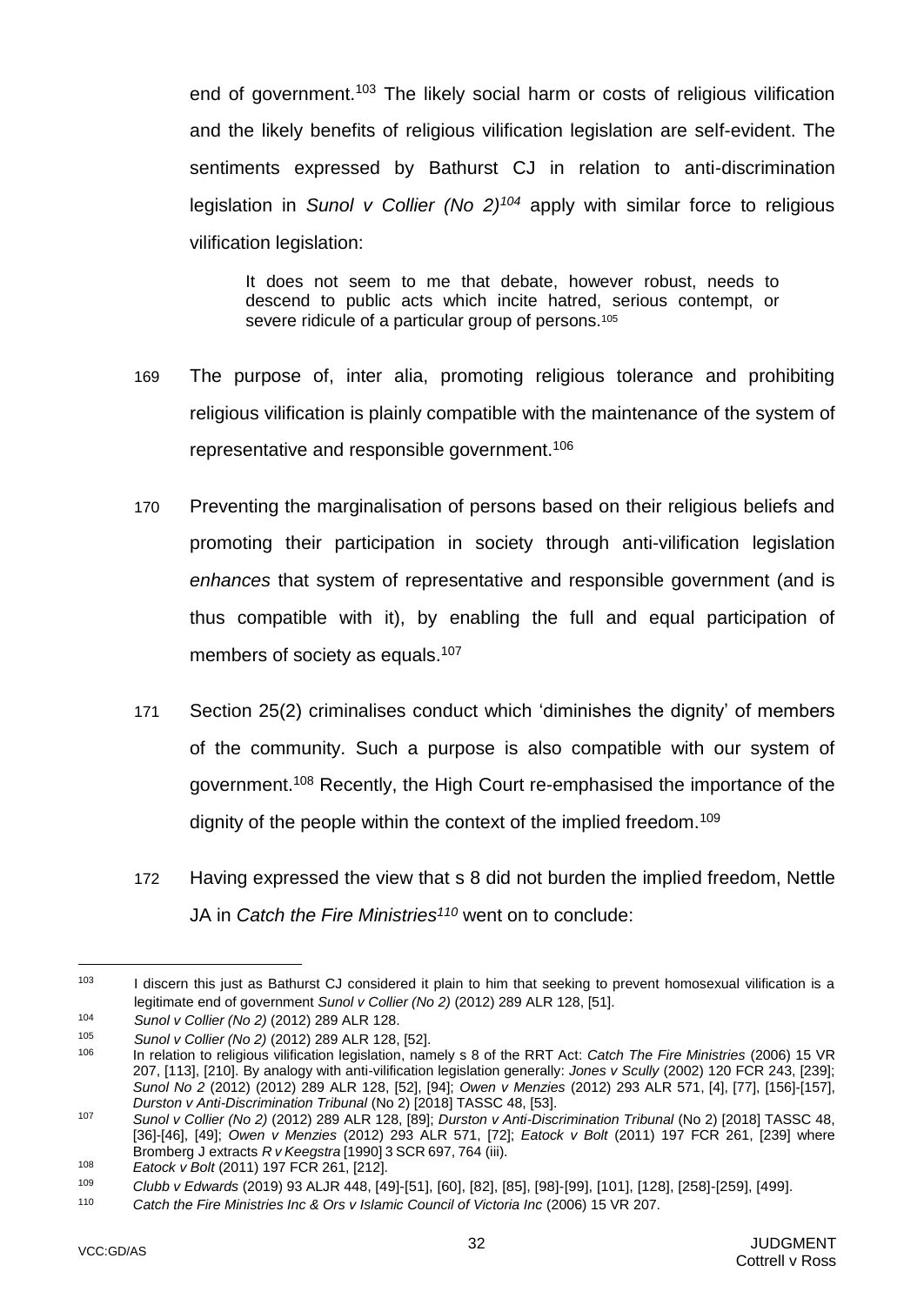end of government.[103] The likely social harm or costs of religious vilification and the likely benefits of religious vilification legislation are self-evident. The sentiments expressed by Bathurst CJ in relation to anti-discrimination legislation in *Sunol v Collier (No 2)*[104] apply with similar force to religious vilification legislation:

> It does not seem to me that debate, however robust, needs to descend to public acts which incite hatred, serious contempt, or severe ridicule of a particular group of persons.[105]

169 The purpose of, inter alia, promoting religious tolerance and prohibiting religious vilification is plainly compatible with the maintenance of the system of representative and responsible government.[106]

170 Preventing the marginalisation of persons based on their religious beliefs and promoting their participation in society through anti-vilification legislation *enhances* that system of representative and responsible government (and is thus compatible with it), by enabling the full and equal participation of members of society as equals.[107]

171 Section 25(2) criminalises conduct which 'diminishes the dignity' of members of the community. Such a purpose is also compatible with our system of government.[108] Recently, the High Court re-emphasised the importance of the dignity of the people within the context of the implied freedom.[109]

172 Having expressed the view that s 8 did not burden the implied freedom, Nettle JA in *Catch the Fire Ministries*[110] went on to conclude:

---

[103] I discern this just as Bathurst CJ considered it plain to him that seeking to prevent homosexual vilification is a legitimate end of government *Sunol v Collier (No 2)* (2012) 289 ALR 128, [51].

[104] *Sunol v Collier (No 2)* (2012) 289 ALR 128.

[105] *Sunol v Collier (No 2)* (2012) 289 ALR 128, [52].

[106] In relation to religious vilification legislation, namely s 8 of the RRT Act: *Catch The Fire Ministries* (2006) 15 VR 207, [113], [210]. By analogy with anti-vilification legislation generally: *Jones v Scully* (2002) 120 FCR 243, [239]; *Sunol No 2* (2012) (2012) 289 ALR 128, [52], [94]; *Owen v Menzies* (2012) 293 ALR 571, [4], [77], [156]-[157], *Durston v Anti-Discrimination Tribunal* (No 2) [2018] TASSC 48, [53].

[107] *Sunol v Collier (No 2)* (2012) 289 ALR 128, [89]; *Durston v Anti-Discrimination Tribunal* (No 2) [2018] TASSC 48, [36]-[46], [49]; *Owen v Menzies* (2012) 293 ALR 571, [72]; *Eatock v Bolt* (2011) 197 FCR 261, [239] where Bromberg J extracts *R v Keegstra* [1990] 3 SCR 697, 764 (iii).

[108] *Eatock v Bolt* (2011) 197 FCR 261, [212].

[109] *Clubb v Edwards* (2019) 93 ALJR 448, [49]-[51], [60], [82], [85], [98]-[99], [101], [128], [258]-[259], [499].

[110] *Catch the Fire Ministries Inc & Ors v Islamic Council of Victoria Inc* (2006) 15 VR 207.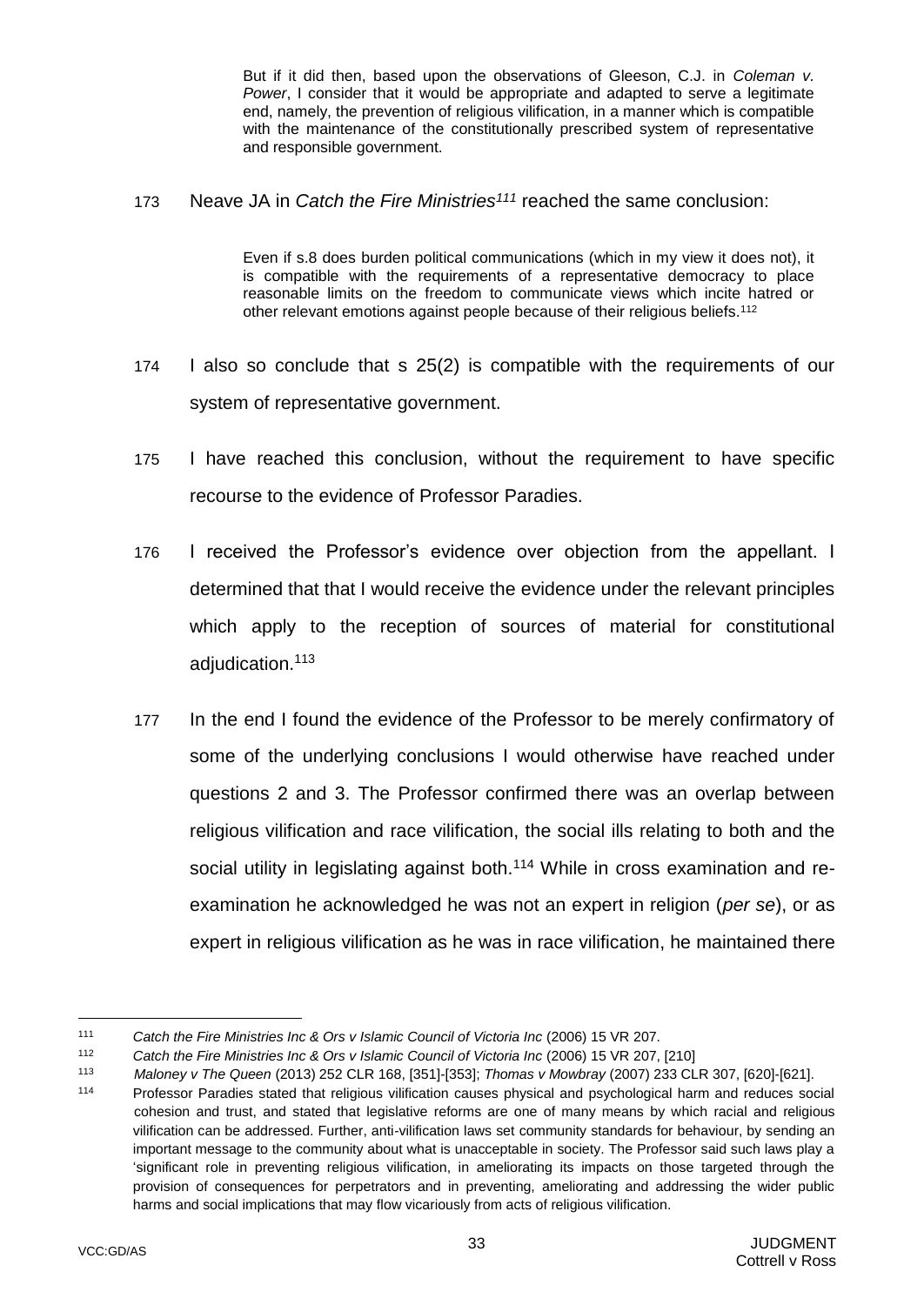> But if it did then, based upon the observations of Gleeson, C.J. in *Coleman v. Power*, I consider that it would be appropriate and adapted to serve a legitimate end, namely, the prevention of religious vilification, in a manner which is compatible with the maintenance of the constitutionally prescribed system of representative and responsible government.

173 Neave JA in *Catch the Fire Ministries*[111] reached the same conclusion:

> Even if s.8 does burden political communications (which in my view it does not), it is compatible with the requirements of a representative democracy to place reasonable limits on the freedom to communicate views which incite hatred or other relevant emotions against people because of their religious beliefs.[112]

174 I also so conclude that s 25(2) is compatible with the requirements of our system of representative government.

175 I have reached this conclusion, without the requirement to have specific recourse to the evidence of Professor Paradies.

176 I received the Professor's evidence over objection from the appellant. I determined that that I would receive the evidence under the relevant principles which apply to the reception of sources of material for constitutional adjudication.[113]

177 In the end I found the evidence of the Professor to be merely confirmatory of some of the underlying conclusions I would otherwise have reached under questions 2 and 3. The Professor confirmed there was an overlap between religious vilification and race vilification, the social ills relating to both and the social utility in legislating against both.[114] While in cross examination and re-examination he acknowledged he was not an expert in religion (*per se*), or as expert in religious vilification as he was in race vilification, he maintained there

---

[111] *Catch the Fire Ministries Inc & Ors v Islamic Council of Victoria Inc* (2006) 15 VR 207.

[112] *Catch the Fire Ministries Inc & Ors v Islamic Council of Victoria Inc* (2006) 15 VR 207, [210]

[113] *Maloney v The Queen* (2013) 252 CLR 168, [351]-[353]; *Thomas v Mowbray* (2007) 233 CLR 307, [620]-[621].

[114] Professor Paradies stated that religious vilification causes physical and psychological harm and reduces social cohesion and trust, and stated that legislative reforms are one of many means by which racial and religious vilification can be addressed. Further, anti-vilification laws set community standards for behaviour, by sending an important message to the community about what is unacceptable in society. The Professor said such laws play a 'significant role in preventing religious vilification, in ameliorating its impacts on those targeted through the provision of consequences for perpetrators and in preventing, ameliorating and addressing the wider public harms and social implications that may flow vicariously from acts of religious vilification.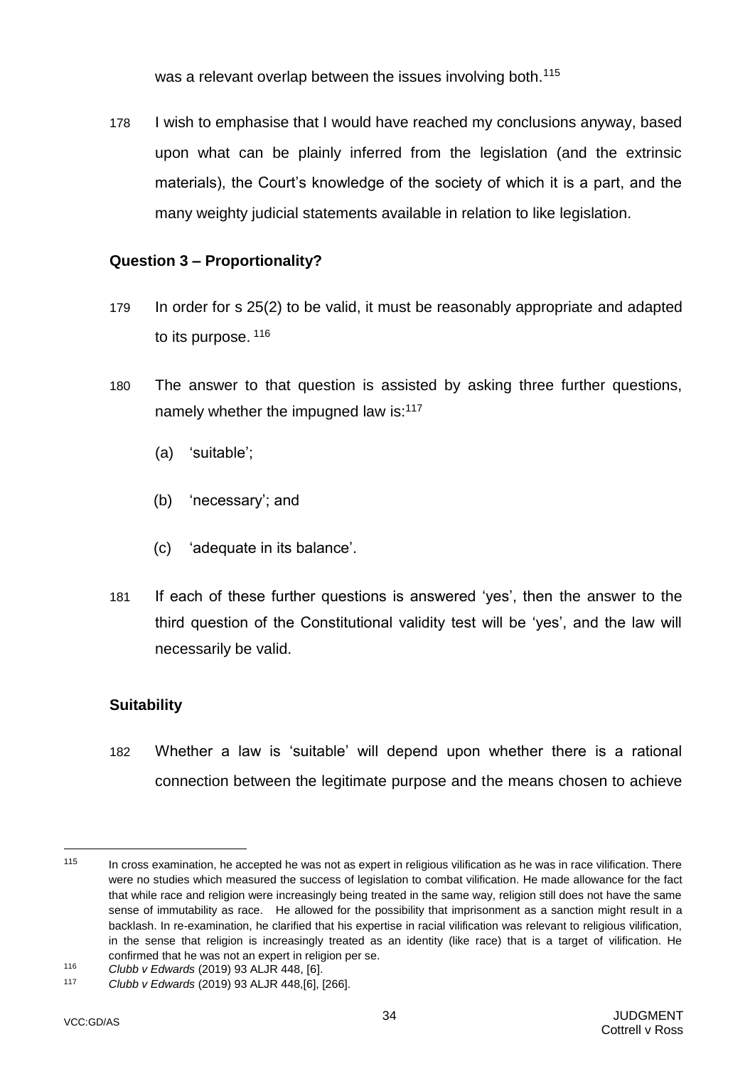was a relevant overlap between the issues involving both.[115]

178 I wish to emphasise that I would have reached my conclusions anyway, based upon what can be plainly inferred from the legislation (and the extrinsic materials), the Court's knowledge of the society of which it is a part, and the many weighty judicial statements available in relation to like legislation.

**Question 3 – Proportionality?**

179 In order for s 25(2) to be valid, it must be reasonably appropriate and adapted to its purpose.[116]

180 The answer to that question is assisted by asking three further questions, namely whether the impugned law is:[117]

(a) 'suitable';

(b) 'necessary'; and

(c) 'adequate in its balance'.

181 If each of these further questions is answered 'yes', then the answer to the third question of the Constitutional validity test will be 'yes', and the law will necessarily be valid.

**Suitability**

182 Whether a law is 'suitable' will depend upon whether there is a rational connection between the legitimate purpose and the means chosen to achieve

---

[115] In cross examination, he accepted he was not as expert in religious vilification as he was in race vilification. There were no studies which measured the success of legislation to combat vilification. He made allowance for the fact that while race and religion were increasingly being treated in the same way, religion still does not have the same sense of immutability as race. He allowed for the possibility that imprisonment as a sanction might result in a backlash. In re-examination, he clarified that his expertise in racial vilification was relevant to religious vilification, in the sense that religion is increasingly treated as an identity (like race) that is a target of vilification. He confirmed that he was not an expert in religion per se.

[116] *Clubb v Edwards* (2019) 93 ALJR 448, [6].

[117] *Clubb v Edwards* (2019) 93 ALJR 448,[6], [266].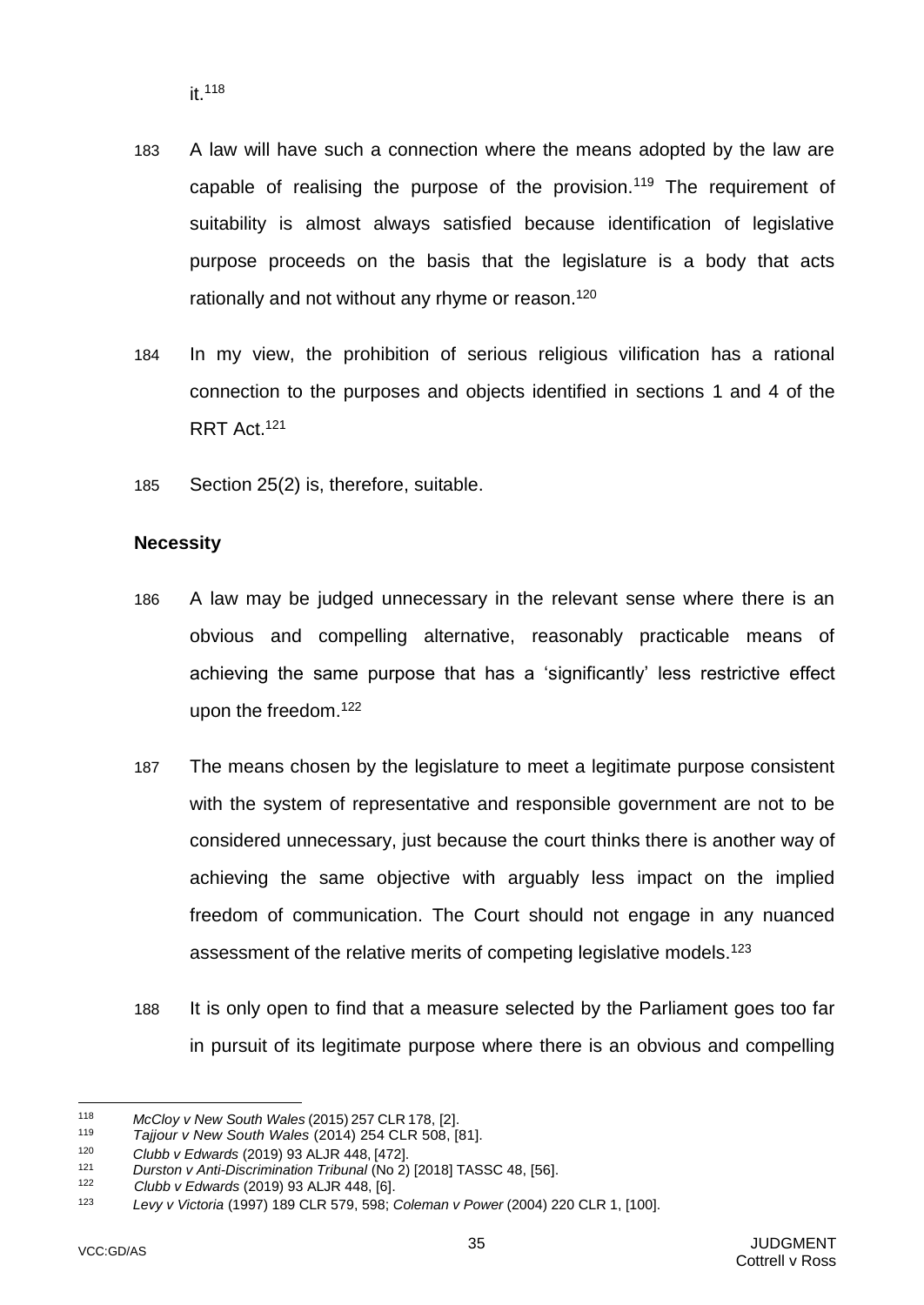it.[118]

183 A law will have such a connection where the means adopted by the law are capable of realising the purpose of the provision.[119] The requirement of suitability is almost always satisfied because identification of legislative purpose proceeds on the basis that the legislature is a body that acts rationally and not without any rhyme or reason.[120]

184 In my view, the prohibition of serious religious vilification has a rational connection to the purposes and objects identified in sections 1 and 4 of the RRT Act.[121]

185 Section 25(2) is, therefore, suitable.

**Necessity**

186 A law may be judged unnecessary in the relevant sense where there is an obvious and compelling alternative, reasonably practicable means of achieving the same purpose that has a 'significantly' less restrictive effect upon the freedom.[122]

187 The means chosen by the legislature to meet a legitimate purpose consistent with the system of representative and responsible government are not to be considered unnecessary, just because the court thinks there is another way of achieving the same objective with arguably less impact on the implied freedom of communication. The Court should not engage in any nuanced assessment of the relative merits of competing legislative models.[123]

188 It is only open to find that a measure selected by the Parliament goes too far in pursuit of its legitimate purpose where there is an obvious and compelling

---

118 *McCloy v New South Wales* (2015) 257 CLR 178, [2].

119 *Tajjour v New South Wales* (2014) 254 CLR 508, [81].

120 *Clubb v Edwards* (2019) 93 ALJR 448, [472].

121 *Durston v Anti-Discrimination Tribunal* (No 2) [2018] TASSC 48, [56].

122 *Clubb v Edwards* (2019) 93 ALJR 448, [6].

123 *Levy v Victoria* (1997) 189 CLR 579, 598; *Coleman v Power* (2004) 220 CLR 1, [100].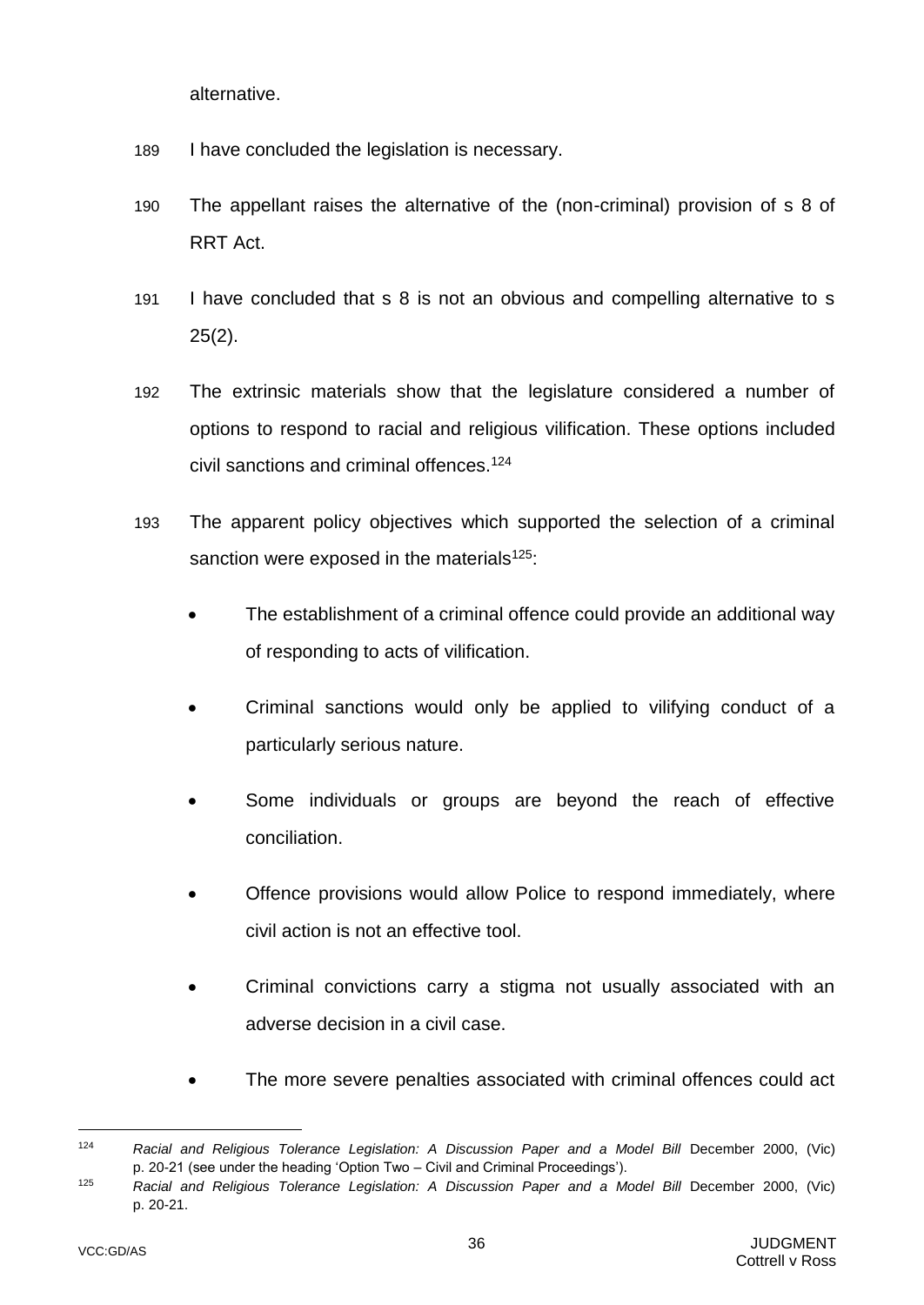alternative.

189 I have concluded the legislation is necessary.

190 The appellant raises the alternative of the (non-criminal) provision of s 8 of RRT Act.

191 I have concluded that s 8 is not an obvious and compelling alternative to s 25(2).

192 The extrinsic materials show that the legislature considered a number of options to respond to racial and religious vilification. These options included civil sanctions and criminal offences.[124]

193 The apparent policy objectives which supported the selection of a criminal sanction were exposed in the materials[125]:

- The establishment of a criminal offence could provide an additional way of responding to acts of vilification.
- Criminal sanctions would only be applied to vilifying conduct of a particularly serious nature.
- Some individuals or groups are beyond the reach of effective conciliation.
- Offence provisions would allow Police to respond immediately, where civil action is not an effective tool.
- Criminal convictions carry a stigma not usually associated with an adverse decision in a civil case.
- The more severe penalties associated with criminal offences could act

---

[124] *Racial and Religious Tolerance Legislation: A Discussion Paper and a Model Bill* December 2000, (Vic) p. 20-21 (see under the heading 'Option Two – Civil and Criminal Proceedings').

[125] *Racial and Religious Tolerance Legislation: A Discussion Paper and a Model Bill* December 2000, (Vic) p. 20-21.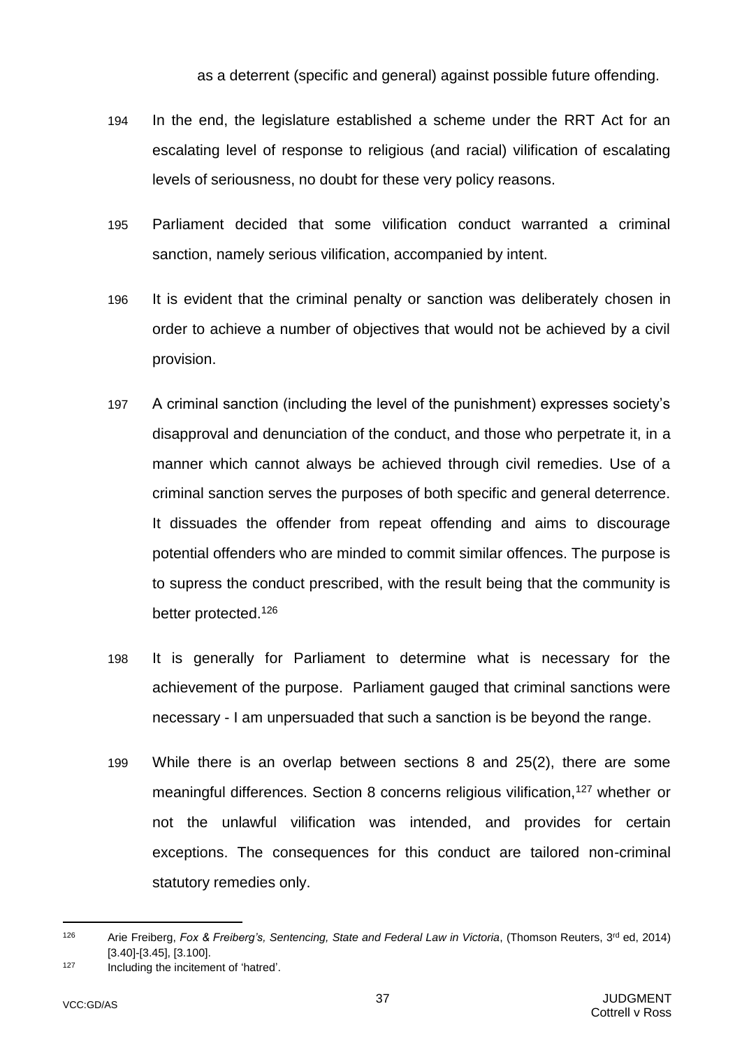as a deterrent (specific and general) against possible future offending.

194 In the end, the legislature established a scheme under the RRT Act for an escalating level of response to religious (and racial) vilification of escalating levels of seriousness, no doubt for these very policy reasons.

195 Parliament decided that some vilification conduct warranted a criminal sanction, namely serious vilification, accompanied by intent.

196 It is evident that the criminal penalty or sanction was deliberately chosen in order to achieve a number of objectives that would not be achieved by a civil provision.

197 A criminal sanction (including the level of the punishment) expresses society's disapproval and denunciation of the conduct, and those who perpetrate it, in a manner which cannot always be achieved through civil remedies. Use of a criminal sanction serves the purposes of both specific and general deterrence. It dissuades the offender from repeat offending and aims to discourage potential offenders who are minded to commit similar offences. The purpose is to supress the conduct prescribed, with the result being that the community is better protected.[126]

198 It is generally for Parliament to determine what is necessary for the achievement of the purpose. Parliament gauged that criminal sanctions were necessary - I am unpersuaded that such a sanction is be beyond the range.

199 While there is an overlap between sections 8 and 25(2), there are some meaningful differences. Section 8 concerns religious vilification,[127] whether or not the unlawful vilification was intended, and provides for certain exceptions. The consequences for this conduct are tailored non-criminal statutory remedies only.

---

[126] Arie Freiberg, *Fox & Freiberg's, Sentencing, State and Federal Law in Victoria*, (Thomson Reuters, 3rd ed, 2014) [3.40]-[3.45], [3.100].

[127] Including the incitement of 'hatred'.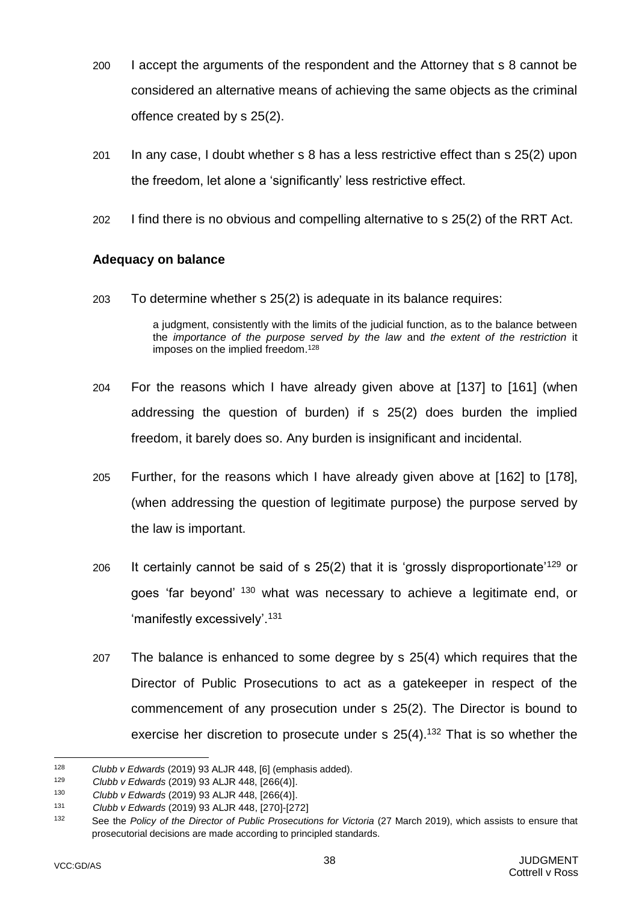200 I accept the arguments of the respondent and the Attorney that s 8 cannot be considered an alternative means of achieving the same objects as the criminal offence created by s 25(2).

201 In any case, I doubt whether s 8 has a less restrictive effect than s 25(2) upon the freedom, let alone a 'significantly' less restrictive effect.

202 I find there is no obvious and compelling alternative to s 25(2) of the RRT Act.

### Adequacy on balance

203 To determine whether s 25(2) is adequate in its balance requires:

> a judgment, consistently with the limits of the judicial function, as to the balance between the *importance of the purpose served by the law* and *the extent of the restriction* it imposes on the implied freedom.[128]

204 For the reasons which I have already given above at [137] to [161] (when addressing the question of burden) if s 25(2) does burden the implied freedom, it barely does so. Any burden is insignificant and incidental.

205 Further, for the reasons which I have already given above at [162] to [178], (when addressing the question of legitimate purpose) the purpose served by the law is important.

206 It certainly cannot be said of s 25(2) that it is 'grossly disproportionate'[129] or goes 'far beyond'[130] what was necessary to achieve a legitimate end, or 'manifestly excessively'.[131]

207 The balance is enhanced to some degree by s 25(4) which requires that the Director of Public Prosecutions to act as a gatekeeper in respect of the commencement of any prosecution under s 25(2). The Director is bound to exercise her discretion to prosecute under s 25(4).[132] That is so whether the

---

[128] *Clubb v Edwards* (2019) 93 ALJR 448, [6] (emphasis added).

[129] *Clubb v Edwards* (2019) 93 ALJR 448, [266(4)].

[130] *Clubb v Edwards* (2019) 93 ALJR 448, [266(4)].

[131] *Clubb v Edwards* (2019) 93 ALJR 448, [270]-[272]

[132] See the *Policy of the Director of Public Prosecutions for Victoria* (27 March 2019), which assists to ensure that prosecutorial decisions are made according to principled standards.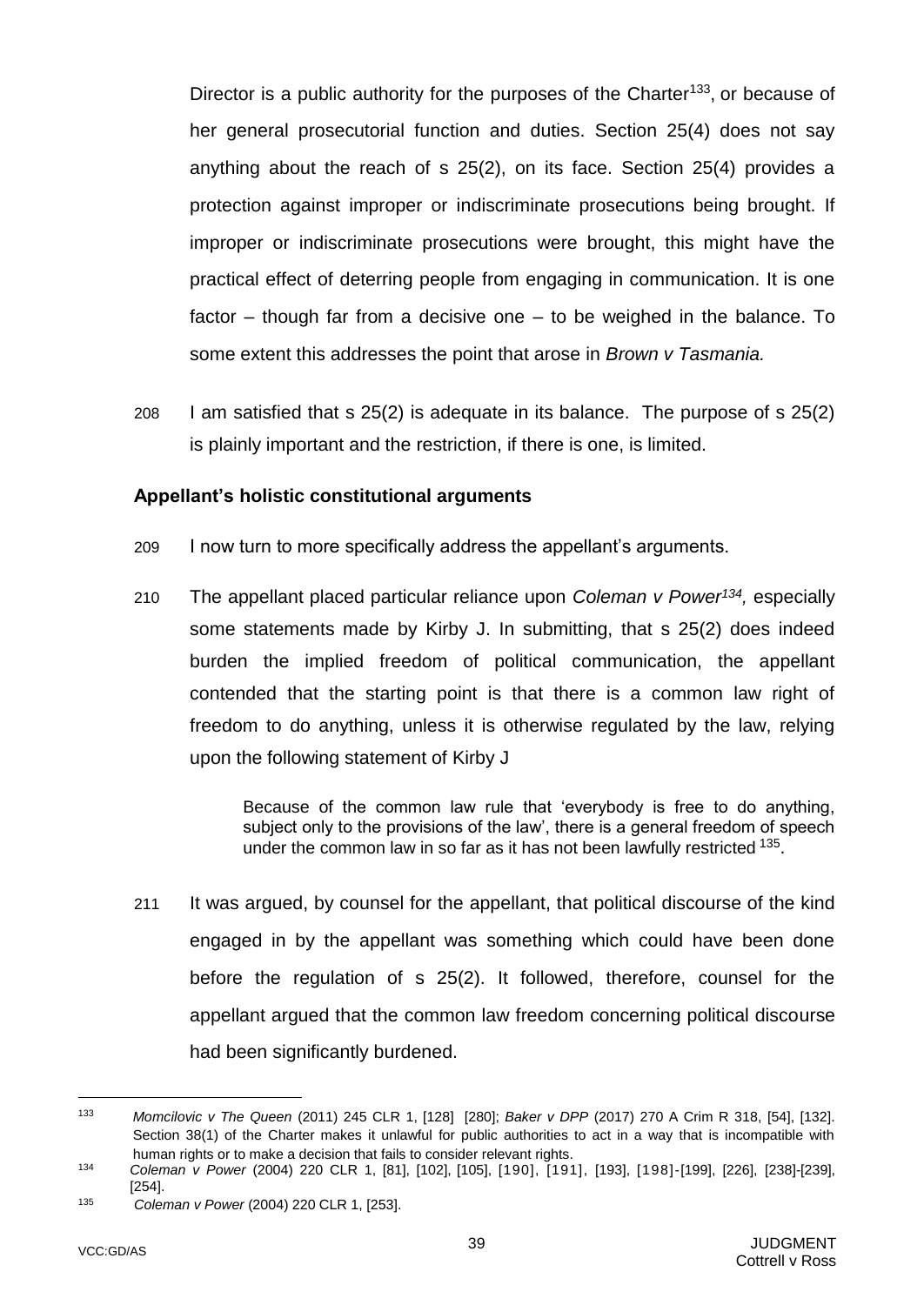Director is a public authority for the purposes of the Charter[133], or because of her general prosecutorial function and duties. Section 25(4) does not say anything about the reach of s 25(2), on its face. Section 25(4) provides a protection against improper or indiscriminate prosecutions being brought. If improper or indiscriminate prosecutions were brought, this might have the practical effect of deterring people from engaging in communication. It is one factor – though far from a decisive one – to be weighed in the balance. To some extent this addresses the point that arose in *Brown v Tasmania.*

208 I am satisfied that s 25(2) is adequate in its balance. The purpose of s 25(2) is plainly important and the restriction, if there is one, is limited.

**Appellant's holistic constitutional arguments**

209 I now turn to more specifically address the appellant's arguments.

210 The appellant placed particular reliance upon *Coleman v Power*[134]*,* especially some statements made by Kirby J. In submitting, that s 25(2) does indeed burden the implied freedom of political communication, the appellant contended that the starting point is that there is a common law right of freedom to do anything, unless it is otherwise regulated by the law, relying upon the following statement of Kirby J

> Because of the common law rule that 'everybody is free to do anything, subject only to the provisions of the law', there is a general freedom of speech under the common law in so far as it has not been lawfully restricted [135].

211 It was argued, by counsel for the appellant, that political discourse of the kind engaged in by the appellant was something which could have been done before the regulation of s 25(2). It followed, therefore, counsel for the appellant argued that the common law freedom concerning political discourse had been significantly burdened.

---

133 *Momcilovic v The Queen* (2011) 245 CLR 1, [128] [280]; *Baker v DPP* (2017) 270 A Crim R 318, [54], [132]. Section 38(1) of the Charter makes it unlawful for public authorities to act in a way that is incompatible with human rights or to make a decision that fails to consider relevant rights.

134 *Coleman v Power* (2004) 220 CLR 1, [81], [102], [105], [190], [191], [193], [198]-[199], [226], [238]-[239], [254].

135 *Coleman v Power* (2004) 220 CLR 1, [253].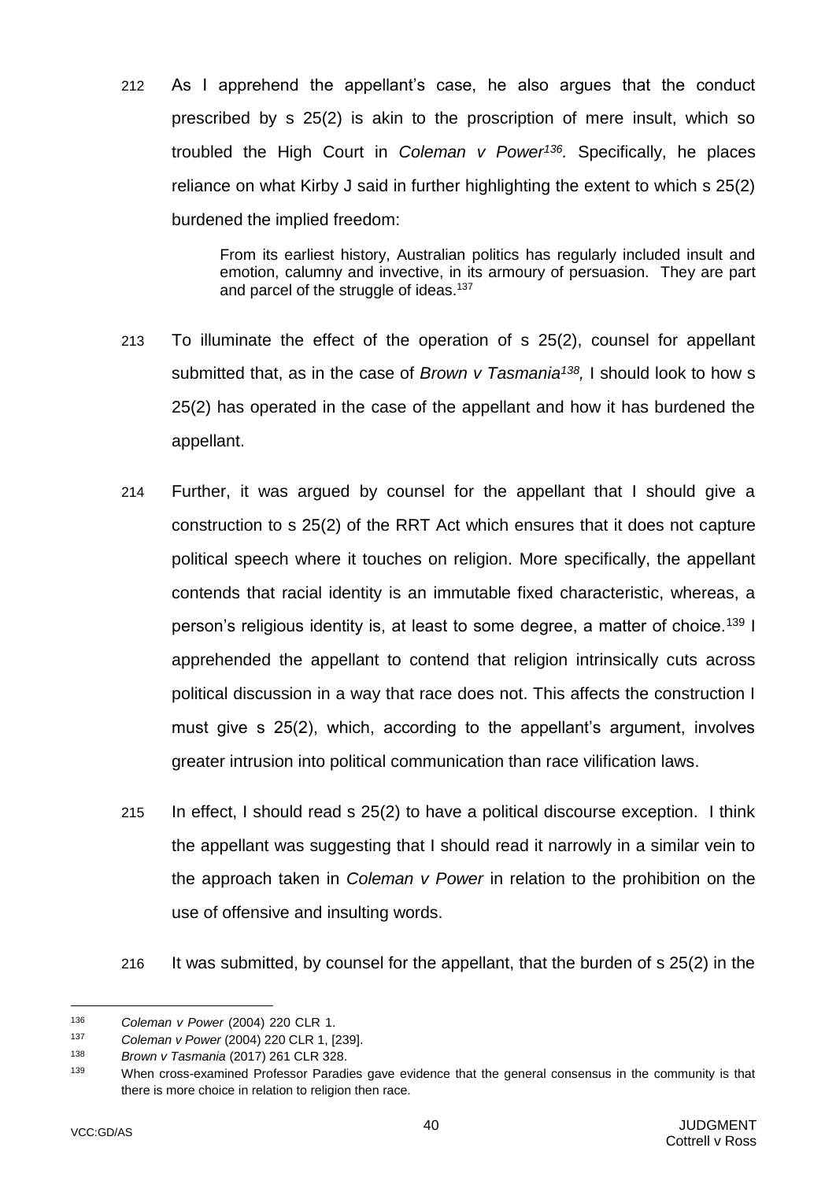212 As I apprehend the appellant's case, he also argues that the conduct prescribed by s 25(2) is akin to the proscription of mere insult, which so troubled the High Court in *Coleman v Power*[136]*.* Specifically, he places reliance on what Kirby J said in further highlighting the extent to which s 25(2) burdened the implied freedom:

> From its earliest history, Australian politics has regularly included insult and emotion, calumny and invective, in its armoury of persuasion. They are part and parcel of the struggle of ideas.[137]

213 To illuminate the effect of the operation of s 25(2), counsel for appellant submitted that, as in the case of *Brown v Tasmania*[138]*,* I should look to how s 25(2) has operated in the case of the appellant and how it has burdened the appellant.

214 Further, it was argued by counsel for the appellant that I should give a construction to s 25(2) of the RRT Act which ensures that it does not capture political speech where it touches on religion. More specifically, the appellant contends that racial identity is an immutable fixed characteristic, whereas, a person's religious identity is, at least to some degree, a matter of choice.[139] I apprehended the appellant to contend that religion intrinsically cuts across political discussion in a way that race does not. This affects the construction I must give s 25(2), which, according to the appellant's argument, involves greater intrusion into political communication than race vilification laws.

215 In effect, I should read s 25(2) to have a political discourse exception. I think the appellant was suggesting that I should read it narrowly in a similar vein to the approach taken in *Coleman v Power* in relation to the prohibition on the use of offensive and insulting words.

216 It was submitted, by counsel for the appellant, that the burden of s 25(2) in the

---

[136] *Coleman v Power* (2004) 220 CLR 1.

[137] *Coleman v Power* (2004) 220 CLR 1, [239].

[138] *Brown v Tasmania* (2017) 261 CLR 328.

[139] When cross-examined Professor Paradies gave evidence that the general consensus in the community is that there is more choice in relation to religion then race.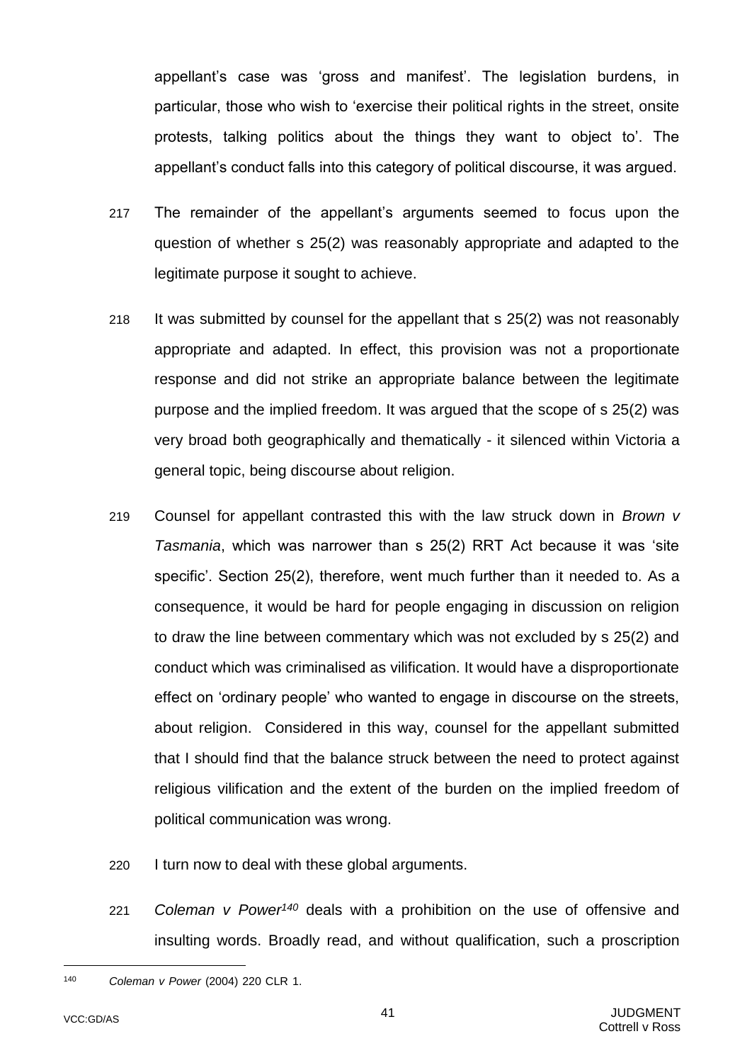appellant's case was 'gross and manifest'. The legislation burdens, in particular, those who wish to 'exercise their political rights in the street, onsite protests, talking politics about the things they want to object to'. The appellant's conduct falls into this category of political discourse, it was argued.

217 The remainder of the appellant's arguments seemed to focus upon the question of whether s 25(2) was reasonably appropriate and adapted to the legitimate purpose it sought to achieve.

218 It was submitted by counsel for the appellant that s 25(2) was not reasonably appropriate and adapted. In effect, this provision was not a proportionate response and did not strike an appropriate balance between the legitimate purpose and the implied freedom. It was argued that the scope of s 25(2) was very broad both geographically and thematically - it silenced within Victoria a general topic, being discourse about religion.

219 Counsel for appellant contrasted this with the law struck down in *Brown v Tasmania*, which was narrower than s 25(2) RRT Act because it was 'site specific'. Section 25(2), therefore, went much further than it needed to. As a consequence, it would be hard for people engaging in discussion on religion to draw the line between commentary which was not excluded by s 25(2) and conduct which was criminalised as vilification. It would have a disproportionate effect on 'ordinary people' who wanted to engage in discourse on the streets, about religion. Considered in this way, counsel for the appellant submitted that I should find that the balance struck between the need to protect against religious vilification and the extent of the burden on the implied freedom of political communication was wrong.

220 I turn now to deal with these global arguments.

221 *Coleman v Power*[140] deals with a prohibition on the use of offensive and insulting words. Broadly read, and without qualification, such a proscription

---

[140] *Coleman v Power* (2004) 220 CLR 1.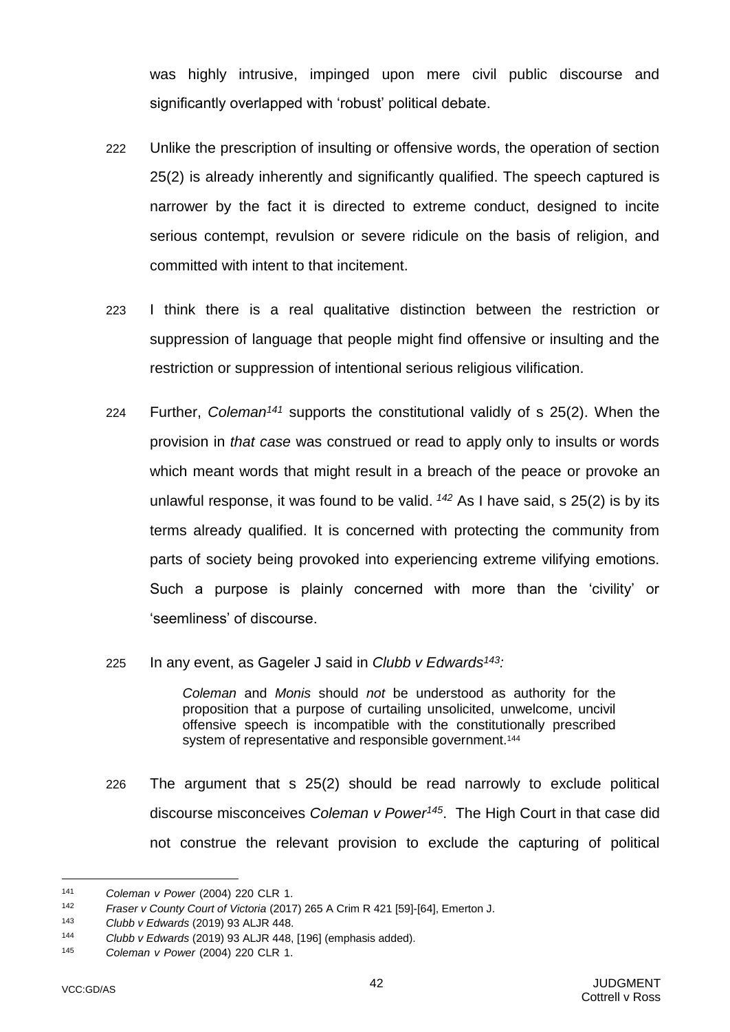was highly intrusive, impinged upon mere civil public discourse and significantly overlapped with 'robust' political debate.

222 Unlike the prescription of insulting or offensive words, the operation of section 25(2) is already inherently and significantly qualified. The speech captured is narrower by the fact it is directed to extreme conduct, designed to incite serious contempt, revulsion or severe ridicule on the basis of religion, and committed with intent to that incitement.

223 I think there is a real qualitative distinction between the restriction or suppression of language that people might find offensive or insulting and the restriction or suppression of intentional serious religious vilification.

224 Further, *Coleman*[141] supports the constitutional validly of s 25(2). When the provision in *that case* was construed or read to apply only to insults or words which meant words that might result in a breach of the peace or provoke an unlawful response, it was found to be valid. [142] As I have said, s 25(2) is by its terms already qualified. It is concerned with protecting the community from parts of society being provoked into experiencing extreme vilifying emotions. Such a purpose is plainly concerned with more than the 'civility' or 'seemliness' of discourse.

225 In any event, as Gageler J said in *Clubb v Edwards*[143]*:*

> *Coleman* and *Monis* should *not* be understood as authority for the proposition that a purpose of curtailing unsolicited, unwelcome, uncivil offensive speech is incompatible with the constitutionally prescribed system of representative and responsible government.[144]

226 The argument that s 25(2) should be read narrowly to exclude political discourse misconceives *Coleman v Power*[145]. The High Court in that case did not construe the relevant provision to exclude the capturing of political

---

[141] *Coleman v Power* (2004) 220 CLR 1.

[142] *Fraser v County Court of Victoria* (2017) 265 A Crim R 421 [59]-[64], Emerton J.

[143] *Clubb v Edwards* (2019) 93 ALJR 448.

[144] *Clubb v Edwards* (2019) 93 ALJR 448, [196] (emphasis added).

[145] *Coleman v Power* (2004) 220 CLR 1.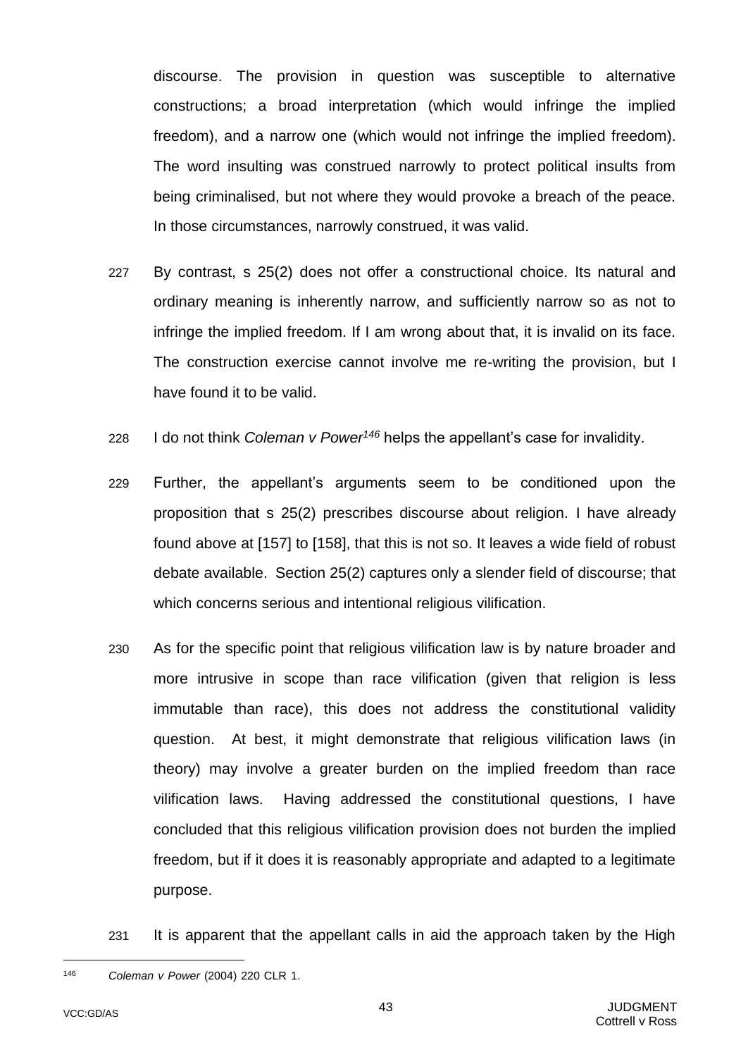discourse. The provision in question was susceptible to alternative constructions; a broad interpretation (which would infringe the implied freedom), and a narrow one (which would not infringe the implied freedom). The word insulting was construed narrowly to protect political insults from being criminalised, but not where they would provoke a breach of the peace. In those circumstances, narrowly construed, it was valid.

227 By contrast, s 25(2) does not offer a constructional choice. Its natural and ordinary meaning is inherently narrow, and sufficiently narrow so as not to infringe the implied freedom. If I am wrong about that, it is invalid on its face. The construction exercise cannot involve me re-writing the provision, but I have found it to be valid.

228 I do not think *Coleman v Power*[146] helps the appellant's case for invalidity.

229 Further, the appellant's arguments seem to be conditioned upon the proposition that s 25(2) prescribes discourse about religion. I have already found above at [157] to [158], that this is not so. It leaves a wide field of robust debate available. Section 25(2) captures only a slender field of discourse; that which concerns serious and intentional religious vilification.

230 As for the specific point that religious vilification law is by nature broader and more intrusive in scope than race vilification (given that religion is less immutable than race), this does not address the constitutional validity question. At best, it might demonstrate that religious vilification laws (in theory) may involve a greater burden on the implied freedom than race vilification laws. Having addressed the constitutional questions, I have concluded that this religious vilification provision does not burden the implied freedom, but if it does it is reasonably appropriate and adapted to a legitimate purpose.

231 It is apparent that the appellant calls in aid the approach taken by the High

---

[146] *Coleman v Power* (2004) 220 CLR 1.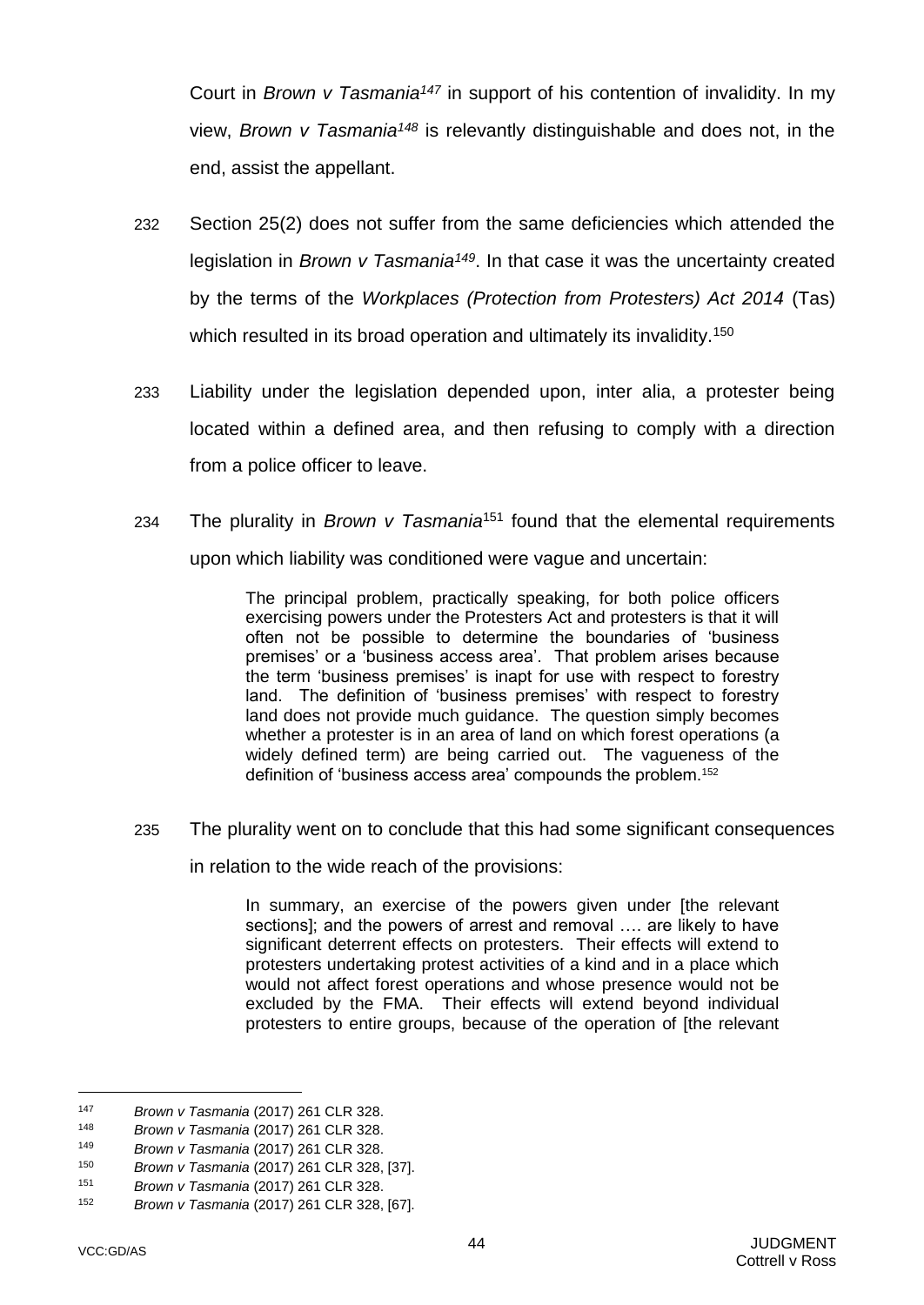Court in *Brown v Tasmania*[147] in support of his contention of invalidity. In my view, *Brown v Tasmania*[148] is relevantly distinguishable and does not, in the end, assist the appellant.

232 Section 25(2) does not suffer from the same deficiencies which attended the legislation in *Brown v Tasmania*[149]. In that case it was the uncertainty created by the terms of the *Workplaces (Protection from Protesters) Act 2014* (Tas) which resulted in its broad operation and ultimately its invalidity.[150]

233 Liability under the legislation depended upon, inter alia, a protester being located within a defined area, and then refusing to comply with a direction from a police officer to leave.

234 The plurality in *Brown v Tasmania*[151] found that the elemental requirements upon which liability was conditioned were vague and uncertain:

> The principal problem, practically speaking, for both police officers exercising powers under the Protesters Act and protesters is that it will often not be possible to determine the boundaries of 'business premises' or a 'business access area'. That problem arises because the term 'business premises' is inapt for use with respect to forestry land. The definition of 'business premises' with respect to forestry land does not provide much guidance. The question simply becomes whether a protester is in an area of land on which forest operations (a widely defined term) are being carried out. The vagueness of the definition of 'business access area' compounds the problem.[152]

235 The plurality went on to conclude that this had some significant consequences in relation to the wide reach of the provisions:

> In summary, an exercise of the powers given under [the relevant sections]; and the powers of arrest and removal …. are likely to have significant deterrent effects on protesters. Their effects will extend to protesters undertaking protest activities of a kind and in a place which would not affect forest operations and whose presence would not be excluded by the FMA. Their effects will extend beyond individual protesters to entire groups, because of the operation of [the relevant

---

147 *Brown v Tasmania* (2017) 261 CLR 328.

148 *Brown v Tasmania* (2017) 261 CLR 328.

149 *Brown v Tasmania* (2017) 261 CLR 328.

150 *Brown v Tasmania* (2017) 261 CLR 328, [37].

151 *Brown v Tasmania* (2017) 261 CLR 328.

152 *Brown v Tasmania* (2017) 261 CLR 328, [67].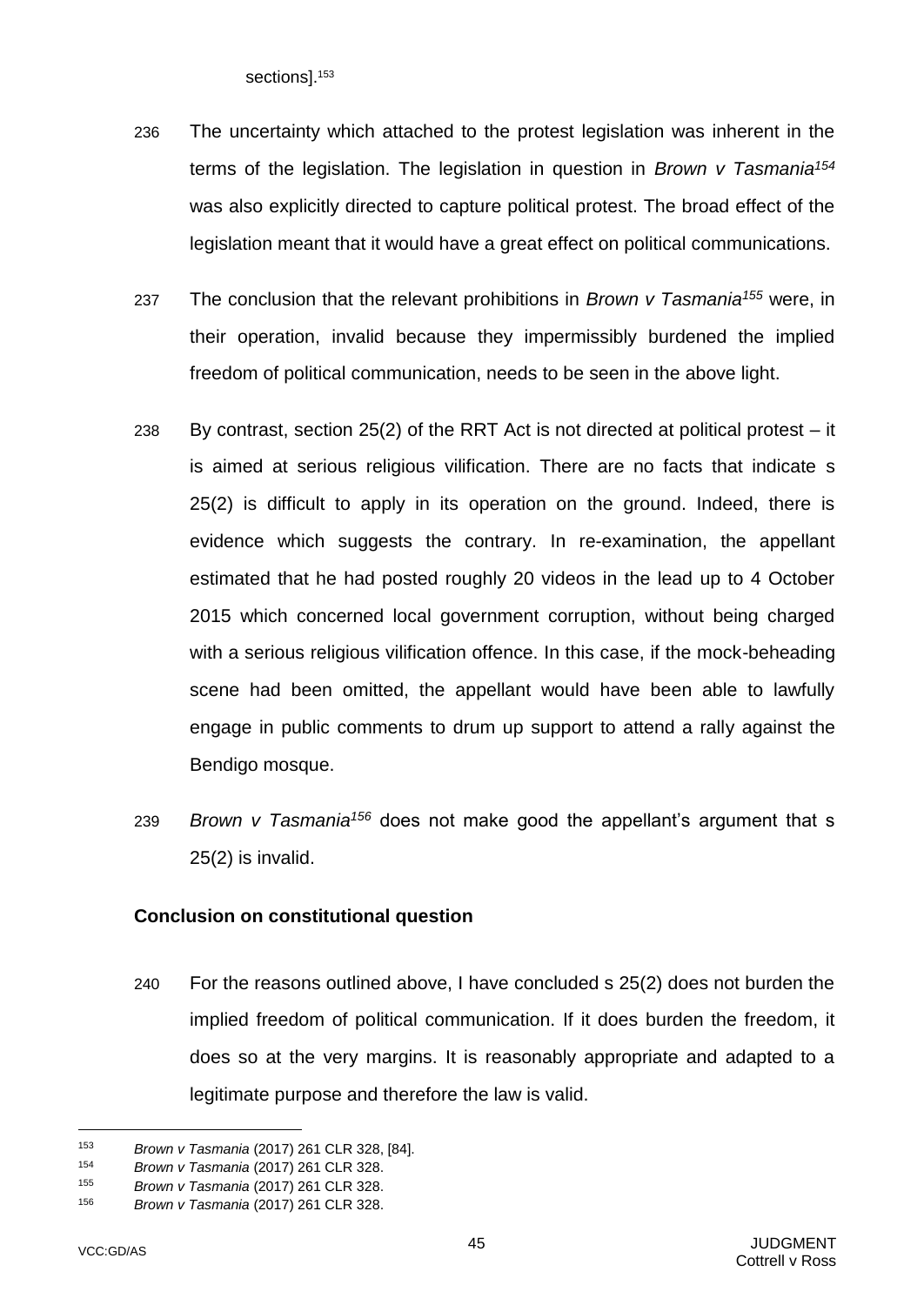sections].[153]

236 The uncertainty which attached to the protest legislation was inherent in the terms of the legislation. The legislation in question in *Brown v Tasmania*[154] was also explicitly directed to capture political protest. The broad effect of the legislation meant that it would have a great effect on political communications.

237 The conclusion that the relevant prohibitions in *Brown v Tasmania*[155] were, in their operation, invalid because they impermissibly burdened the implied freedom of political communication, needs to be seen in the above light.

238 By contrast, section 25(2) of the RRT Act is not directed at political protest – it is aimed at serious religious vilification. There are no facts that indicate s 25(2) is difficult to apply in its operation on the ground. Indeed, there is evidence which suggests the contrary. In re-examination, the appellant estimated that he had posted roughly 20 videos in the lead up to 4 October 2015 which concerned local government corruption, without being charged with a serious religious vilification offence. In this case, if the mock-beheading scene had been omitted, the appellant would have been able to lawfully engage in public comments to drum up support to attend a rally against the Bendigo mosque.

239 *Brown v Tasmania*[156] does not make good the appellant's argument that s 25(2) is invalid.

**Conclusion on constitutional question**

240 For the reasons outlined above, I have concluded s 25(2) does not burden the implied freedom of political communication. If it does burden the freedom, it does so at the very margins. It is reasonably appropriate and adapted to a legitimate purpose and therefore the law is valid.

---

153 *Brown v Tasmania* (2017) 261 CLR 328, [84].

154 *Brown v Tasmania* (2017) 261 CLR 328.

155 *Brown v Tasmania* (2017) 261 CLR 328.

156 *Brown v Tasmania* (2017) 261 CLR 328.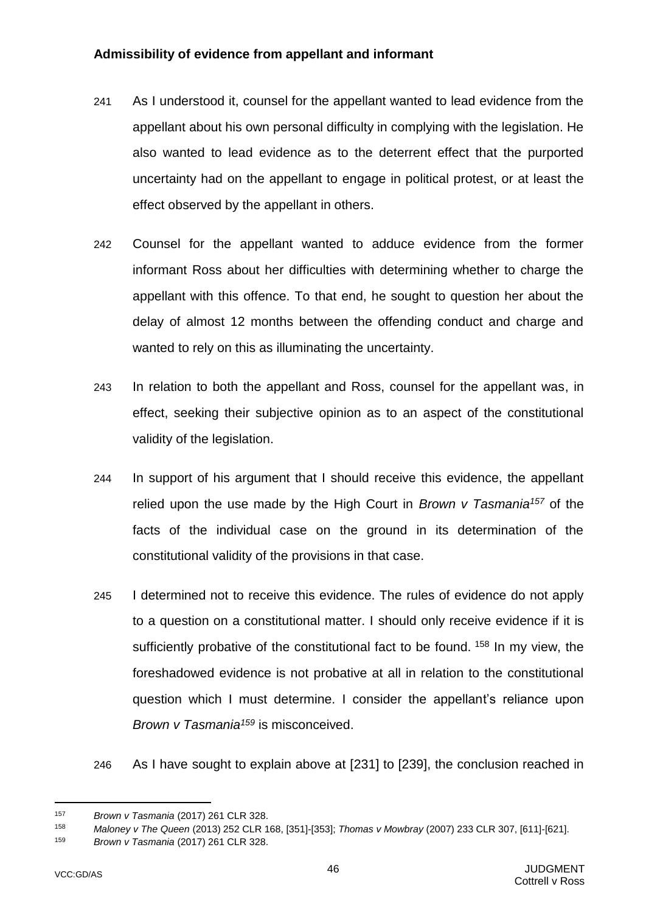**Admissibility of evidence from appellant and informant**

241 As I understood it, counsel for the appellant wanted to lead evidence from the appellant about his own personal difficulty in complying with the legislation. He also wanted to lead evidence as to the deterrent effect that the purported uncertainty had on the appellant to engage in political protest, or at least the effect observed by the appellant in others.

242 Counsel for the appellant wanted to adduce evidence from the former informant Ross about her difficulties with determining whether to charge the appellant with this offence. To that end, he sought to question her about the delay of almost 12 months between the offending conduct and charge and wanted to rely on this as illuminating the uncertainty.

243 In relation to both the appellant and Ross, counsel for the appellant was, in effect, seeking their subjective opinion as to an aspect of the constitutional validity of the legislation.

244 In support of his argument that I should receive this evidence, the appellant relied upon the use made by the High Court in *Brown v Tasmania*[157] of the facts of the individual case on the ground in its determination of the constitutional validity of the provisions in that case.

245 I determined not to receive this evidence. The rules of evidence do not apply to a question on a constitutional matter. I should only receive evidence if it is sufficiently probative of the constitutional fact to be found.[158] In my view, the foreshadowed evidence is not probative at all in relation to the constitutional question which I must determine. I consider the appellant's reliance upon *Brown v Tasmania*[159] is misconceived.

246 As I have sought to explain above at [231] to [239], the conclusion reached in

---

[157] *Brown v Tasmania* (2017) 261 CLR 328.

[158] *Maloney v The Queen* (2013) 252 CLR 168, [351]-[353]; *Thomas v Mowbray* (2007) 233 CLR 307, [611]-[621].

[159] *Brown v Tasmania* (2017) 261 CLR 328.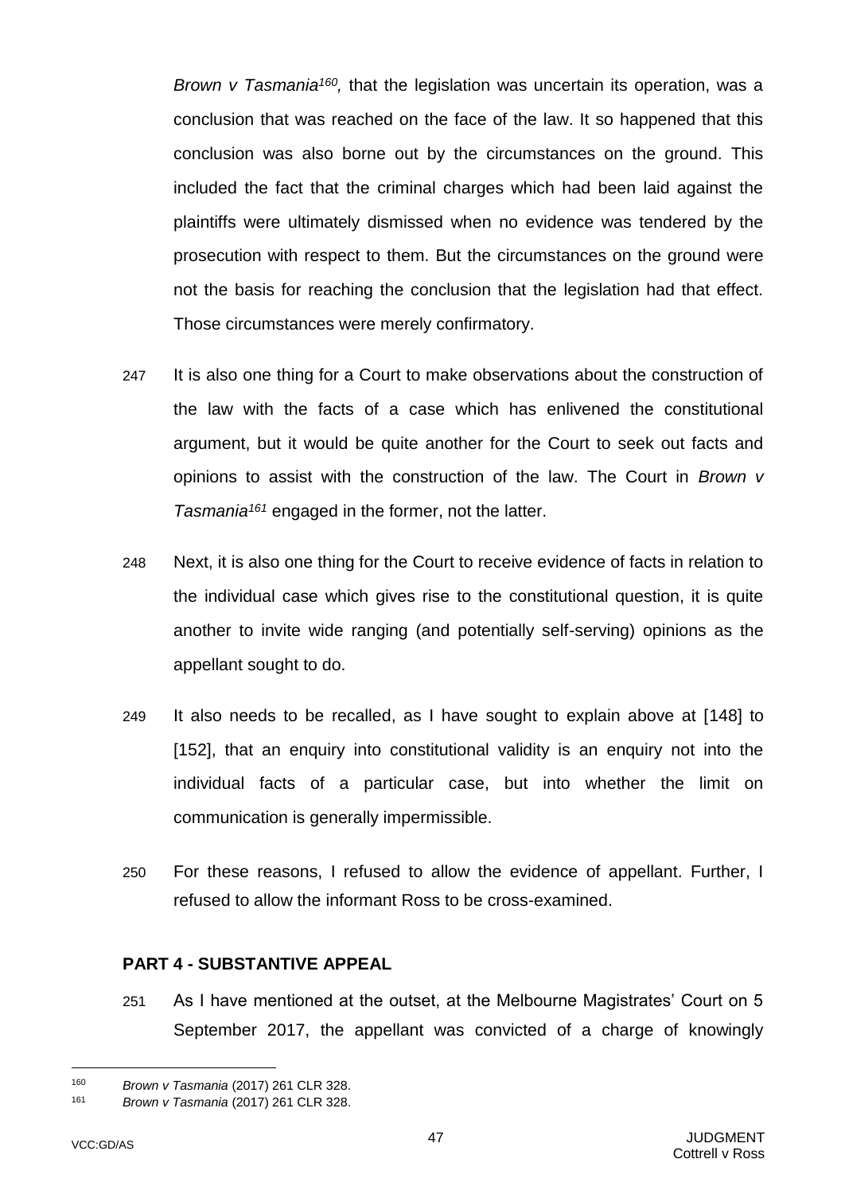*Brown v Tasmania*[160], that the legislation was uncertain its operation, was a conclusion that was reached on the face of the law. It so happened that this conclusion was also borne out by the circumstances on the ground. This included the fact that the criminal charges which had been laid against the plaintiffs were ultimately dismissed when no evidence was tendered by the prosecution with respect to them. But the circumstances on the ground were not the basis for reaching the conclusion that the legislation had that effect. Those circumstances were merely confirmatory.

247 It is also one thing for a Court to make observations about the construction of the law with the facts of a case which has enlivened the constitutional argument, but it would be quite another for the Court to seek out facts and opinions to assist with the construction of the law. The Court in *Brown v Tasmania*[161] engaged in the former, not the latter.

248 Next, it is also one thing for the Court to receive evidence of facts in relation to the individual case which gives rise to the constitutional question, it is quite another to invite wide ranging (and potentially self-serving) opinions as the appellant sought to do.

249 It also needs to be recalled, as I have sought to explain above at [148] to [152], that an enquiry into constitutional validity is an enquiry not into the individual facts of a particular case, but into whether the limit on communication is generally impermissible.

250 For these reasons, I refused to allow the evidence of appellant. Further, I refused to allow the informant Ross to be cross-examined.

## PART 4 - SUBSTANTIVE APPEAL

251 As I have mentioned at the outset, at the Melbourne Magistrates' Court on 5 September 2017, the appellant was convicted of a charge of knowingly

---

[160] *Brown v Tasmania* (2017) 261 CLR 328.

[161] *Brown v Tasmania* (2017) 261 CLR 328.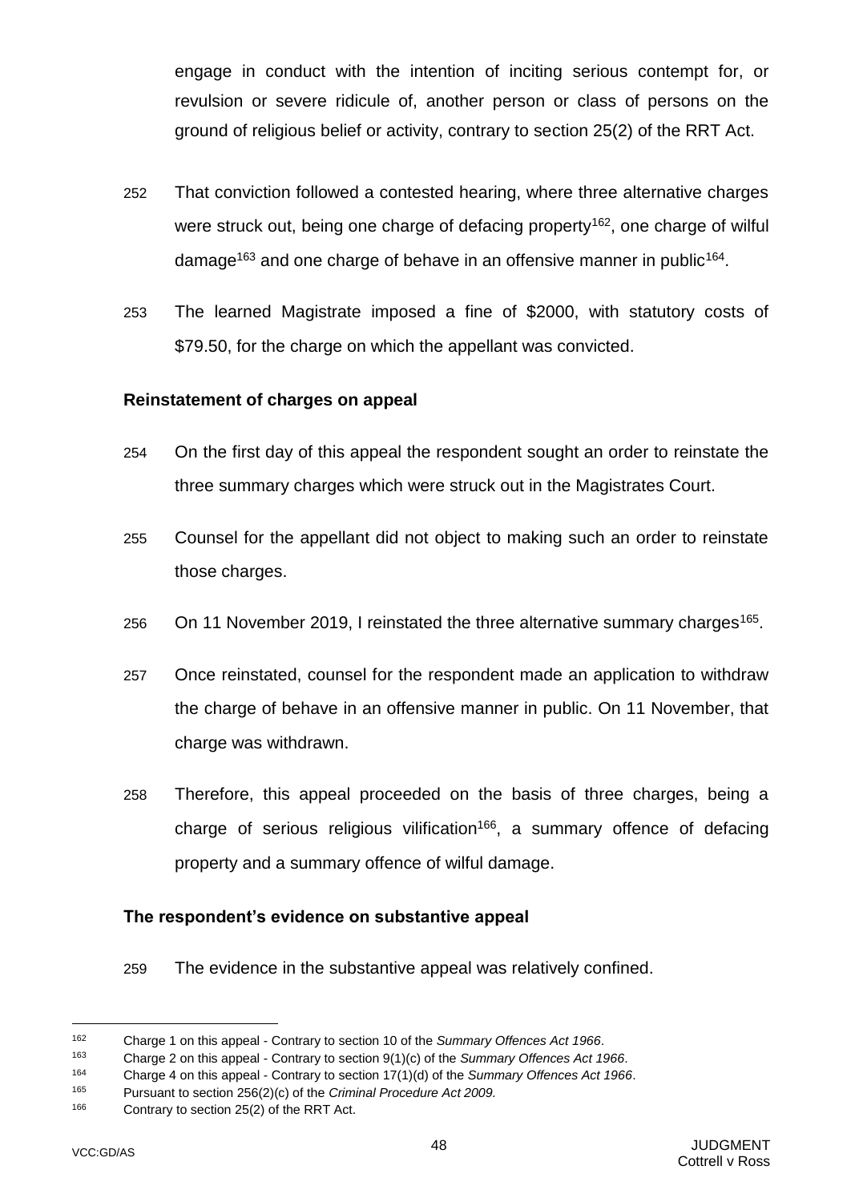engage in conduct with the intention of inciting serious contempt for, or revulsion or severe ridicule of, another person or class of persons on the ground of religious belief or activity, contrary to section 25(2) of the RRT Act.

252 That conviction followed a contested hearing, where three alternative charges were struck out, being one charge of defacing property[162], one charge of wilful damage[163] and one charge of behave in an offensive manner in public[164].

253 The learned Magistrate imposed a fine of $2000, with statutory costs of $79.50, for the charge on which the appellant was convicted.

### Reinstatement of charges on appeal

254 On the first day of this appeal the respondent sought an order to reinstate the three summary charges which were struck out in the Magistrates Court.

255 Counsel for the appellant did not object to making such an order to reinstate those charges.

256 On 11 November 2019, I reinstated the three alternative summary charges[165].

257 Once reinstated, counsel for the respondent made an application to withdraw the charge of behave in an offensive manner in public. On 11 November, that charge was withdrawn.

258 Therefore, this appeal proceeded on the basis of three charges, being a charge of serious religious vilification[166], a summary offence of defacing property and a summary offence of wilful damage.

### The respondent's evidence on substantive appeal

259 The evidence in the substantive appeal was relatively confined.

---

[162] Charge 1 on this appeal - Contrary to section 10 of the *Summary Offences Act 1966*.

[163] Charge 2 on this appeal - Contrary to section 9(1)(c) of the *Summary Offences Act 1966*.

[164] Charge 4 on this appeal - Contrary to section 17(1)(d) of the *Summary Offences Act 1966*.

[165] Pursuant to section 256(2)(c) of the *Criminal Procedure Act 2009.*

[166] Contrary to section 25(2) of the RRT Act.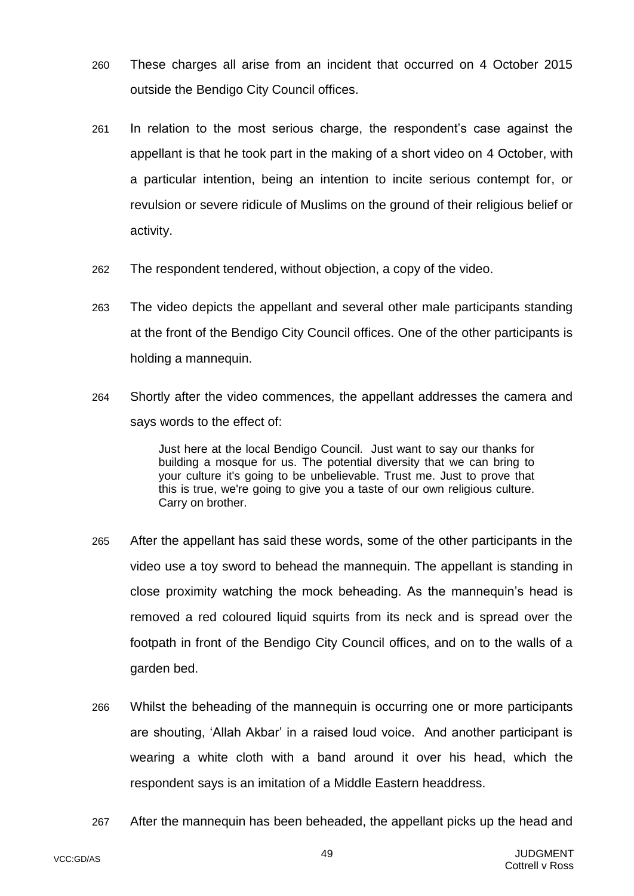260 These charges all arise from an incident that occurred on 4 October 2015 outside the Bendigo City Council offices.

261 In relation to the most serious charge, the respondent's case against the appellant is that he took part in the making of a short video on 4 October, with a particular intention, being an intention to incite serious contempt for, or revulsion or severe ridicule of Muslims on the ground of their religious belief or activity.

262 The respondent tendered, without objection, a copy of the video.

263 The video depicts the appellant and several other male participants standing at the front of the Bendigo City Council offices. One of the other participants is holding a mannequin.

264 Shortly after the video commences, the appellant addresses the camera and says words to the effect of:

> Just here at the local Bendigo Council. Just want to say our thanks for building a mosque for us. The potential diversity that we can bring to your culture it's going to be unbelievable. Trust me. Just to prove that this is true, we're going to give you a taste of our own religious culture. Carry on brother.

265 After the appellant has said these words, some of the other participants in the video use a toy sword to behead the mannequin. The appellant is standing in close proximity watching the mock beheading. As the mannequin's head is removed a red coloured liquid squirts from its neck and is spread over the footpath in front of the Bendigo City Council offices, and on to the walls of a garden bed.

266 Whilst the beheading of the mannequin is occurring one or more participants are shouting, 'Allah Akbar' in a raised loud voice. And another participant is wearing a white cloth with a band around it over his head, which the respondent says is an imitation of a Middle Eastern headdress.

267 After the mannequin has been beheaded, the appellant picks up the head and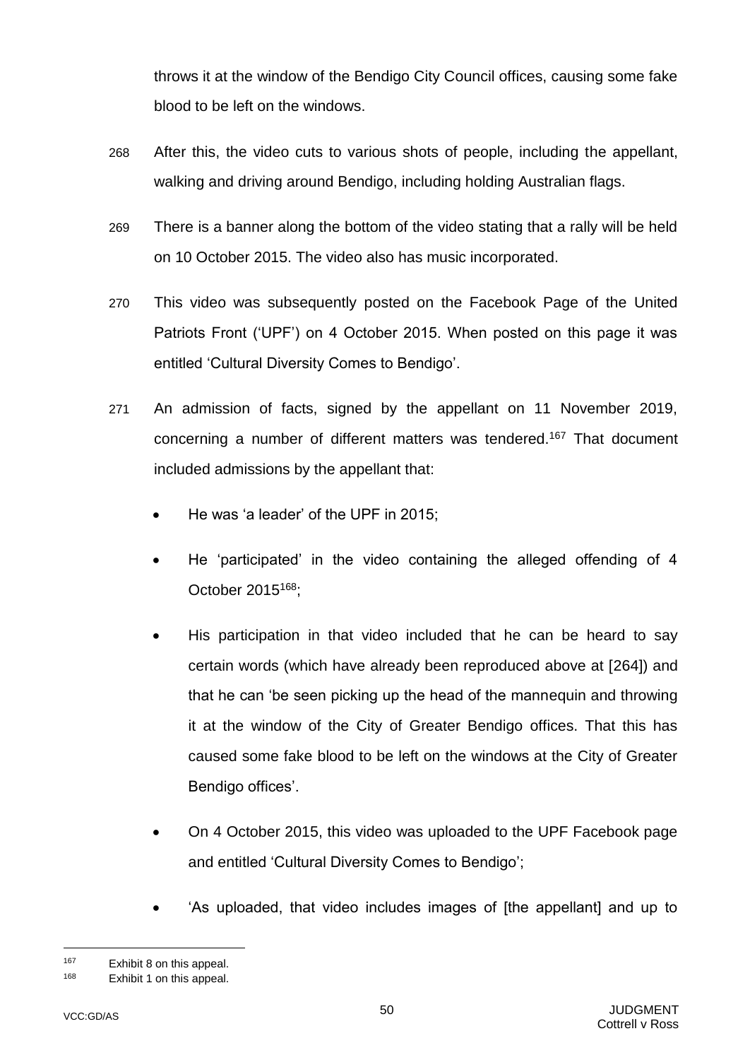throws it at the window of the Bendigo City Council offices, causing some fake blood to be left on the windows.

268 After this, the video cuts to various shots of people, including the appellant, walking and driving around Bendigo, including holding Australian flags.

269 There is a banner along the bottom of the video stating that a rally will be held on 10 October 2015. The video also has music incorporated.

270 This video was subsequently posted on the Facebook Page of the United Patriots Front ('UPF') on 4 October 2015. When posted on this page it was entitled 'Cultural Diversity Comes to Bendigo'.

271 An admission of facts, signed by the appellant on 11 November 2019, concerning a number of different matters was tendered.[167] That document included admissions by the appellant that:

- He was 'a leader' of the UPF in 2015;
- He 'participated' in the video containing the alleged offending of 4 October 2015[168];
- His participation in that video included that he can be heard to say certain words (which have already been reproduced above at [264]) and that he can 'be seen picking up the head of the mannequin and throwing it at the window of the City of Greater Bendigo offices. That this has caused some fake blood to be left on the windows at the City of Greater Bendigo offices'.
- On 4 October 2015, this video was uploaded to the UPF Facebook page and entitled 'Cultural Diversity Comes to Bendigo';
- 'As uploaded, that video includes images of [the appellant] and up to

---

[167] Exhibit 8 on this appeal.

[168] Exhibit 1 on this appeal.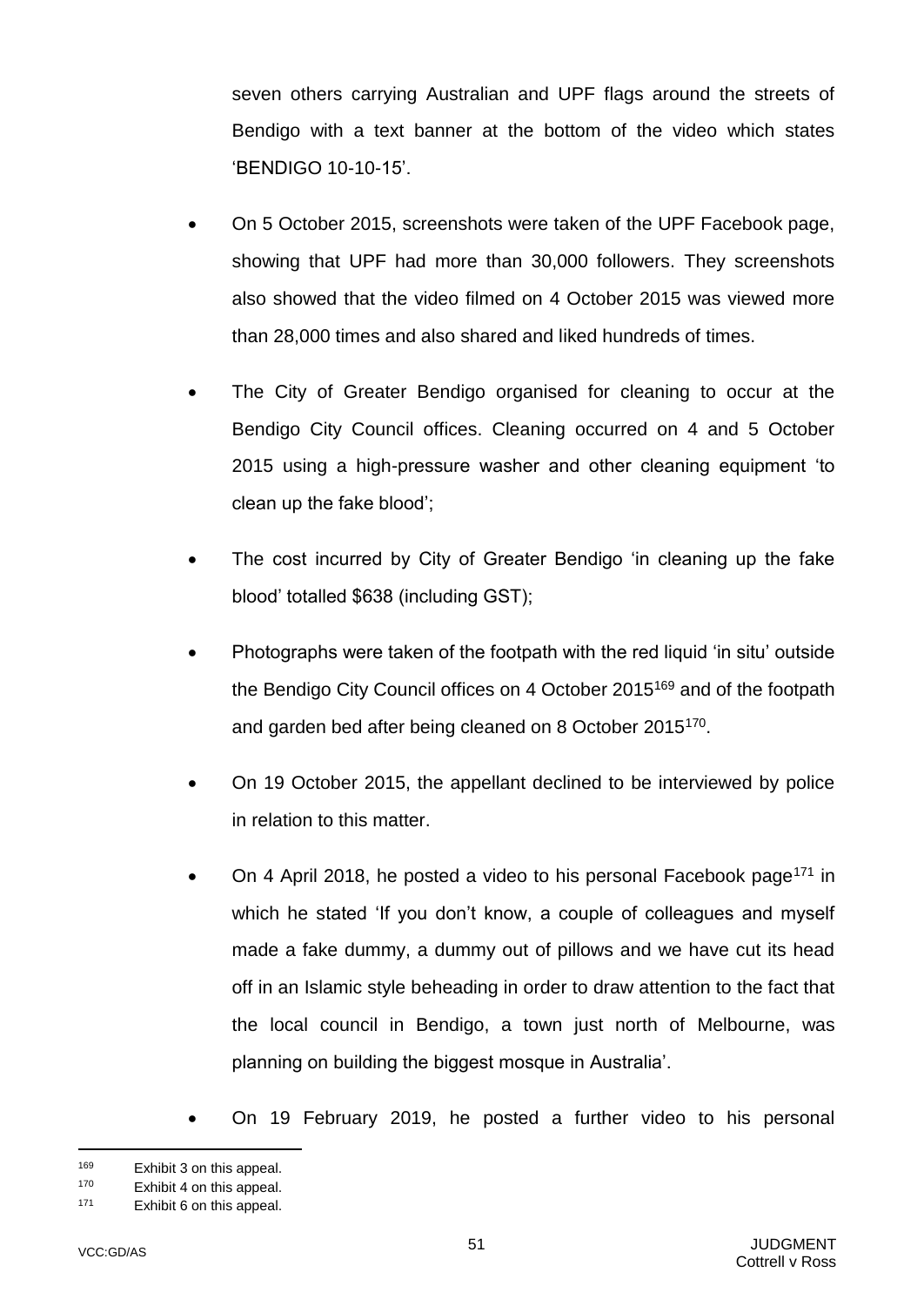seven others carrying Australian and UPF flags around the streets of Bendigo with a text banner at the bottom of the video which states 'BENDIGO 10-10-15'.

- On 5 October 2015, screenshots were taken of the UPF Facebook page, showing that UPF had more than 30,000 followers. They screenshots also showed that the video filmed on 4 October 2015 was viewed more than 28,000 times and also shared and liked hundreds of times.
- The City of Greater Bendigo organised for cleaning to occur at the Bendigo City Council offices. Cleaning occurred on 4 and 5 October 2015 using a high-pressure washer and other cleaning equipment 'to clean up the fake blood';
- The cost incurred by City of Greater Bendigo 'in cleaning up the fake blood' totalled $638 (including GST);
- Photographs were taken of the footpath with the red liquid 'in situ' outside the Bendigo City Council offices on 4 October 2015[169] and of the footpath and garden bed after being cleaned on 8 October 2015[170].
- On 19 October 2015, the appellant declined to be interviewed by police in relation to this matter.
- On 4 April 2018, he posted a video to his personal Facebook page[171] in which he stated 'If you don't know, a couple of colleagues and myself made a fake dummy, a dummy out of pillows and we have cut its head off in an Islamic style beheading in order to draw attention to the fact that the local council in Bendigo, a town just north of Melbourne, was planning on building the biggest mosque in Australia'.
- On 19 February 2019, he posted a further video to his personal

---

[169] Exhibit 3 on this appeal.

[170] Exhibit 4 on this appeal.

[171] Exhibit 6 on this appeal.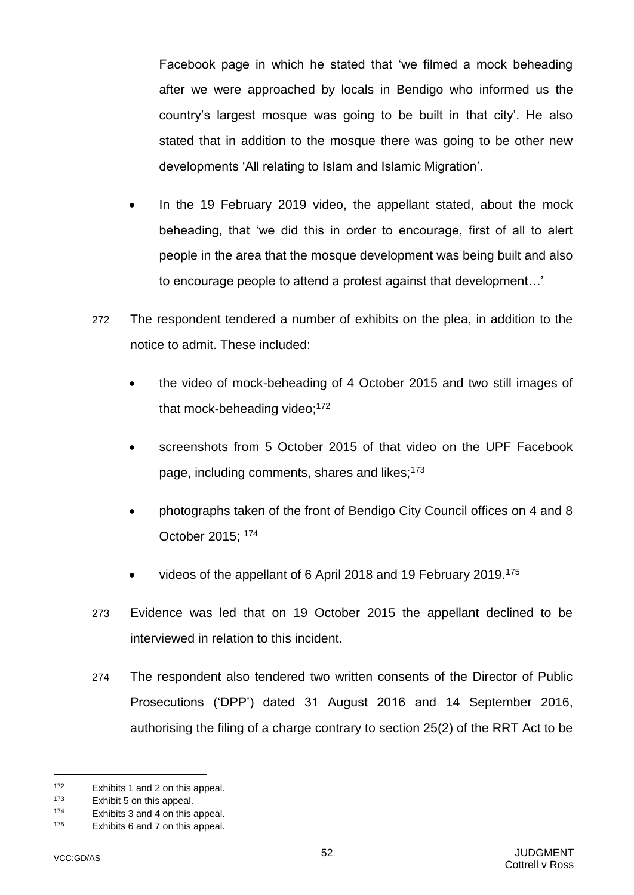Facebook page in which he stated that 'we filmed a mock beheading after we were approached by locals in Bendigo who informed us the country's largest mosque was going to be built in that city'. He also stated that in addition to the mosque there was going to be other new developments 'All relating to Islam and Islamic Migration'.

- In the 19 February 2019 video, the appellant stated, about the mock beheading, that 'we did this in order to encourage, first of all to alert people in the area that the mosque development was being built and also to encourage people to attend a protest against that development…'

272 The respondent tendered a number of exhibits on the plea, in addition to the notice to admit. These included:

- the video of mock-beheading of 4 October 2015 and two still images of that mock-beheading video;[172]
- screenshots from 5 October 2015 of that video on the UPF Facebook page, including comments, shares and likes;[173]
- photographs taken of the front of Bendigo City Council offices on 4 and 8 October 2015; [174]
- videos of the appellant of 6 April 2018 and 19 February 2019.[175]

273 Evidence was led that on 19 October 2015 the appellant declined to be interviewed in relation to this incident.

274 The respondent also tendered two written consents of the Director of Public Prosecutions ('DPP') dated 31 August 2016 and 14 September 2016, authorising the filing of a charge contrary to section 25(2) of the RRT Act to be

---

[172] Exhibits 1 and 2 on this appeal.

[173] Exhibit 5 on this appeal.

[174] Exhibits 3 and 4 on this appeal.

[175] Exhibits 6 and 7 on this appeal.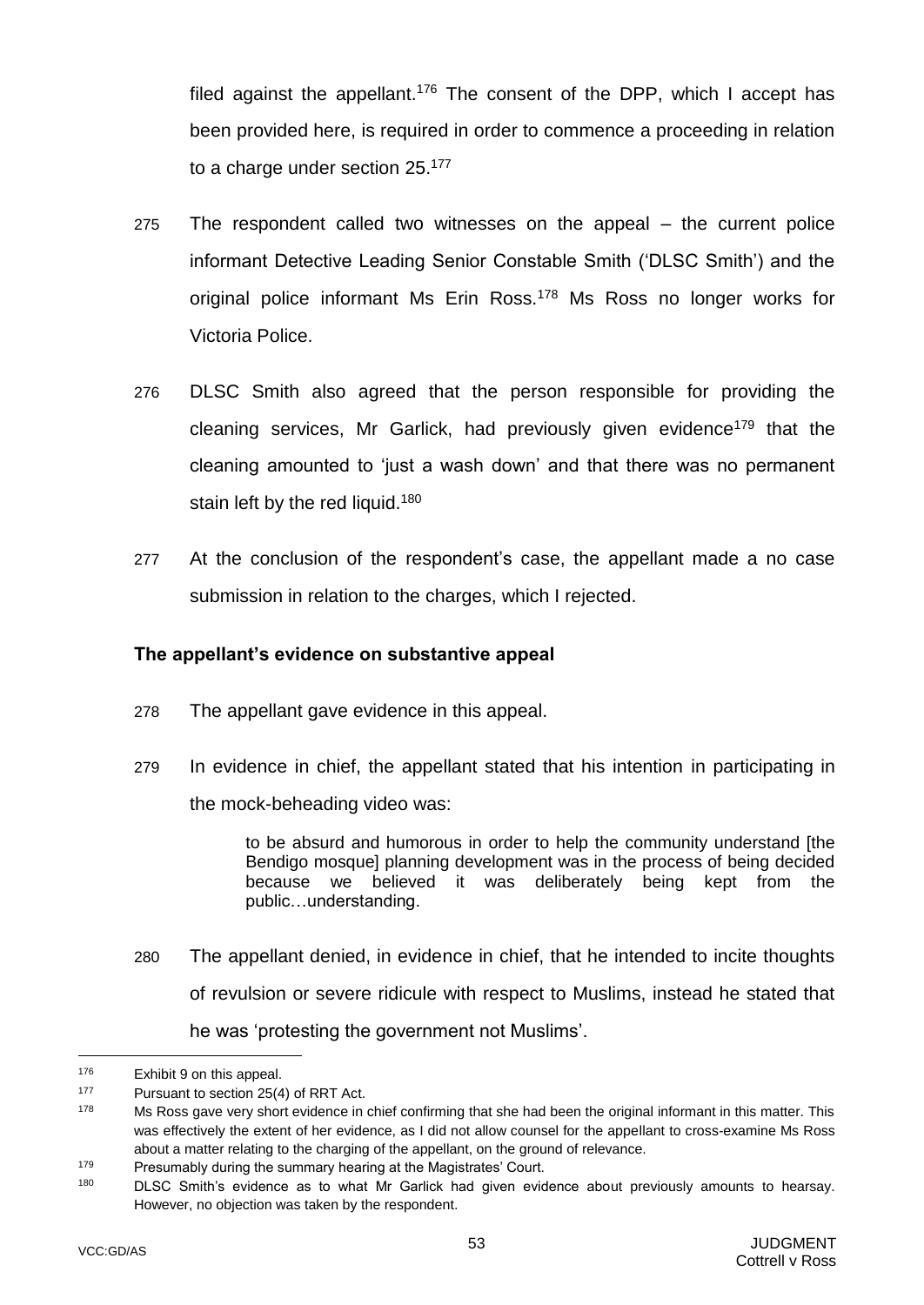filed against the appellant.[176] The consent of the DPP, which I accept has been provided here, is required in order to commence a proceeding in relation to a charge under section 25.[177]

275 The respondent called two witnesses on the appeal – the current police informant Detective Leading Senior Constable Smith ('DLSC Smith') and the original police informant Ms Erin Ross.[178] Ms Ross no longer works for Victoria Police.

276 DLSC Smith also agreed that the person responsible for providing the cleaning services, Mr Garlick, had previously given evidence[179] that the cleaning amounted to 'just a wash down' and that there was no permanent stain left by the red liquid.[180]

277 At the conclusion of the respondent's case, the appellant made a no case submission in relation to the charges, which I rejected.

**The appellant's evidence on substantive appeal**

278 The appellant gave evidence in this appeal.

279 In evidence in chief, the appellant stated that his intention in participating in the mock-beheading video was:

> to be absurd and humorous in order to help the community understand [the Bendigo mosque] planning development was in the process of being decided because we believed it was deliberately being kept from the public…understanding.

280 The appellant denied, in evidence in chief, that he intended to incite thoughts of revulsion or severe ridicule with respect to Muslims, instead he stated that he was 'protesting the government not Muslims'.

---

[176] Exhibit 9 on this appeal.

[177] Pursuant to section 25(4) of RRT Act.

[178] Ms Ross gave very short evidence in chief confirming that she had been the original informant in this matter. This was effectively the extent of her evidence, as I did not allow counsel for the appellant to cross-examine Ms Ross about a matter relating to the charging of the appellant, on the ground of relevance.

[179] Presumably during the summary hearing at the Magistrates' Court.

[180] DLSC Smith's evidence as to what Mr Garlick had given evidence about previously amounts to hearsay. However, no objection was taken by the respondent.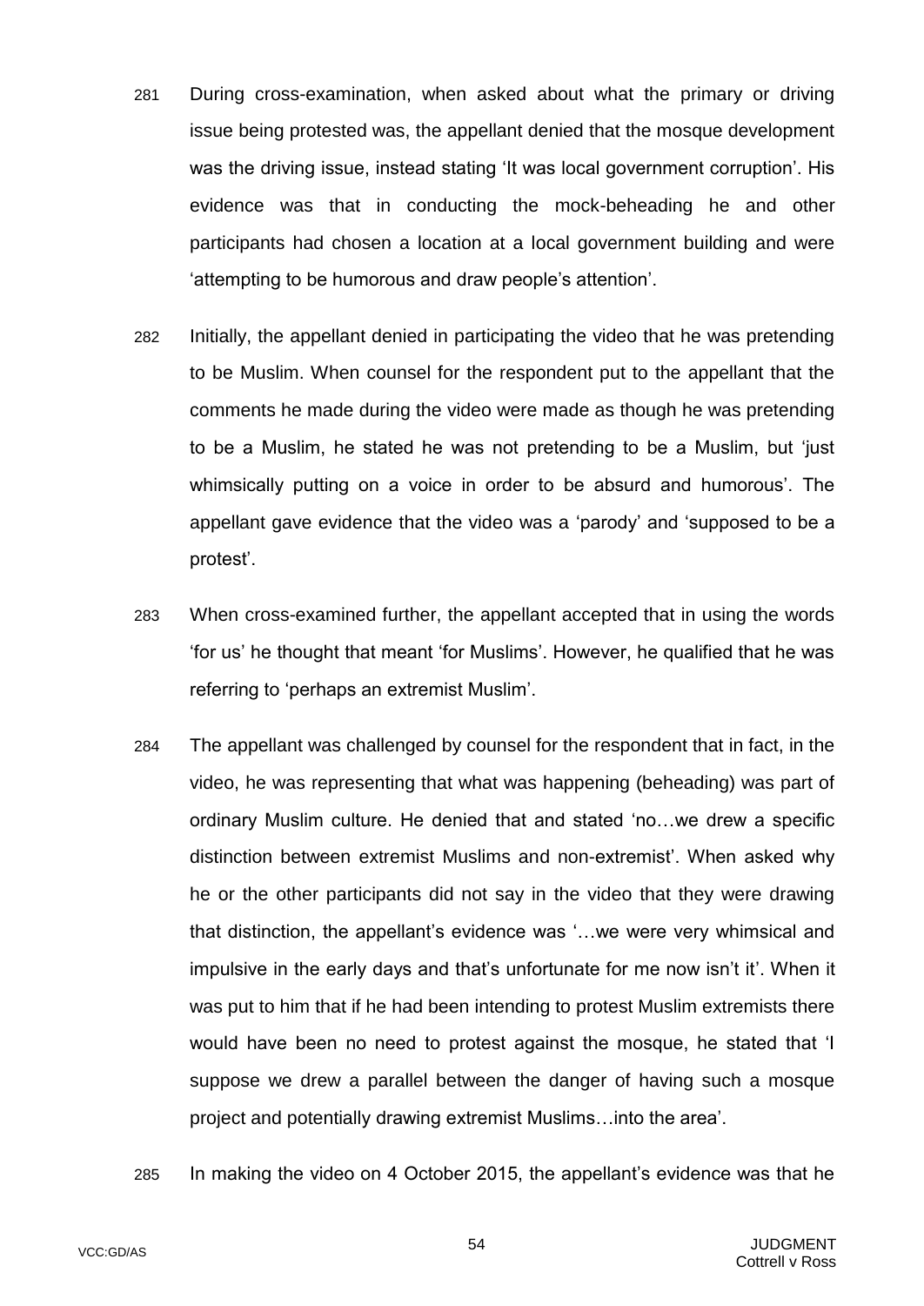281 During cross-examination, when asked about what the primary or driving issue being protested was, the appellant denied that the mosque development was the driving issue, instead stating 'It was local government corruption'. His evidence was that in conducting the mock-beheading he and other participants had chosen a location at a local government building and were 'attempting to be humorous and draw people's attention'.

282 Initially, the appellant denied in participating the video that he was pretending to be Muslim. When counsel for the respondent put to the appellant that the comments he made during the video were made as though he was pretending to be a Muslim, he stated he was not pretending to be a Muslim, but 'just whimsically putting on a voice in order to be absurd and humorous'. The appellant gave evidence that the video was a 'parody' and 'supposed to be a protest'.

283 When cross-examined further, the appellant accepted that in using the words 'for us' he thought that meant 'for Muslims'. However, he qualified that he was referring to 'perhaps an extremist Muslim'.

284 The appellant was challenged by counsel for the respondent that in fact, in the video, he was representing that what was happening (beheading) was part of ordinary Muslim culture. He denied that and stated 'no…we drew a specific distinction between extremist Muslims and non-extremist'. When asked why he or the other participants did not say in the video that they were drawing that distinction, the appellant's evidence was '…we were very whimsical and impulsive in the early days and that's unfortunate for me now isn't it'. When it was put to him that if he had been intending to protest Muslim extremists there would have been no need to protest against the mosque, he stated that 'I suppose we drew a parallel between the danger of having such a mosque project and potentially drawing extremist Muslims…into the area'.

285 In making the video on 4 October 2015, the appellant's evidence was that he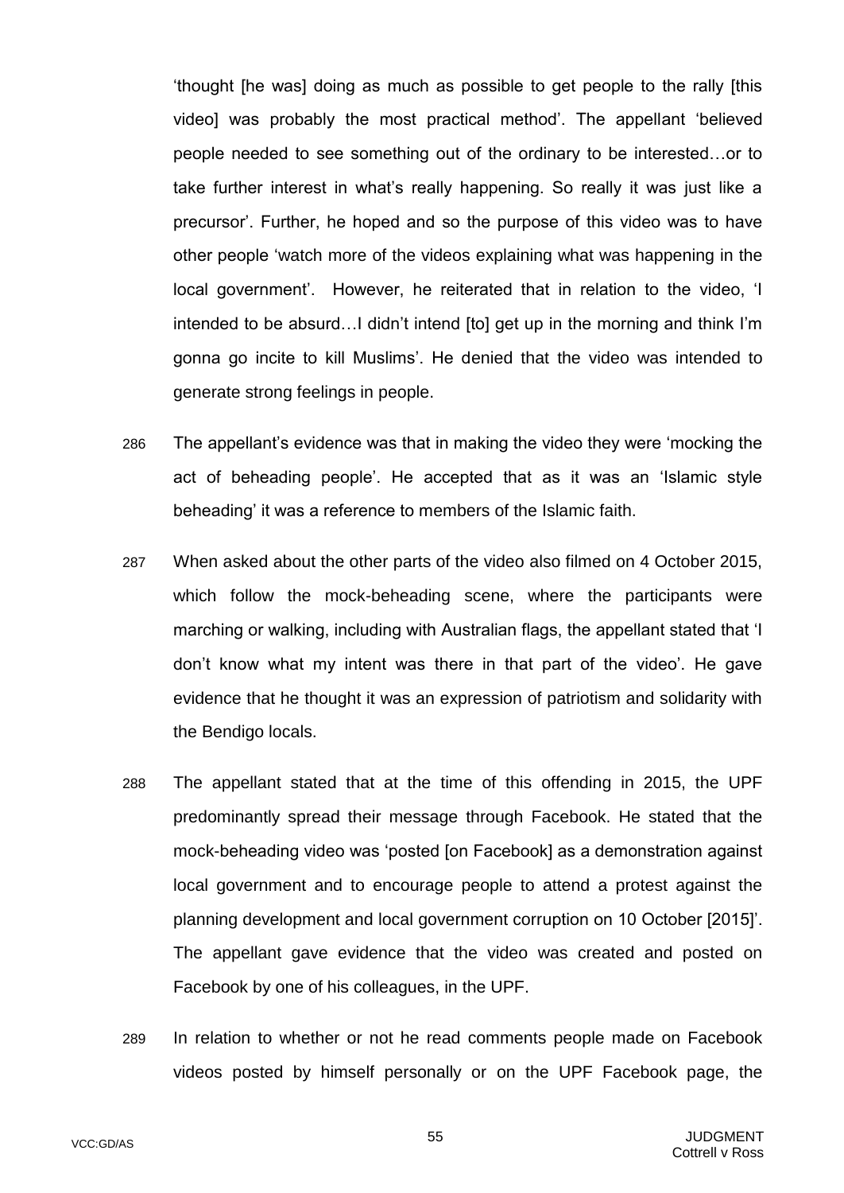'thought [he was] doing as much as possible to get people to the rally [this video] was probably the most practical method'. The appellant 'believed people needed to see something out of the ordinary to be interested…or to take further interest in what's really happening. So really it was just like a precursor'. Further, he hoped and so the purpose of this video was to have other people 'watch more of the videos explaining what was happening in the local government'. However, he reiterated that in relation to the video, 'I intended to be absurd…I didn't intend [to] get up in the morning and think I'm gonna go incite to kill Muslims'. He denied that the video was intended to generate strong feelings in people.

286 The appellant's evidence was that in making the video they were 'mocking the act of beheading people'. He accepted that as it was an 'Islamic style beheading' it was a reference to members of the Islamic faith.

287 When asked about the other parts of the video also filmed on 4 October 2015, which follow the mock-beheading scene, where the participants were marching or walking, including with Australian flags, the appellant stated that 'I don't know what my intent was there in that part of the video'. He gave evidence that he thought it was an expression of patriotism and solidarity with the Bendigo locals.

288 The appellant stated that at the time of this offending in 2015, the UPF predominantly spread their message through Facebook. He stated that the mock-beheading video was 'posted [on Facebook] as a demonstration against local government and to encourage people to attend a protest against the planning development and local government corruption on 10 October [2015]'. The appellant gave evidence that the video was created and posted on Facebook by one of his colleagues, in the UPF.

289 In relation to whether or not he read comments people made on Facebook videos posted by himself personally or on the UPF Facebook page, the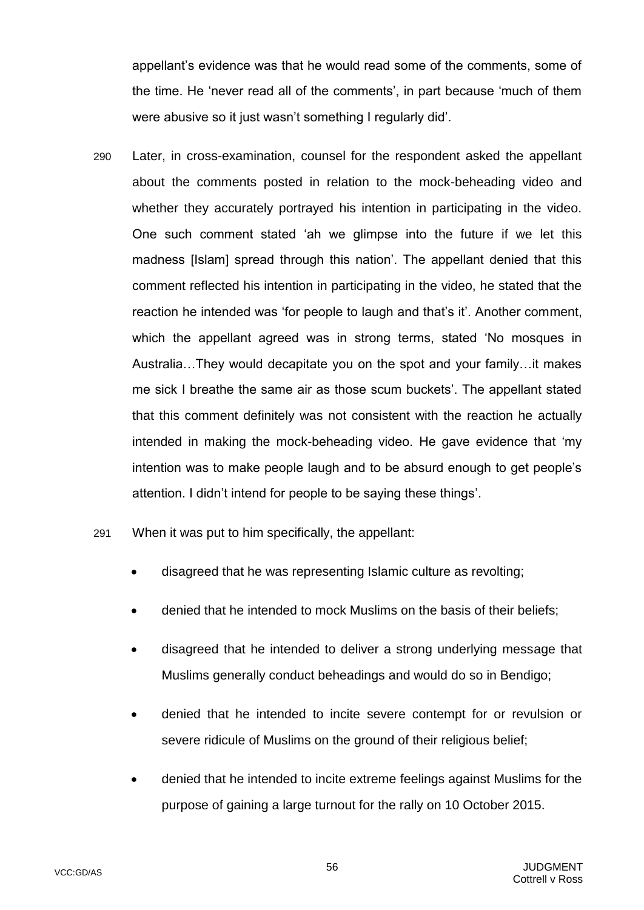appellant's evidence was that he would read some of the comments, some of the time. He 'never read all of the comments', in part because 'much of them were abusive so it just wasn't something I regularly did'.

290 Later, in cross-examination, counsel for the respondent asked the appellant about the comments posted in relation to the mock-beheading video and whether they accurately portrayed his intention in participating in the video. One such comment stated 'ah we glimpse into the future if we let this madness [Islam] spread through this nation'. The appellant denied that this comment reflected his intention in participating in the video, he stated that the reaction he intended was 'for people to laugh and that's it'. Another comment, which the appellant agreed was in strong terms, stated 'No mosques in Australia…They would decapitate you on the spot and your family…it makes me sick I breathe the same air as those scum buckets'. The appellant stated that this comment definitely was not consistent with the reaction he actually intended in making the mock-beheading video. He gave evidence that 'my intention was to make people laugh and to be absurd enough to get people's attention. I didn't intend for people to be saying these things'.

291 When it was put to him specifically, the appellant:

- disagreed that he was representing Islamic culture as revolting;
- denied that he intended to mock Muslims on the basis of their beliefs;
- disagreed that he intended to deliver a strong underlying message that Muslims generally conduct beheadings and would do so in Bendigo;
- denied that he intended to incite severe contempt for or revulsion or severe ridicule of Muslims on the ground of their religious belief;
- denied that he intended to incite extreme feelings against Muslims for the purpose of gaining a large turnout for the rally on 10 October 2015.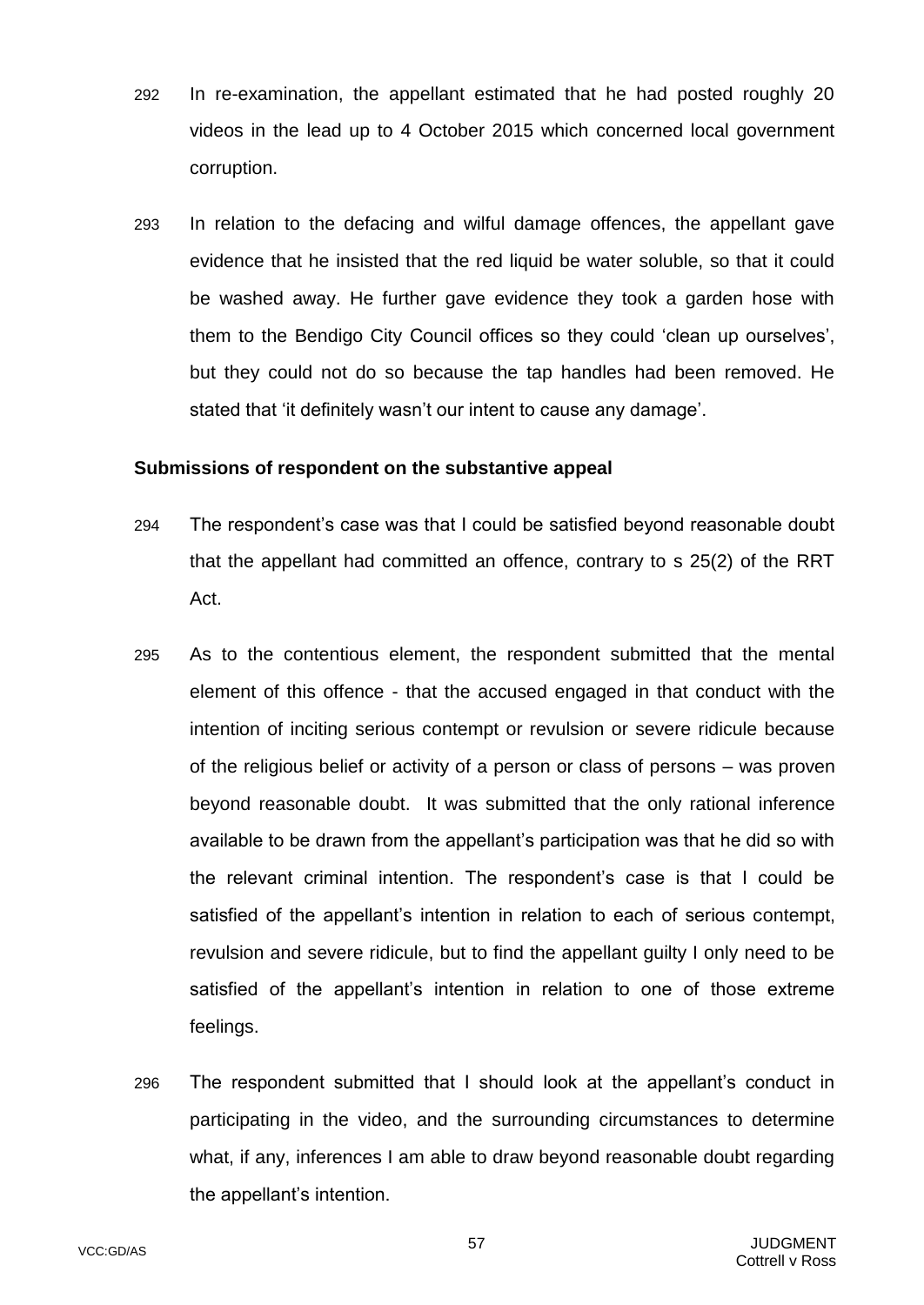292 In re-examination, the appellant estimated that he had posted roughly 20 videos in the lead up to 4 October 2015 which concerned local government corruption.

293 In relation to the defacing and wilful damage offences, the appellant gave evidence that he insisted that the red liquid be water soluble, so that it could be washed away. He further gave evidence they took a garden hose with them to the Bendigo City Council offices so they could 'clean up ourselves', but they could not do so because the tap handles had been removed. He stated that 'it definitely wasn't our intent to cause any damage'.

### Submissions of respondent on the substantive appeal

294 The respondent's case was that I could be satisfied beyond reasonable doubt that the appellant had committed an offence, contrary to s 25(2) of the RRT Act.

295 As to the contentious element, the respondent submitted that the mental element of this offence - that the accused engaged in that conduct with the intention of inciting serious contempt or revulsion or severe ridicule because of the religious belief or activity of a person or class of persons – was proven beyond reasonable doubt. It was submitted that the only rational inference available to be drawn from the appellant's participation was that he did so with the relevant criminal intention. The respondent's case is that I could be satisfied of the appellant's intention in relation to each of serious contempt, revulsion and severe ridicule, but to find the appellant guilty I only need to be satisfied of the appellant's intention in relation to one of those extreme feelings.

296 The respondent submitted that I should look at the appellant's conduct in participating in the video, and the surrounding circumstances to determine what, if any, inferences I am able to draw beyond reasonable doubt regarding the appellant's intention.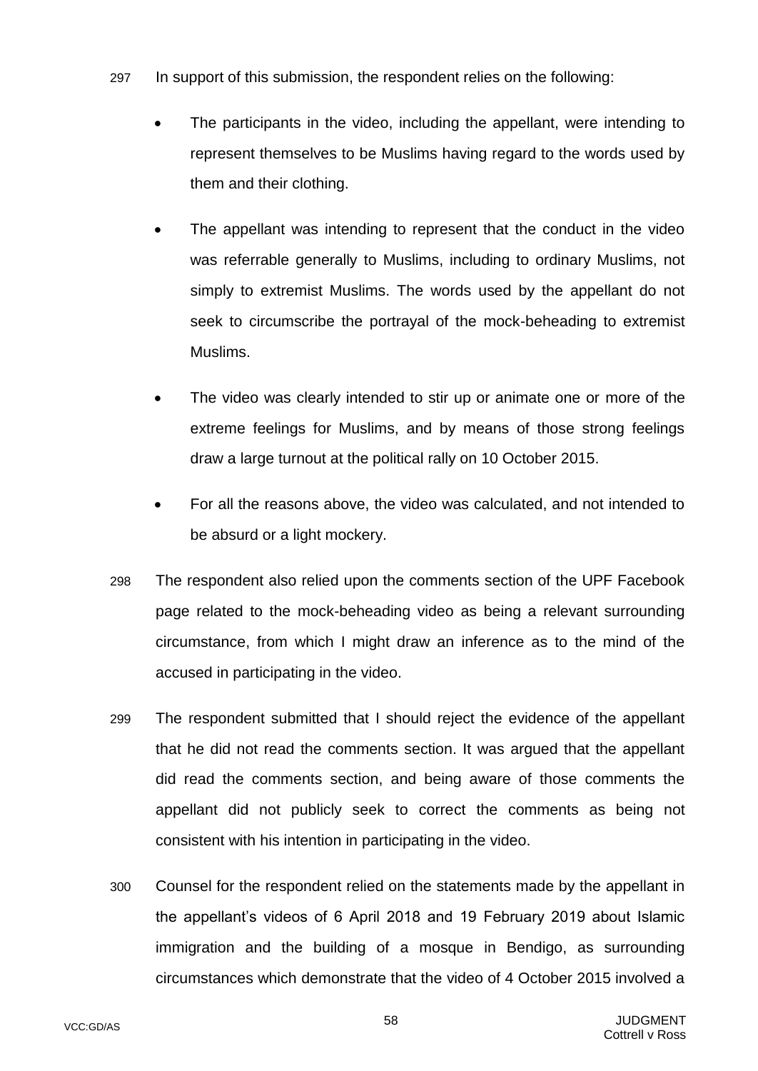297 In support of this submission, the respondent relies on the following:

- The participants in the video, including the appellant, were intending to represent themselves to be Muslims having regard to the words used by them and their clothing.
- The appellant was intending to represent that the conduct in the video was referrable generally to Muslims, including to ordinary Muslims, not simply to extremist Muslims. The words used by the appellant do not seek to circumscribe the portrayal of the mock-beheading to extremist Muslims.
- The video was clearly intended to stir up or animate one or more of the extreme feelings for Muslims, and by means of those strong feelings draw a large turnout at the political rally on 10 October 2015.
- For all the reasons above, the video was calculated, and not intended to be absurd or a light mockery.

298 The respondent also relied upon the comments section of the UPF Facebook page related to the mock-beheading video as being a relevant surrounding circumstance, from which I might draw an inference as to the mind of the accused in participating in the video.

299 The respondent submitted that I should reject the evidence of the appellant that he did not read the comments section. It was argued that the appellant did read the comments section, and being aware of those comments the appellant did not publicly seek to correct the comments as being not consistent with his intention in participating in the video.

300 Counsel for the respondent relied on the statements made by the appellant in the appellant's videos of 6 April 2018 and 19 February 2019 about Islamic immigration and the building of a mosque in Bendigo, as surrounding circumstances which demonstrate that the video of 4 October 2015 involved a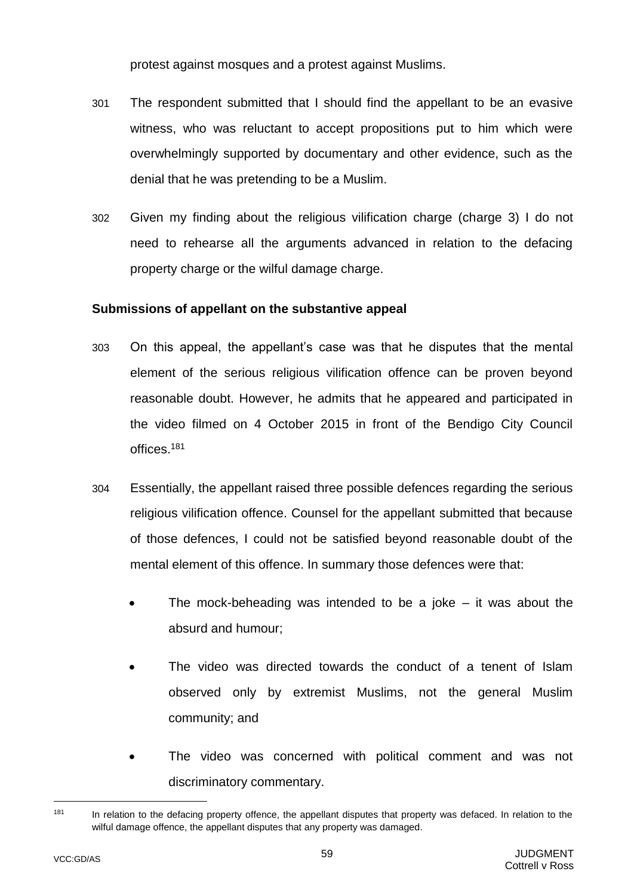protest against mosques and a protest against Muslims.

301 The respondent submitted that I should find the appellant to be an evasive witness, who was reluctant to accept propositions put to him which were overwhelmingly supported by documentary and other evidence, such as the denial that he was pretending to be a Muslim.

302 Given my finding about the religious vilification charge (charge 3) I do not need to rehearse all the arguments advanced in relation to the defacing property charge or the wilful damage charge.

**Submissions of appellant on the substantive appeal**

303 On this appeal, the appellant's case was that he disputes that the mental element of the serious religious vilification offence can be proven beyond reasonable doubt. However, he admits that he appeared and participated in the video filmed on 4 October 2015 in front of the Bendigo City Council offices.[181]

304 Essentially, the appellant raised three possible defences regarding the serious religious vilification offence. Counsel for the appellant submitted that because of those defences, I could not be satisfied beyond reasonable doubt of the mental element of this offence. In summary those defences were that:

- The mock-beheading was intended to be a joke – it was about the absurd and humour;
- The video was directed towards the conduct of a tenent of Islam observed only by extremist Muslims, not the general Muslim community; and
- The video was concerned with political comment and was not discriminatory commentary.

---

[181] In relation to the defacing property offence, the appellant disputes that property was defaced. In relation to the wilful damage offence, the appellant disputes that any property was damaged.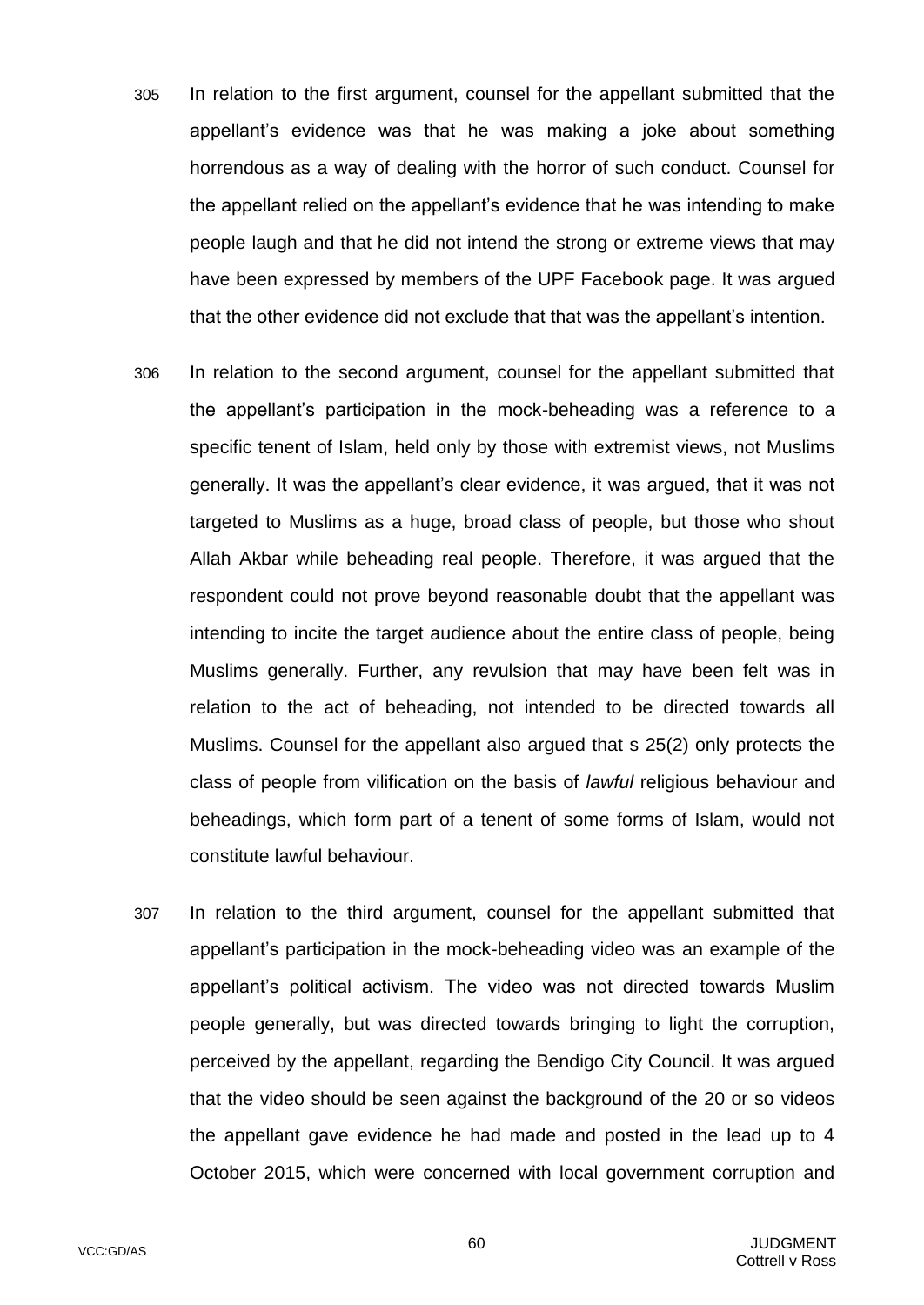305 In relation to the first argument, counsel for the appellant submitted that the appellant's evidence was that he was making a joke about something horrendous as a way of dealing with the horror of such conduct. Counsel for the appellant relied on the appellant's evidence that he was intending to make people laugh and that he did not intend the strong or extreme views that may have been expressed by members of the UPF Facebook page. It was argued that the other evidence did not exclude that that was the appellant's intention.

306 In relation to the second argument, counsel for the appellant submitted that the appellant's participation in the mock-beheading was a reference to a specific tenent of Islam, held only by those with extremist views, not Muslims generally. It was the appellant's clear evidence, it was argued, that it was not targeted to Muslims as a huge, broad class of people, but those who shout Allah Akbar while beheading real people. Therefore, it was argued that the respondent could not prove beyond reasonable doubt that the appellant was intending to incite the target audience about the entire class of people, being Muslims generally. Further, any revulsion that may have been felt was in relation to the act of beheading, not intended to be directed towards all Muslims. Counsel for the appellant also argued that s 25(2) only protects the class of people from vilification on the basis of *lawful* religious behaviour and beheadings, which form part of a tenent of some forms of Islam, would not constitute lawful behaviour.

307 In relation to the third argument, counsel for the appellant submitted that appellant's participation in the mock-beheading video was an example of the appellant's political activism. The video was not directed towards Muslim people generally, but was directed towards bringing to light the corruption, perceived by the appellant, regarding the Bendigo City Council. It was argued that the video should be seen against the background of the 20 or so videos the appellant gave evidence he had made and posted in the lead up to 4 October 2015, which were concerned with local government corruption and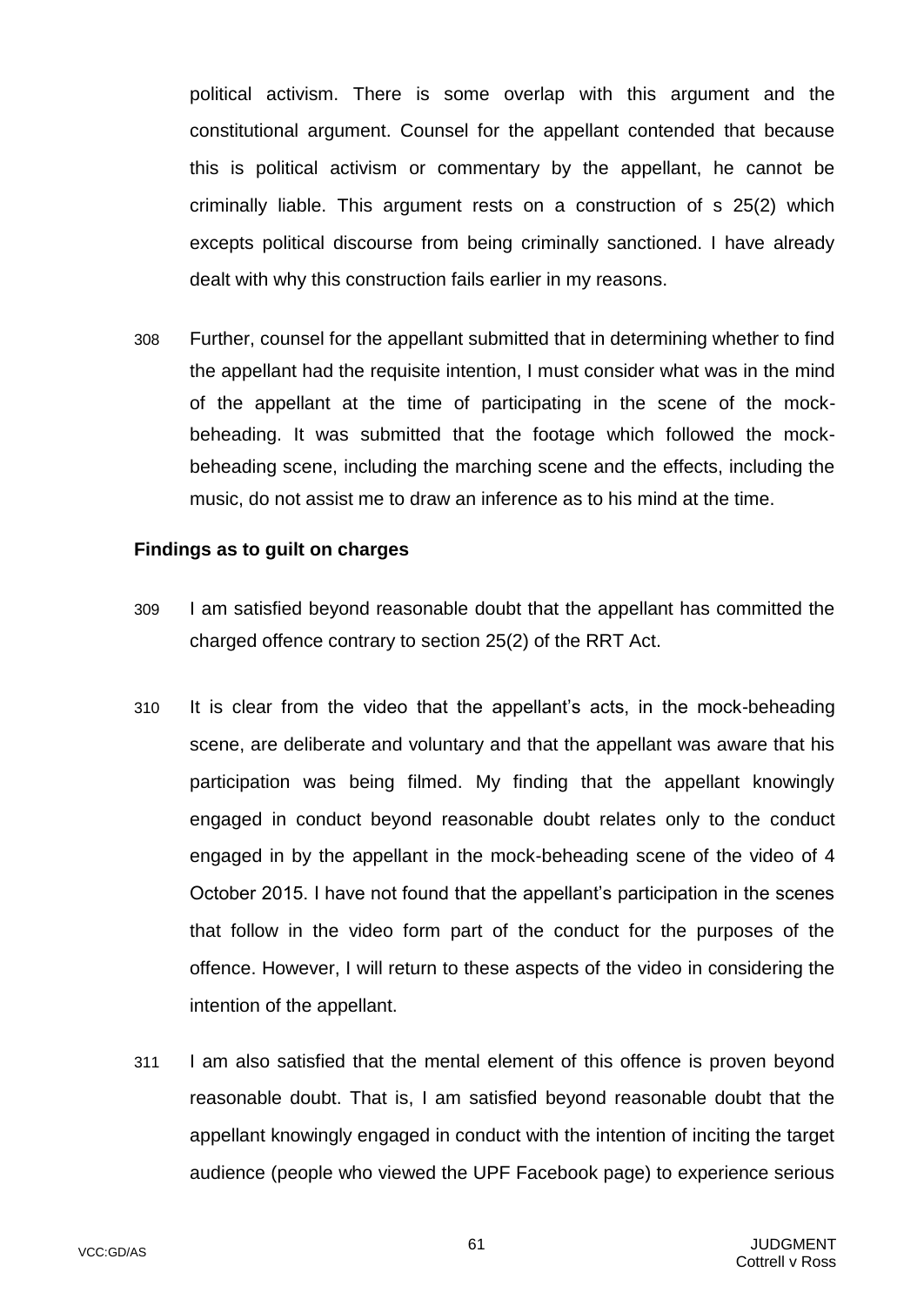political activism. There is some overlap with this argument and the constitutional argument. Counsel for the appellant contended that because this is political activism or commentary by the appellant, he cannot be criminally liable. This argument rests on a construction of s 25(2) which excepts political discourse from being criminally sanctioned. I have already dealt with why this construction fails earlier in my reasons.

308 Further, counsel for the appellant submitted that in determining whether to find the appellant had the requisite intention, I must consider what was in the mind of the appellant at the time of participating in the scene of the mock-beheading. It was submitted that the footage which followed the mock-beheading scene, including the marching scene and the effects, including the music, do not assist me to draw an inference as to his mind at the time.

**Findings as to guilt on charges**

309 I am satisfied beyond reasonable doubt that the appellant has committed the charged offence contrary to section 25(2) of the RRT Act.

310 It is clear from the video that the appellant's acts, in the mock-beheading scene, are deliberate and voluntary and that the appellant was aware that his participation was being filmed. My finding that the appellant knowingly engaged in conduct beyond reasonable doubt relates only to the conduct engaged in by the appellant in the mock-beheading scene of the video of 4 October 2015. I have not found that the appellant's participation in the scenes that follow in the video form part of the conduct for the purposes of the offence. However, I will return to these aspects of the video in considering the intention of the appellant.

311 I am also satisfied that the mental element of this offence is proven beyond reasonable doubt. That is, I am satisfied beyond reasonable doubt that the appellant knowingly engaged in conduct with the intention of inciting the target audience (people who viewed the UPF Facebook page) to experience serious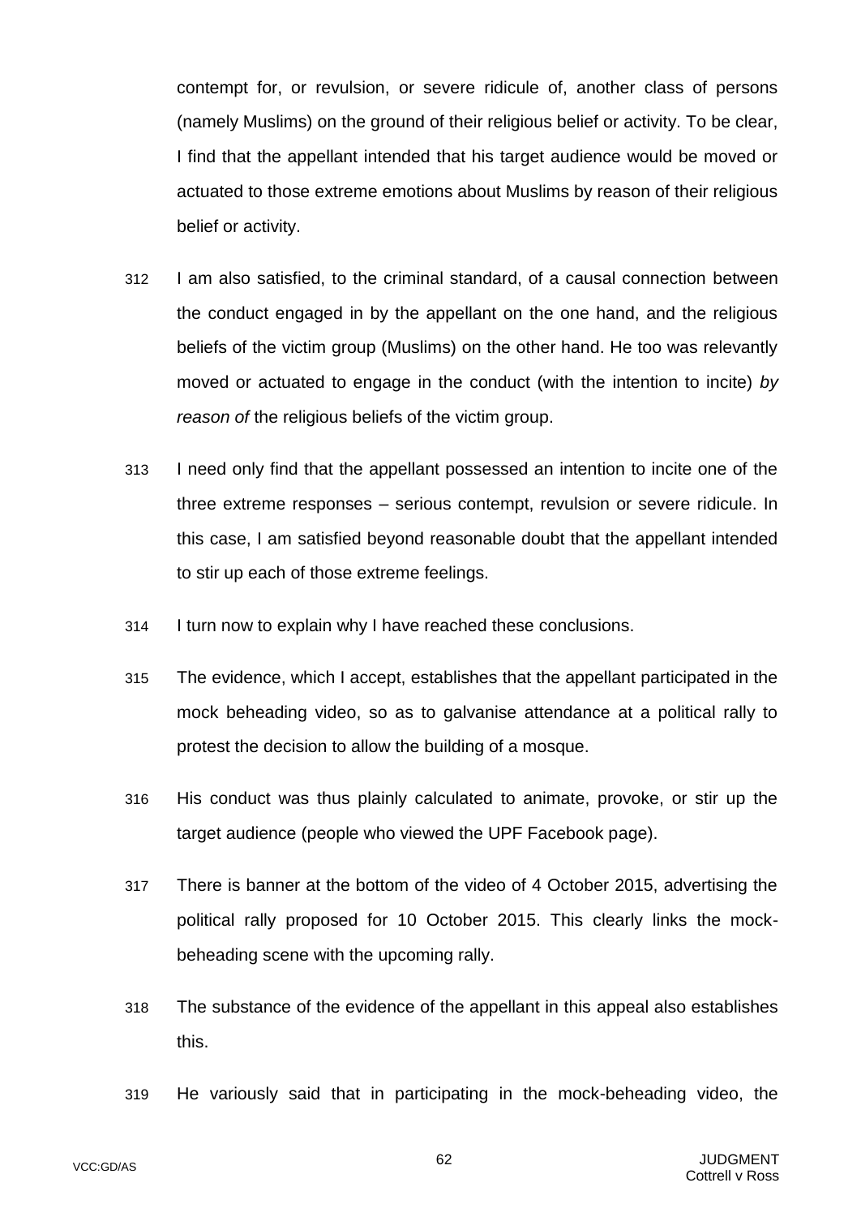contempt for, or revulsion, or severe ridicule of, another class of persons (namely Muslims) on the ground of their religious belief or activity. To be clear, I find that the appellant intended that his target audience would be moved or actuated to those extreme emotions about Muslims by reason of their religious belief or activity.

312 I am also satisfied, to the criminal standard, of a causal connection between the conduct engaged in by the appellant on the one hand, and the religious beliefs of the victim group (Muslims) on the other hand. He too was relevantly moved or actuated to engage in the conduct (with the intention to incite) *by reason of* the religious beliefs of the victim group.

313 I need only find that the appellant possessed an intention to incite one of the three extreme responses – serious contempt, revulsion or severe ridicule. In this case, I am satisfied beyond reasonable doubt that the appellant intended to stir up each of those extreme feelings.

314 I turn now to explain why I have reached these conclusions.

315 The evidence, which I accept, establishes that the appellant participated in the mock beheading video, so as to galvanise attendance at a political rally to protest the decision to allow the building of a mosque.

316 His conduct was thus plainly calculated to animate, provoke, or stir up the target audience (people who viewed the UPF Facebook page).

317 There is banner at the bottom of the video of 4 October 2015, advertising the political rally proposed for 10 October 2015. This clearly links the mock-beheading scene with the upcoming rally.

318 The substance of the evidence of the appellant in this appeal also establishes this.

319 He variously said that in participating in the mock-beheading video, the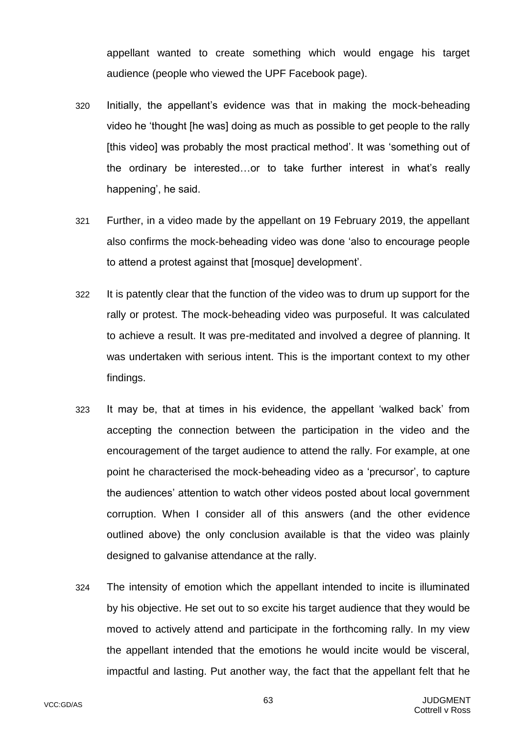appellant wanted to create something which would engage his target audience (people who viewed the UPF Facebook page).

320 Initially, the appellant's evidence was that in making the mock-beheading video he 'thought [he was] doing as much as possible to get people to the rally [this video] was probably the most practical method'. It was 'something out of the ordinary be interested…or to take further interest in what's really happening', he said.

321 Further, in a video made by the appellant on 19 February 2019, the appellant also confirms the mock-beheading video was done 'also to encourage people to attend a protest against that [mosque] development'.

322 It is patently clear that the function of the video was to drum up support for the rally or protest. The mock-beheading video was purposeful. It was calculated to achieve a result. It was pre-meditated and involved a degree of planning. It was undertaken with serious intent. This is the important context to my other findings.

323 It may be, that at times in his evidence, the appellant 'walked back' from accepting the connection between the participation in the video and the encouragement of the target audience to attend the rally. For example, at one point he characterised the mock-beheading video as a 'precursor', to capture the audiences' attention to watch other videos posted about local government corruption. When I consider all of this answers (and the other evidence outlined above) the only conclusion available is that the video was plainly designed to galvanise attendance at the rally.

324 The intensity of emotion which the appellant intended to incite is illuminated by his objective. He set out to so excite his target audience that they would be moved to actively attend and participate in the forthcoming rally. In my view the appellant intended that the emotions he would incite would be visceral, impactful and lasting. Put another way, the fact that the appellant felt that he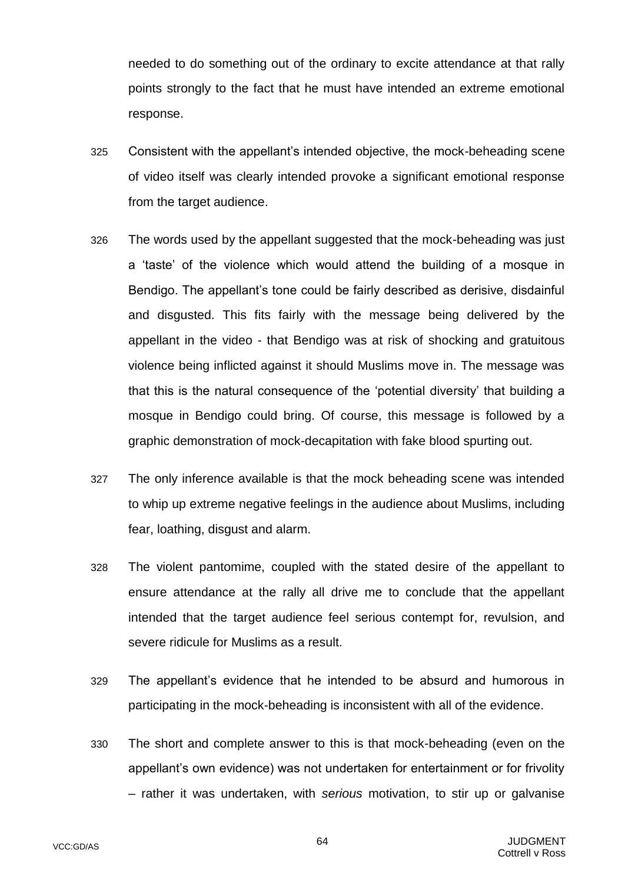needed to do something out of the ordinary to excite attendance at that rally points strongly to the fact that he must have intended an extreme emotional response.

325 Consistent with the appellant's intended objective, the mock-beheading scene of video itself was clearly intended provoke a significant emotional response from the target audience.

326 The words used by the appellant suggested that the mock-beheading was just a 'taste' of the violence which would attend the building of a mosque in Bendigo. The appellant's tone could be fairly described as derisive, disdainful and disgusted. This fits fairly with the message being delivered by the appellant in the video - that Bendigo was at risk of shocking and gratuitous violence being inflicted against it should Muslims move in. The message was that this is the natural consequence of the 'potential diversity' that building a mosque in Bendigo could bring. Of course, this message is followed by a graphic demonstration of mock-decapitation with fake blood spurting out.

327 The only inference available is that the mock beheading scene was intended to whip up extreme negative feelings in the audience about Muslims, including fear, loathing, disgust and alarm.

328 The violent pantomime, coupled with the stated desire of the appellant to ensure attendance at the rally all drive me to conclude that the appellant intended that the target audience feel serious contempt for, revulsion, and severe ridicule for Muslims as a result.

329 The appellant's evidence that he intended to be absurd and humorous in participating in the mock-beheading is inconsistent with all of the evidence.

330 The short and complete answer to this is that mock-beheading (even on the appellant's own evidence) was not undertaken for entertainment or for frivolity – rather it was undertaken, with *serious* motivation, to stir up or galvanise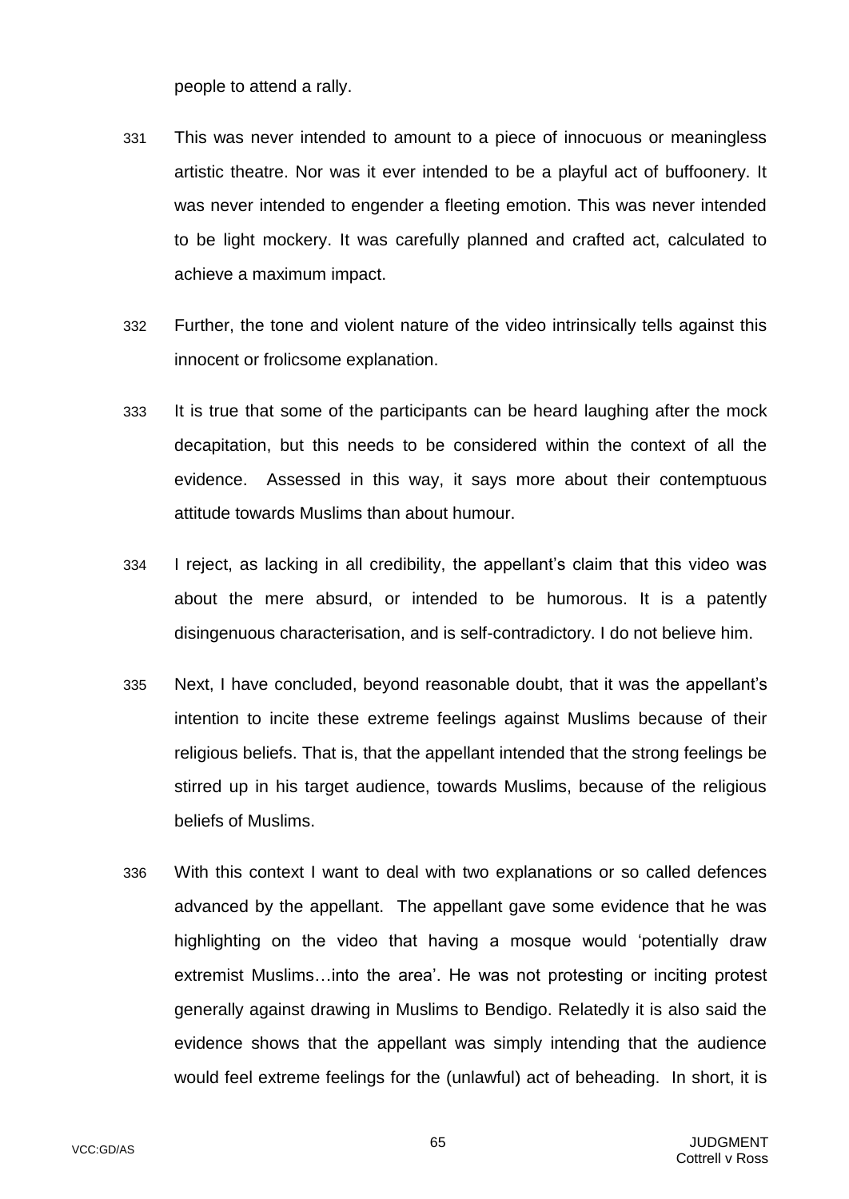people to attend a rally.

331 This was never intended to amount to a piece of innocuous or meaningless artistic theatre. Nor was it ever intended to be a playful act of buffoonery. It was never intended to engender a fleeting emotion. This was never intended to be light mockery. It was carefully planned and crafted act, calculated to achieve a maximum impact.

332 Further, the tone and violent nature of the video intrinsically tells against this innocent or frolicsome explanation.

333 It is true that some of the participants can be heard laughing after the mock decapitation, but this needs to be considered within the context of all the evidence. Assessed in this way, it says more about their contemptuous attitude towards Muslims than about humour.

334 I reject, as lacking in all credibility, the appellant's claim that this video was about the mere absurd, or intended to be humorous. It is a patently disingenuous characterisation, and is self-contradictory. I do not believe him.

335 Next, I have concluded, beyond reasonable doubt, that it was the appellant's intention to incite these extreme feelings against Muslims because of their religious beliefs. That is, that the appellant intended that the strong feelings be stirred up in his target audience, towards Muslims, because of the religious beliefs of Muslims.

336 With this context I want to deal with two explanations or so called defences advanced by the appellant. The appellant gave some evidence that he was highlighting on the video that having a mosque would 'potentially draw extremist Muslims…into the area'. He was not protesting or inciting protest generally against drawing in Muslims to Bendigo. Relatedly it is also said the evidence shows that the appellant was simply intending that the audience would feel extreme feelings for the (unlawful) act of beheading. In short, it is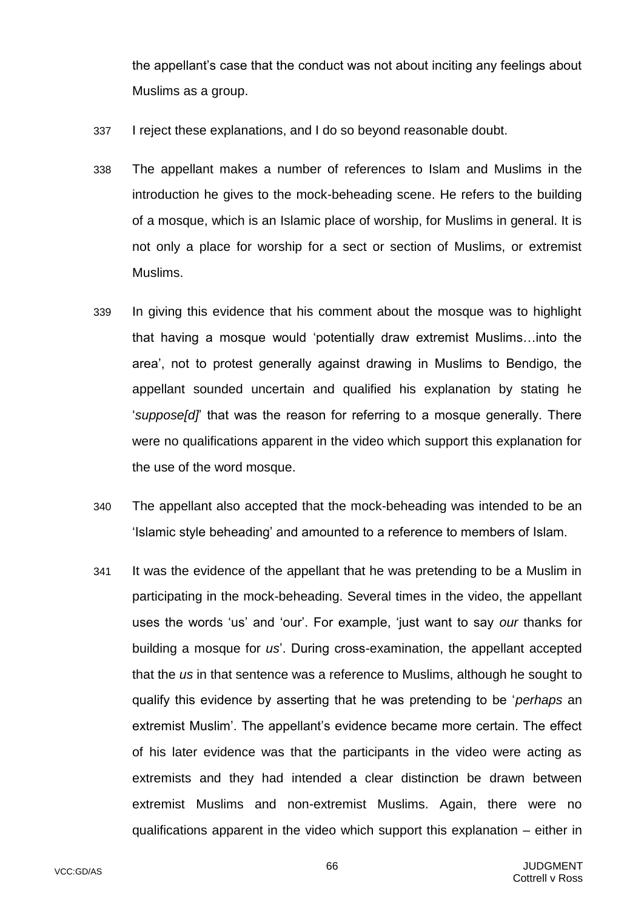the appellant's case that the conduct was not about inciting any feelings about Muslims as a group.

337 I reject these explanations, and I do so beyond reasonable doubt.

338 The appellant makes a number of references to Islam and Muslims in the introduction he gives to the mock-beheading scene. He refers to the building of a mosque, which is an Islamic place of worship, for Muslims in general. It is not only a place for worship for a sect or section of Muslims, or extremist Muslims.

339 In giving this evidence that his comment about the mosque was to highlight that having a mosque would 'potentially draw extremist Muslims…into the area', not to protest generally against drawing in Muslims to Bendigo, the appellant sounded uncertain and qualified his explanation by stating he '*suppose[d]*' that was the reason for referring to a mosque generally. There were no qualifications apparent in the video which support this explanation for the use of the word mosque.

340 The appellant also accepted that the mock-beheading was intended to be an 'Islamic style beheading' and amounted to a reference to members of Islam.

341 It was the evidence of the appellant that he was pretending to be a Muslim in participating in the mock-beheading. Several times in the video, the appellant uses the words 'us' and 'our'. For example, 'just want to say *our* thanks for building a mosque for *us*'. During cross-examination, the appellant accepted that the *us* in that sentence was a reference to Muslims, although he sought to qualify this evidence by asserting that he was pretending to be '*perhaps* an extremist Muslim'. The appellant's evidence became more certain. The effect of his later evidence was that the participants in the video were acting as extremists and they had intended a clear distinction be drawn between extremist Muslims and non-extremist Muslims. Again, there were no qualifications apparent in the video which support this explanation – either in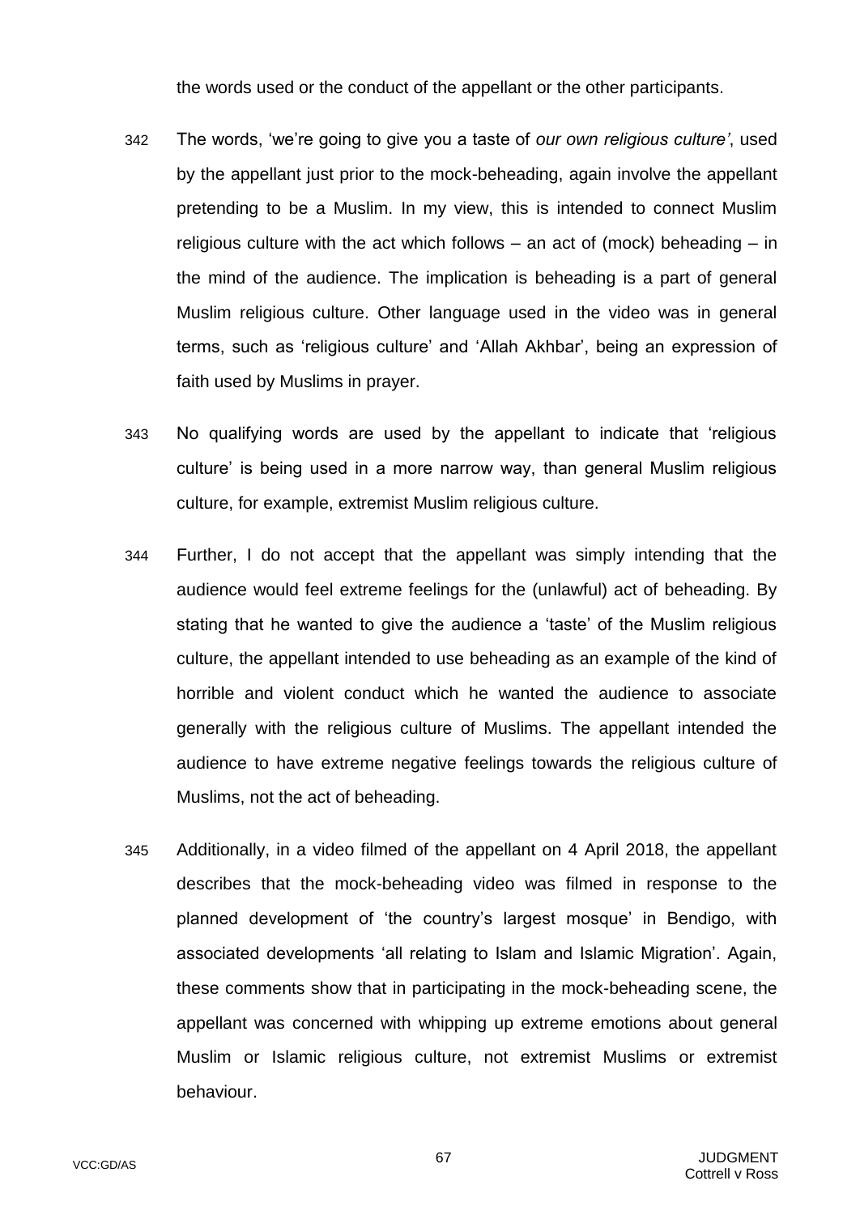the words used or the conduct of the appellant or the other participants.

342 The words, 'we're going to give you a taste of *our own religious culture'*, used by the appellant just prior to the mock-beheading, again involve the appellant pretending to be a Muslim. In my view, this is intended to connect Muslim religious culture with the act which follows – an act of (mock) beheading – in the mind of the audience. The implication is beheading is a part of general Muslim religious culture. Other language used in the video was in general terms, such as 'religious culture' and 'Allah Akhbar', being an expression of faith used by Muslims in prayer.

343 No qualifying words are used by the appellant to indicate that 'religious culture' is being used in a more narrow way, than general Muslim religious culture, for example, extremist Muslim religious culture.

344 Further, I do not accept that the appellant was simply intending that the audience would feel extreme feelings for the (unlawful) act of beheading. By stating that he wanted to give the audience a 'taste' of the Muslim religious culture, the appellant intended to use beheading as an example of the kind of horrible and violent conduct which he wanted the audience to associate generally with the religious culture of Muslims. The appellant intended the audience to have extreme negative feelings towards the religious culture of Muslims, not the act of beheading.

345 Additionally, in a video filmed of the appellant on 4 April 2018, the appellant describes that the mock-beheading video was filmed in response to the planned development of 'the country's largest mosque' in Bendigo, with associated developments 'all relating to Islam and Islamic Migration'. Again, these comments show that in participating in the mock-beheading scene, the appellant was concerned with whipping up extreme emotions about general Muslim or Islamic religious culture, not extremist Muslims or extremist behaviour.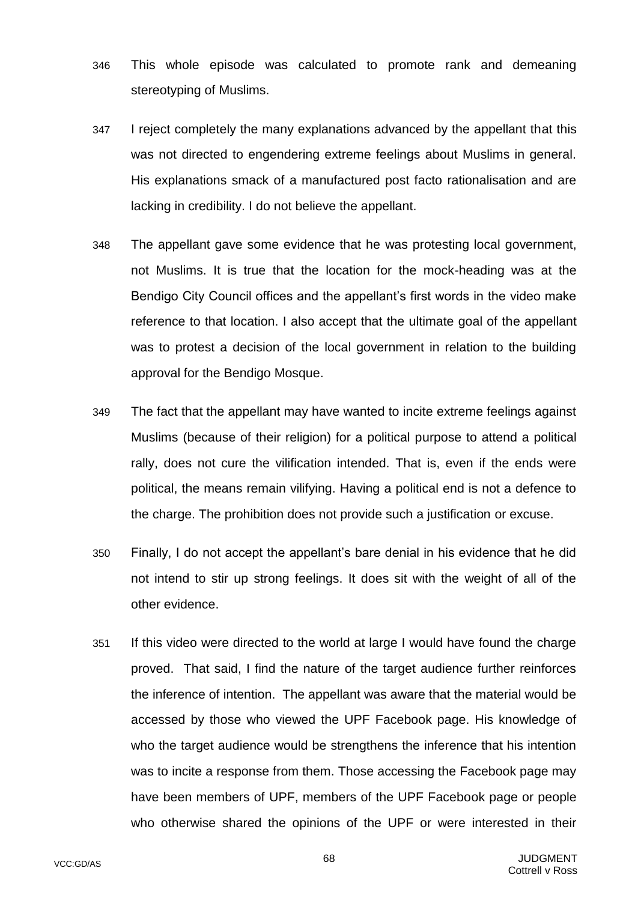346 This whole episode was calculated to promote rank and demeaning stereotyping of Muslims.

347 I reject completely the many explanations advanced by the appellant that this was not directed to engendering extreme feelings about Muslims in general. His explanations smack of a manufactured post facto rationalisation and are lacking in credibility. I do not believe the appellant.

348 The appellant gave some evidence that he was protesting local government, not Muslims. It is true that the location for the mock-heading was at the Bendigo City Council offices and the appellant's first words in the video make reference to that location. I also accept that the ultimate goal of the appellant was to protest a decision of the local government in relation to the building approval for the Bendigo Mosque.

349 The fact that the appellant may have wanted to incite extreme feelings against Muslims (because of their religion) for a political purpose to attend a political rally, does not cure the vilification intended. That is, even if the ends were political, the means remain vilifying. Having a political end is not a defence to the charge. The prohibition does not provide such a justification or excuse.

350 Finally, I do not accept the appellant's bare denial in his evidence that he did not intend to stir up strong feelings. It does sit with the weight of all of the other evidence.

351 If this video were directed to the world at large I would have found the charge proved. That said, I find the nature of the target audience further reinforces the inference of intention. The appellant was aware that the material would be accessed by those who viewed the UPF Facebook page. His knowledge of who the target audience would be strengthens the inference that his intention was to incite a response from them. Those accessing the Facebook page may have been members of UPF, members of the UPF Facebook page or people who otherwise shared the opinions of the UPF or were interested in their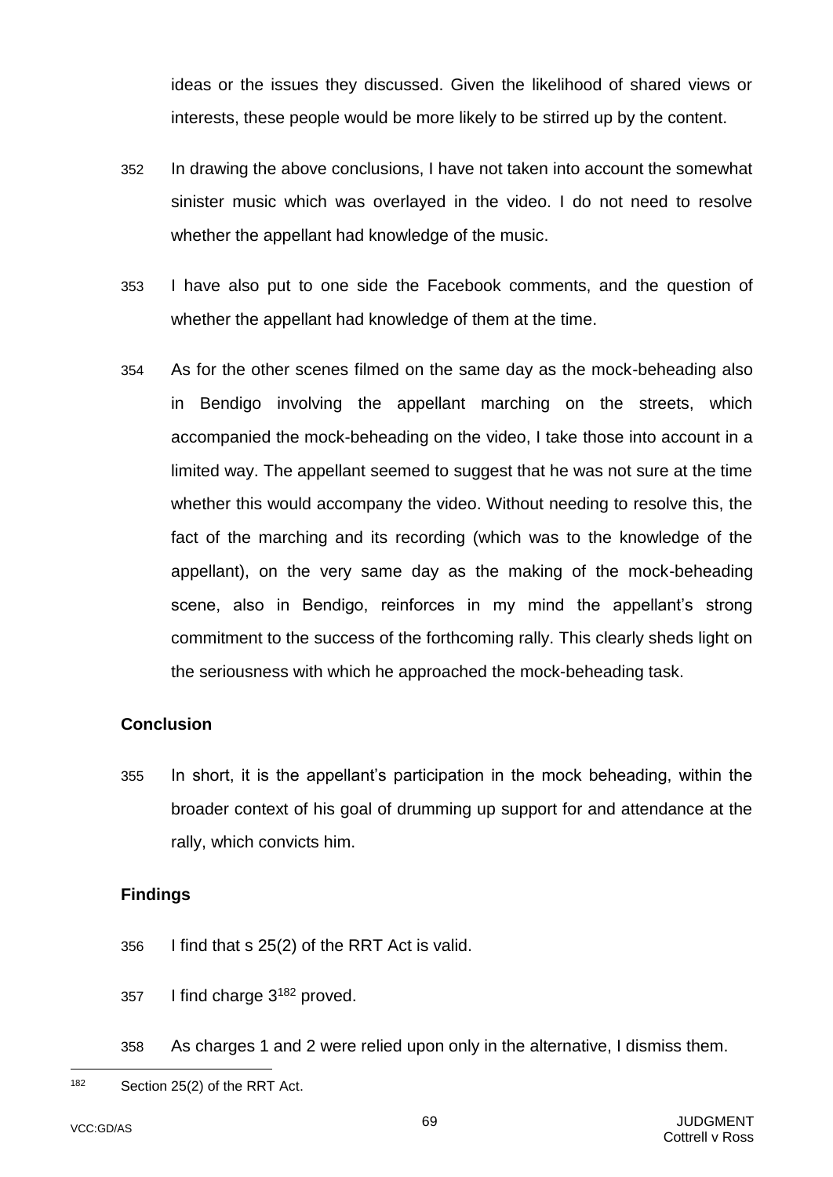ideas or the issues they discussed. Given the likelihood of shared views or interests, these people would be more likely to be stirred up by the content.

352 In drawing the above conclusions, I have not taken into account the somewhat sinister music which was overlayed in the video. I do not need to resolve whether the appellant had knowledge of the music.

353 I have also put to one side the Facebook comments, and the question of whether the appellant had knowledge of them at the time.

354 As for the other scenes filmed on the same day as the mock-beheading also in Bendigo involving the appellant marching on the streets, which accompanied the mock-beheading on the video, I take those into account in a limited way. The appellant seemed to suggest that he was not sure at the time whether this would accompany the video. Without needing to resolve this, the fact of the marching and its recording (which was to the knowledge of the appellant), on the very same day as the making of the mock-beheading scene, also in Bendigo, reinforces in my mind the appellant's strong commitment to the success of the forthcoming rally. This clearly sheds light on the seriousness with which he approached the mock-beheading task.

**Conclusion**

355 In short, it is the appellant's participation in the mock beheading, within the broader context of his goal of drumming up support for and attendance at the rally, which convicts him.

**Findings**

356 I find that s 25(2) of the RRT Act is valid.

357 I find charge 3[182] proved.

358 As charges 1 and 2 were relied upon only in the alternative, I dismiss them.

---

[182] Section 25(2) of the RRT Act.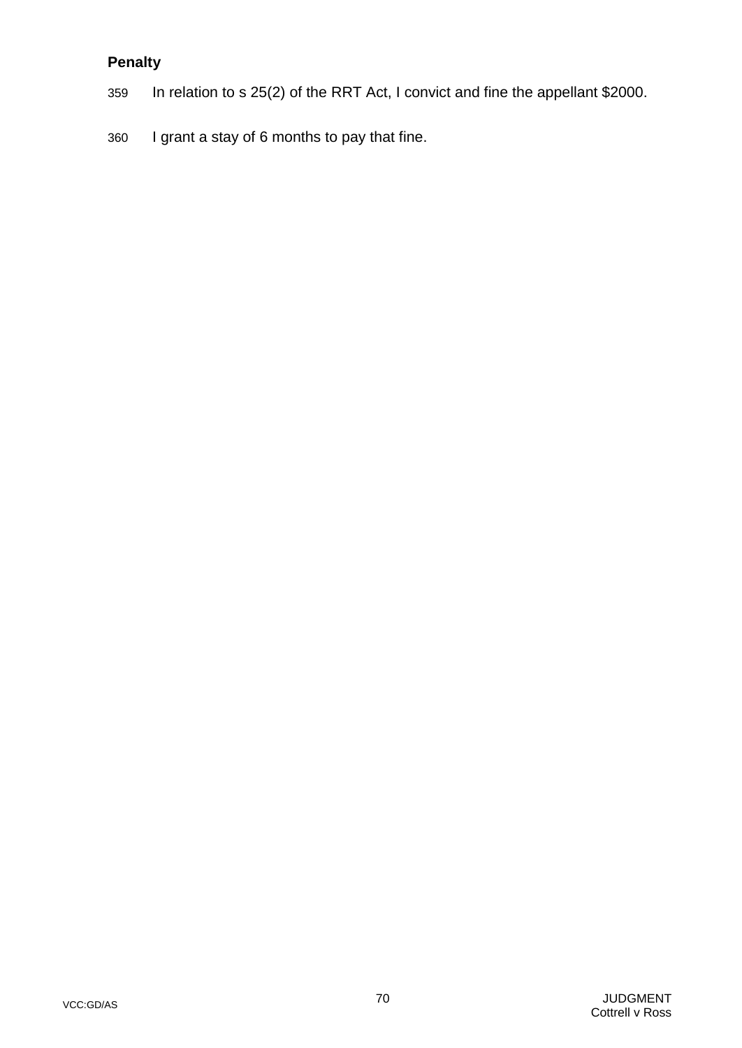**Penalty**

359 In relation to s 25(2) of the RRT Act, I convict and fine the appellant $2000.

360 I grant a stay of 6 months to pay that fine.